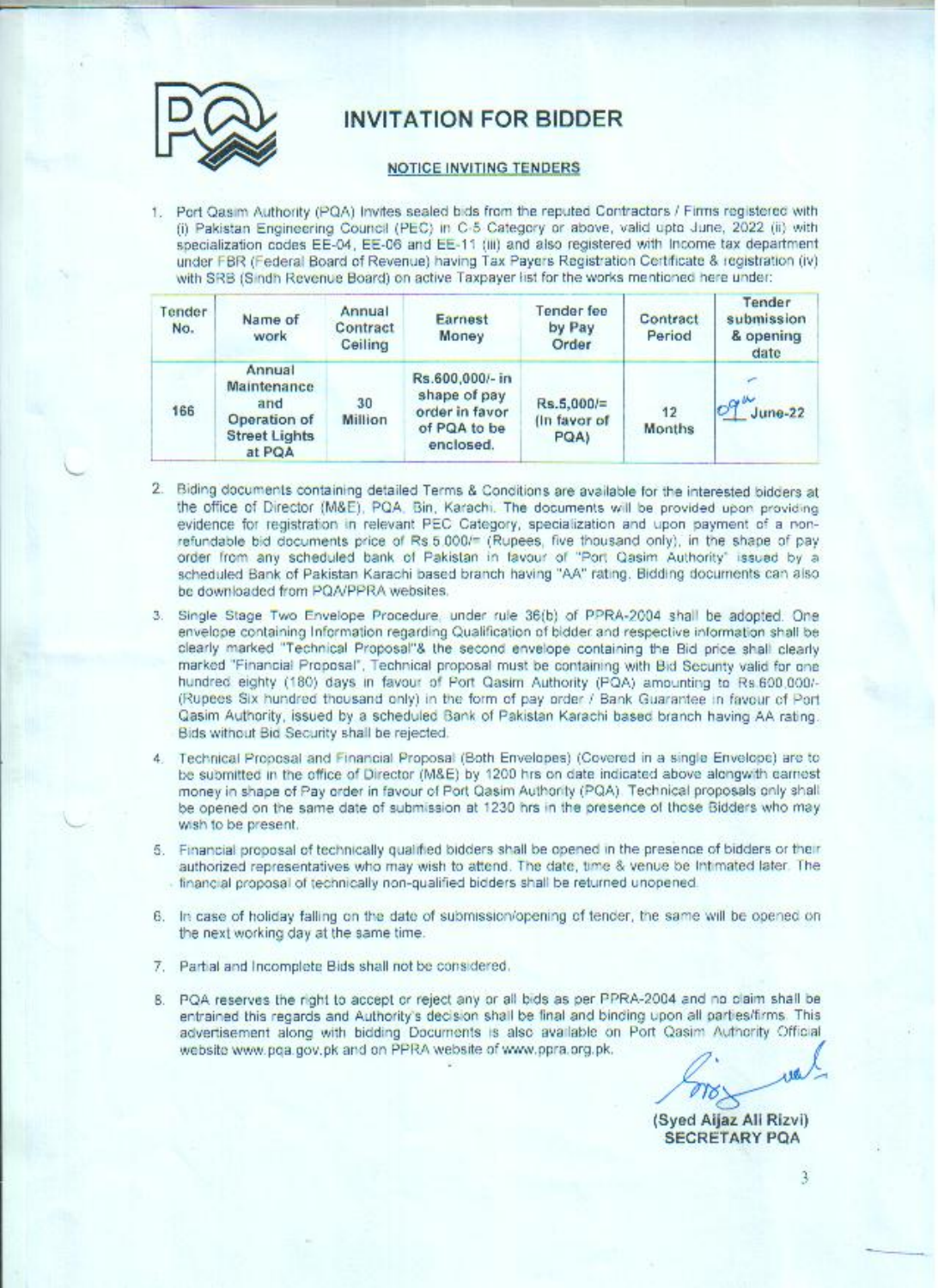# INVITATION FOR BIDDER

## NOTICE INVITING TENDERS

1. Port Qasim Authority (PQA) invites sealed bids from the reputed Contractors / Firms registered with (i) Pakistan Engineering Council (PEC) in C-5 Category or above, valid upto June, 2022 (ii) with specialization codes EE-04, EE-06 and EE-11 (iii) and also registered with Income tax department under FBR (Federal Board of Revenue) having Tax Payers Registration Certificate & registration (iv) with SRB (Sindh Revenue Board) on active Taxpayer list for the works mentioned here under:

| Tender No. | Name of work | Annual Contract Ceiling | Earnest Money | Tender fee by Pay Order | Contract Period | Tender submission & opening date |
|---|---|---|---|---|---|---|
| 166 | Annual Maintenance and Operation of Street Lights at PQA | 30 Million | Rs.600,000/- in shape of pay order in favor of PQA to be enclosed. | Rs.5,000/= (In favor of PQA) | 12 Months | 09th June-22 |

2. Biding documents containing detailed Terms & Conditions are available for the interested bidders at the office of Director (M&E), PQA, Bin, Karachi. The documents will be provided upon providing evidence for registration in relevant PEC Category, specialization and upon payment of a non-refundable bid documents price of Rs.5,000/= (Rupees, five thousand only), in the shape of pay order from any scheduled bank of Pakistan in favour of "Port Qasim Authority" issued by a scheduled Bank of Pakistan Karachi based branch having "AA" rating. Bidding documents can also be downloaded from PQA/PPRA websites.

3. Single Stage Two Envelope Procedure, under rule 36(b) of PPRA-2004 shall be adopted. One envelope containing Information regarding Qualification of bidder and respective information shall be clearly marked "Technical Proposal"& the second envelope containing the Bid price shall clearly marked "Financial Proposal". Technical proposal must be containing with Bid Security valid for one hundred eighty (180) days in favour of Port Qasim Authority (PQA) amounting to Rs.600,000/- (Rupees Six hundred thousand only) in the form of pay order / Bank Guarantee in favour of Port Qasim Authority, issued by a scheduled Bank of Pakistan Karachi based branch having AA rating. Bids without Bid Security shall be rejected.

4. Technical Proposal and Financial Proposal (Both Envelopes) (Covered in a single Envelope) are to be submitted in the office of Director (M&E) by 1200 hrs on date indicated above alongwith earnest money in shape of Pay order in favour of Port Qasim Authority (PQA). Technical proposals only shall be opened on the same date of submission at 1230 hrs in the presence of those Bidders who may wish to be present.

5. Financial proposal of technically qualified bidders shall be opened in the presence of bidders or their authorized representatives who may wish to attend. The date, time & venue be intimated later. The financial proposal of technically non-qualified bidders shall be returned unopened.

6. In case of holiday falling on the date of submission/opening of tender, the same will be opened on the next working day at the same time.

7. Partial and Incomplete Bids shall not be considered.

8. PQA reserves the right to accept or reject any or all bids as per PPRA-2004 and no claim shall be entrained this regards and Authority's decision shall be final and binding upon all parties/firms. This advertisement along with bidding Documents is also available on Port Qasim Authority Official website www.pqa.gov.pk and on PPRA website of www.ppra.org.pk.

**(Syed Aijaz Ali Rizvi)**
**SECRETARY PQA**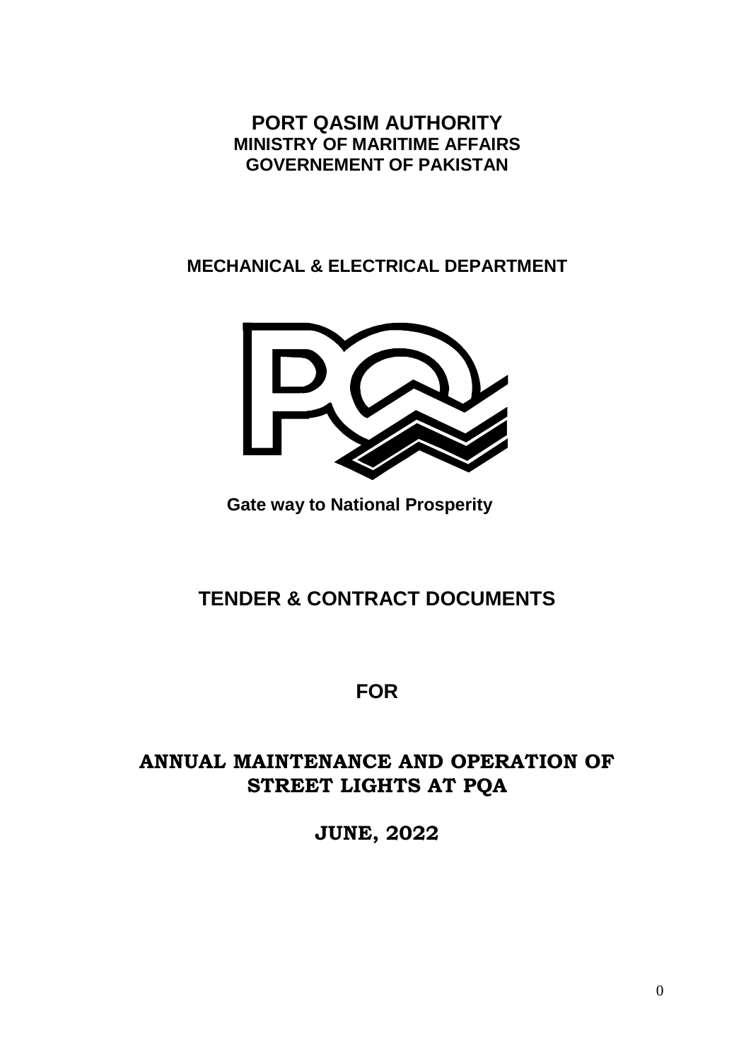**PORT QASIM AUTHORITY**
**MINISTRY OF MARITIME AFFAIRS**
**GOVERNEMENT OF PAKISTAN**

**MECHANICAL & ELECTRICAL DEPARTMENT**

**Gate way to National Prosperity**

# TENDER & CONTRACT DOCUMENTS

## FOR

# ANNUAL MAINTENANCE AND OPERATION OF STREET LIGHTS AT PQA

## JUNE, 2022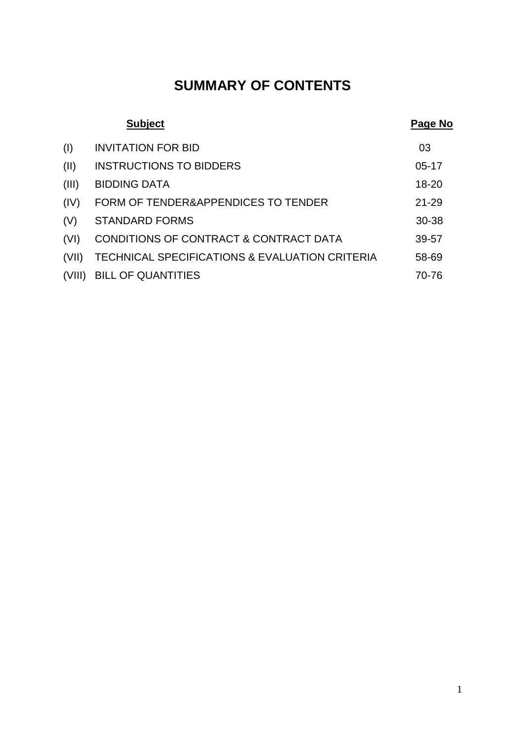# SUMMARY OF CONTENTS

| | Subject | Page No |
|---|---|---|
| (I) | INVITATION FOR BID | 03 |
| (II) | INSTRUCTIONS TO BIDDERS | 05-17 |
| (III) | BIDDING DATA | 18-20 |
| (IV) | FORM OF TENDER&APPENDICES TO TENDER | 21-29 |
| (V) | STANDARD FORMS | 30-38 |
| (VI) | CONDITIONS OF CONTRACT & CONTRACT DATA | 39-57 |
| (VII) | TECHNICAL SPECIFICATIONS & EVALUATION CRITERIA | 58-69 |
| (VIII) | BILL OF QUANTITIES | 70-76 |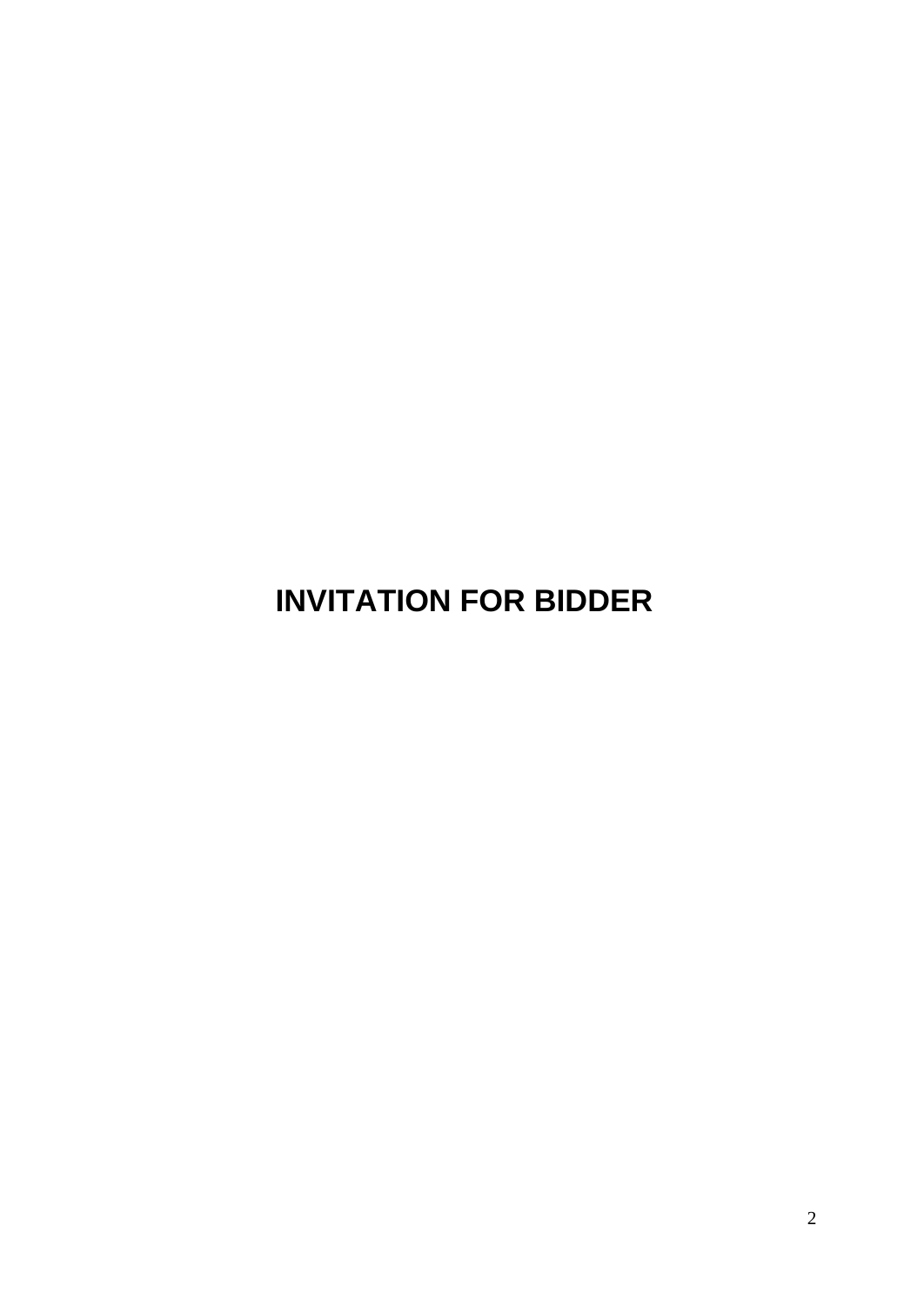# INVITATION FOR BIDDER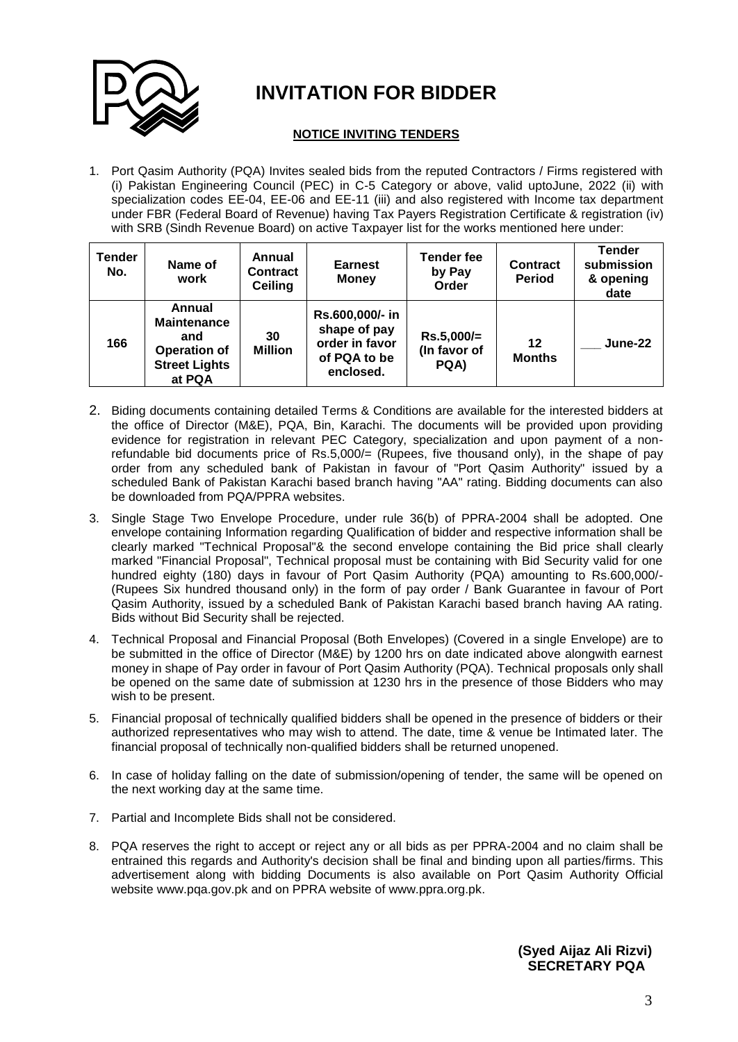# INVITATION FOR BIDDER

**NOTICE INVITING TENDERS**

1. Port Qasim Authority (PQA) Invites sealed bids from the reputed Contractors / Firms registered with (i) Pakistan Engineering Council (PEC) in C-5 Category or above, valid uptoJune, 2022 (ii) with specialization codes EE-04, EE-06 and EE-11 (iii) and also registered with Income tax department under FBR (Federal Board of Revenue) having Tax Payers Registration Certificate & registration (iv) with SRB (Sindh Revenue Board) on active Taxpayer list for the works mentioned here under:

| Tender No. | Name of work | Annual Contract Ceiling | Earnest Money | Tender fee by Pay Order | Contract Period | Tender submission & opening date |
|---|---|---|---|---|---|---|
| **166** | **Annual Maintenance and Operation of Street Lights at PQA** | **30 Million** | **Rs.600,000/- in shape of pay order in favor of PQA to be enclosed.** | **Rs.5,000/= (In favor of PQA)** | **12 Months** | **\_\_\_ June-22** |

2. Biding documents containing detailed Terms & Conditions are available for the interested bidders at the office of Director (M&E), PQA, Bin, Karachi. The documents will be provided upon providing evidence for registration in relevant PEC Category, specialization and upon payment of a non-refundable bid documents price of Rs.5,000/= (Rupees, five thousand only), in the shape of pay order from any scheduled bank of Pakistan in favour of "Port Qasim Authority" issued by a scheduled Bank of Pakistan Karachi based branch having "AA" rating. Bidding documents can also be downloaded from PQA/PPRA websites.

3. Single Stage Two Envelope Procedure, under rule 36(b) of PPRA-2004 shall be adopted. One envelope containing Information regarding Qualification of bidder and respective information shall be clearly marked "Technical Proposal"& the second envelope containing the Bid price shall clearly marked "Financial Proposal", Technical proposal must be containing with Bid Security valid for one hundred eighty (180) days in favour of Port Qasim Authority (PQA) amounting to Rs.600,000/- (Rupees Six hundred thousand only) in the form of pay order / Bank Guarantee in favour of Port Qasim Authority, issued by a scheduled Bank of Pakistan Karachi based branch having AA rating. Bids without Bid Security shall be rejected.

4. Technical Proposal and Financial Proposal (Both Envelopes) (Covered in a single Envelope) are to be submitted in the office of Director (M&E) by 1200 hrs on date indicated above alongwith earnest money in shape of Pay order in favour of Port Qasim Authority (PQA). Technical proposals only shall be opened on the same date of submission at 1230 hrs in the presence of those Bidders who may wish to be present.

5. Financial proposal of technically qualified bidders shall be opened in the presence of bidders or their authorized representatives who may wish to attend. The date, time & venue be Intimated later. The financial proposal of technically non-qualified bidders shall be returned unopened.

6. In case of holiday falling on the date of submission/opening of tender, the same will be opened on the next working day at the same time.

7. Partial and Incomplete Bids shall not be considered.

8. PQA reserves the right to accept or reject any or all bids as per PPRA-2004 and no claim shall be entrained this regards and Authority's decision shall be final and binding upon all parties/firms. This advertisement along with bidding Documents is also available on Port Qasim Authority Official website www.pqa.gov.pk and on PPRA website of www.ppra.org.pk.

**(Syed Aijaz Ali Rizvi)**
**SECRETARY PQA**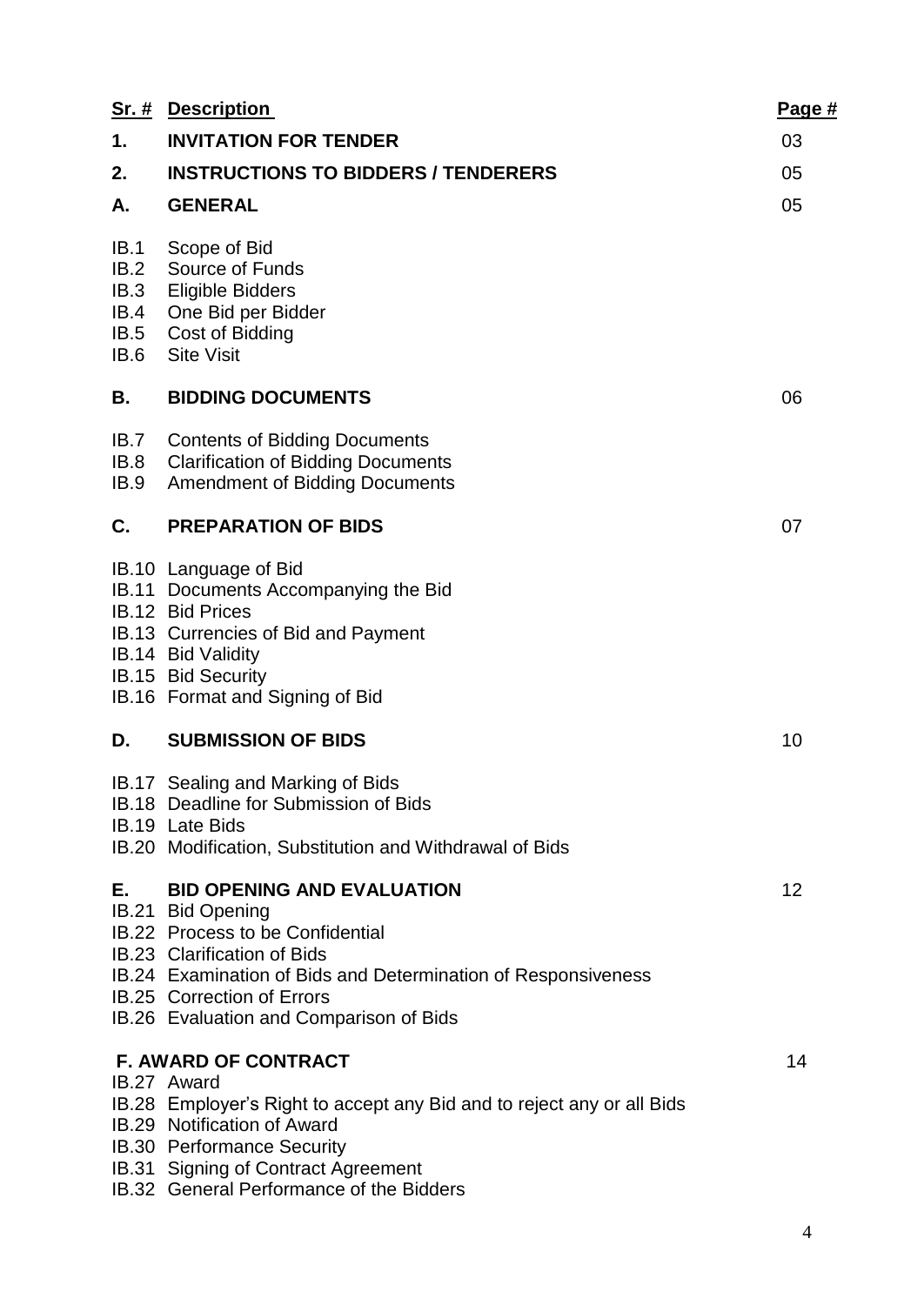| Sr. # | Description | Page # |
|---|---|---|
| **1.** | **INVITATION FOR TENDER** | 03 |
| **2.** | **INSTRUCTIONS TO BIDDERS / TENDERERS** | 05 |
| **A.** | **GENERAL** | 05 |
| IB.1 | Scope of Bid | |
| IB.2 | Source of Funds | |
| IB.3 | Eligible Bidders | |
| IB.4 | One Bid per Bidder | |
| IB.5 | Cost of Bidding | |
| IB.6 | Site Visit | |
| **B.** | **BIDDING DOCUMENTS** | 06 |
| IB.7 | Contents of Bidding Documents | |
| IB.8 | Clarification of Bidding Documents | |
| IB.9 | Amendment of Bidding Documents | |
| **C.** | **PREPARATION OF BIDS** | 07 |
| IB.10 | Language of Bid | |
| IB.11 | Documents Accompanying the Bid | |
| IB.12 | Bid Prices | |
| IB.13 | Currencies of Bid and Payment | |
| IB.14 | Bid Validity | |
| IB.15 | Bid Security | |
| IB.16 | Format and Signing of Bid | |
| **D.** | **SUBMISSION OF BIDS** | 10 |
| IB.17 | Sealing and Marking of Bids | |
| IB.18 | Deadline for Submission of Bids | |
| IB.19 | Late Bids | |
| IB.20 | Modification, Substitution and Withdrawal of Bids | |
| **E.** | **BID OPENING AND EVALUATION** | 12 |
| IB.21 | Bid Opening | |
| IB.22 | Process to be Confidential | |
| IB.23 | Clarification of Bids | |
| IB.24 | Examination of Bids and Determination of Responsiveness | |
| IB.25 | Correction of Errors | |
| IB.26 | Evaluation and Comparison of Bids | |
| **F.** | **AWARD OF CONTRACT** | 14 |
| IB.27 | Award | |
| IB.28 | Employer's Right to accept any Bid and to reject any or all Bids | |
| IB.29 | Notification of Award | |
| IB.30 | Performance Security | |
| IB.31 | Signing of Contract Agreement | |
| IB.32 | General Performance of the Bidders | |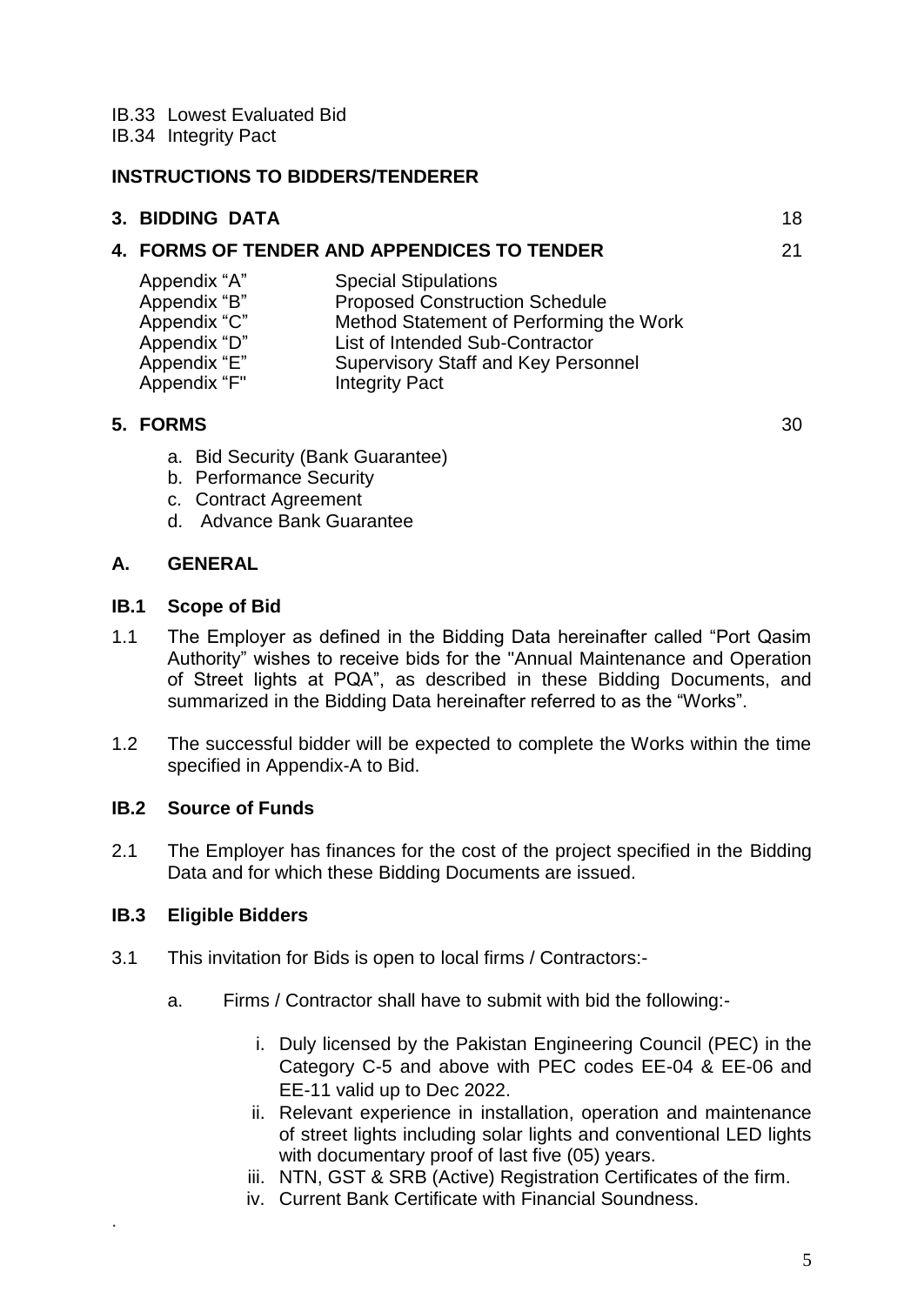IB.33 Lowest Evaluated Bid
IB.34 Integrity Pact

**INSTRUCTIONS TO BIDDERS/TENDERER**

**3. BIDDING DATA** 18

**4. FORMS OF TENDER AND APPENDICES TO TENDER** 21

| | |
|---|---|
| Appendix "A" | Special Stipulations |
| Appendix "B" | Proposed Construction Schedule |
| Appendix "C" | Method Statement of Performing the Work |
| Appendix "D" | List of Intended Sub-Contractor |
| Appendix "E" | Supervisory Staff and Key Personnel |
| Appendix "F" | Integrity Pact |

**5. FORMS** 30

a. Bid Security (Bank Guarantee)
b. Performance Security
c. Contract Agreement
d. Advance Bank Guarantee

## A. GENERAL

### IB.1 Scope of Bid

1.1 The Employer as defined in the Bidding Data hereinafter called "Port Qasim Authority" wishes to receive bids for the "Annual Maintenance and Operation of Street lights at PQA", as described in these Bidding Documents, and summarized in the Bidding Data hereinafter referred to as the "Works".

1.2 The successful bidder will be expected to complete the Works within the time specified in Appendix-A to Bid.

### IB.2 Source of Funds

2.1 The Employer has finances for the cost of the project specified in the Bidding Data and for which these Bidding Documents are issued.

### IB.3 Eligible Bidders

3.1 This invitation for Bids is open to local firms / Contractors:-

a. Firms / Contractor shall have to submit with bid the following:-

i. Duly licensed by the Pakistan Engineering Council (PEC) in the Category C-5 and above with PEC codes EE-04 & EE-06 and EE-11 valid up to Dec 2022.
ii. Relevant experience in installation, operation and maintenance of street lights including solar lights and conventional LED lights with documentary proof of last five (05) years.
iii. NTN, GST & SRB (Active) Registration Certificates of the firm.
iv. Current Bank Certificate with Financial Soundness.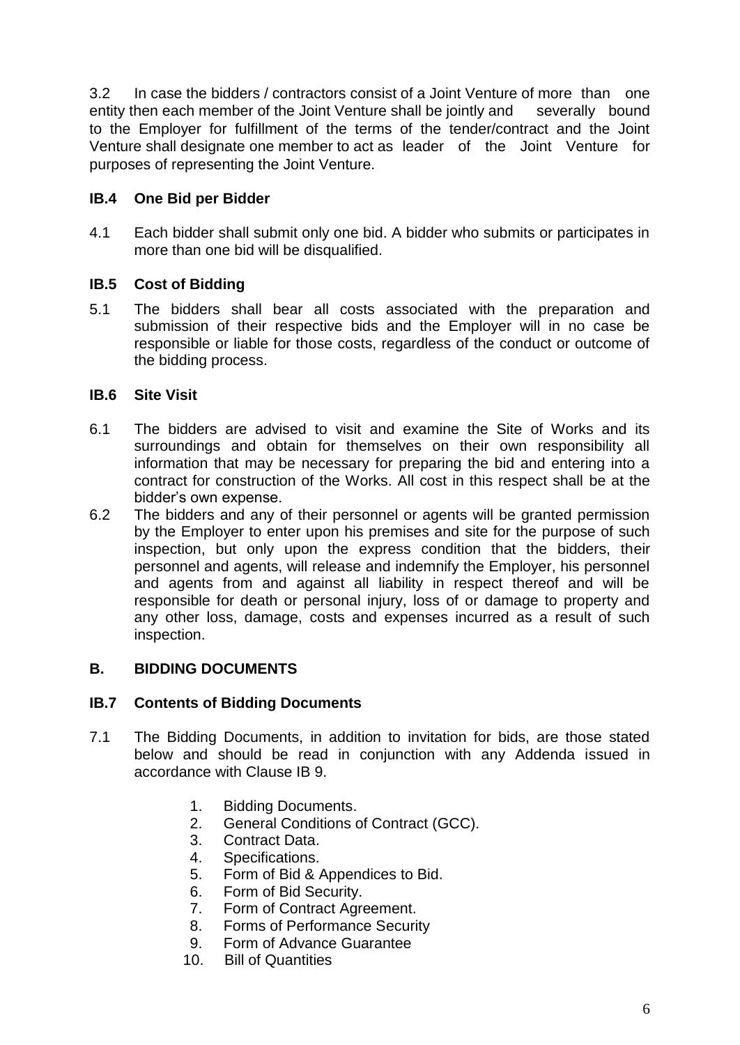3.2 In case the bidders / contractors consist of a Joint Venture of more than one entity then each member of the Joint Venture shall be jointly and severally bound to the Employer for fulfillment of the terms of the tender/contract and the Joint Venture shall designate one member to act as leader of the Joint Venture for purposes of representing the Joint Venture.

### IB.4 One Bid per Bidder

4.1 Each bidder shall submit only one bid. A bidder who submits or participates in more than one bid will be disqualified.

### IB.5 Cost of Bidding

5.1 The bidders shall bear all costs associated with the preparation and submission of their respective bids and the Employer will in no case be responsible or liable for those costs, regardless of the conduct or outcome of the bidding process.

### IB.6 Site Visit

6.1 The bidders are advised to visit and examine the Site of Works and its surroundings and obtain for themselves on their own responsibility all information that may be necessary for preparing the bid and entering into a contract for construction of the Works. All cost in this respect shall be at the bidder's own expense.

6.2 The bidders and any of their personnel or agents will be granted permission by the Employer to enter upon his premises and site for the purpose of such inspection, but only upon the express condition that the bidders, their personnel and agents, will release and indemnify the Employer, his personnel and agents from and against all liability in respect thereof and will be responsible for death or personal injury, loss of or damage to property and any other loss, damage, costs and expenses incurred as a result of such inspection.

## B. BIDDING DOCUMENTS

### IB.7 Contents of Bidding Documents

7.1 The Bidding Documents, in addition to invitation for bids, are those stated below and should be read in conjunction with any Addenda issued in accordance with Clause IB 9.

1. Bidding Documents.
2. General Conditions of Contract (GCC).
3. Contract Data.
4. Specifications.
5. Form of Bid & Appendices to Bid.
6. Form of Bid Security.
7. Form of Contract Agreement.
8. Forms of Performance Security
9. Form of Advance Guarantee
10. Bill of Quantities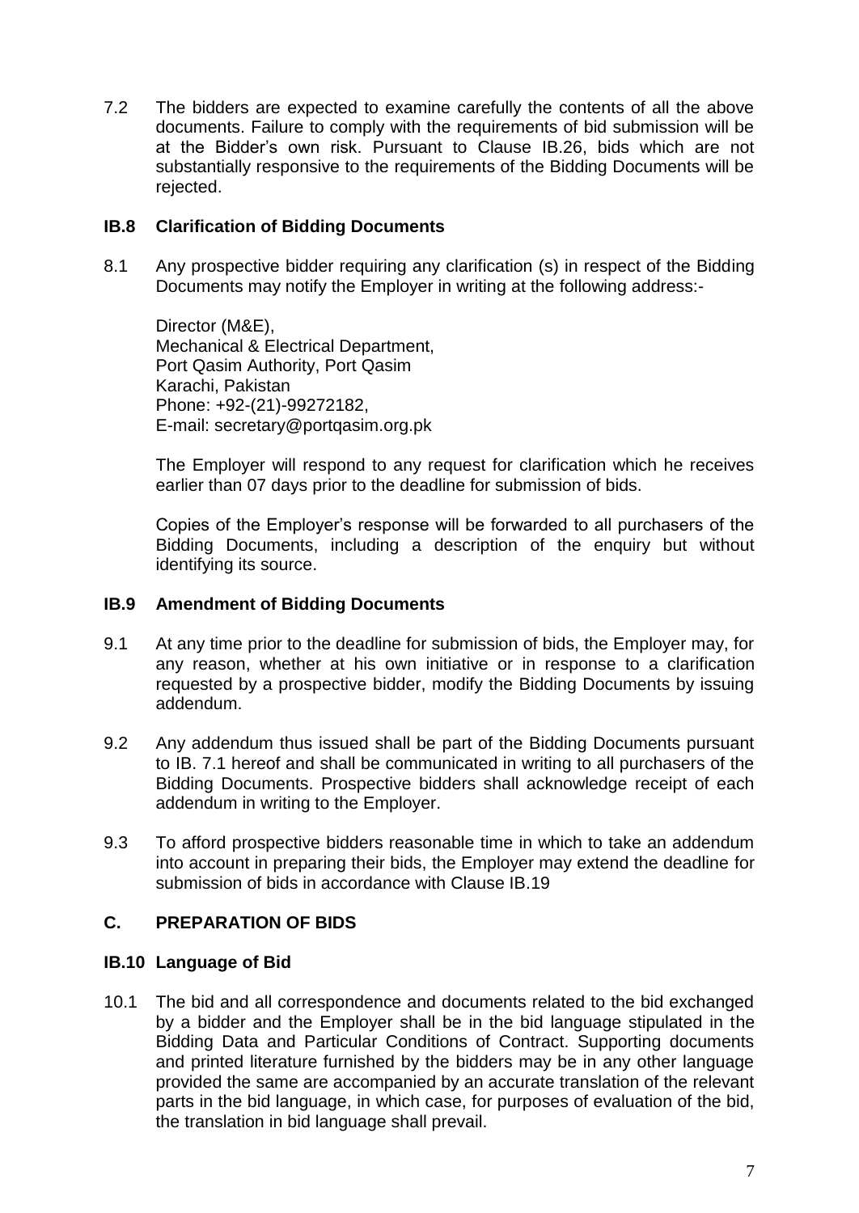7.2 The bidders are expected to examine carefully the contents of all the above documents. Failure to comply with the requirements of bid submission will be at the Bidder's own risk. Pursuant to Clause IB.26, bids which are not substantially responsive to the requirements of the Bidding Documents will be rejected.

### IB.8 Clarification of Bidding Documents

8.1 Any prospective bidder requiring any clarification (s) in respect of the Bidding Documents may notify the Employer in writing at the following address:-

Director (M&E),
Mechanical & Electrical Department,
Port Qasim Authority, Port Qasim
Karachi, Pakistan
Phone: +92-(21)-99272182,
E-mail: secretary@portqasim.org.pk

The Employer will respond to any request for clarification which he receives earlier than 07 days prior to the deadline for submission of bids.

Copies of the Employer's response will be forwarded to all purchasers of the Bidding Documents, including a description of the enquiry but without identifying its source.

### IB.9 Amendment of Bidding Documents

9.1 At any time prior to the deadline for submission of bids, the Employer may, for any reason, whether at his own initiative or in response to a clarification requested by a prospective bidder, modify the Bidding Documents by issuing addendum.

9.2 Any addendum thus issued shall be part of the Bidding Documents pursuant to IB. 7.1 hereof and shall be communicated in writing to all purchasers of the Bidding Documents. Prospective bidders shall acknowledge receipt of each addendum in writing to the Employer.

9.3 To afford prospective bidders reasonable time in which to take an addendum into account in preparing their bids, the Employer may extend the deadline for submission of bids in accordance with Clause IB.19

## C. PREPARATION OF BIDS

### IB.10 Language of Bid

10.1 The bid and all correspondence and documents related to the bid exchanged by a bidder and the Employer shall be in the bid language stipulated in the Bidding Data and Particular Conditions of Contract. Supporting documents and printed literature furnished by the bidders may be in any other language provided the same are accompanied by an accurate translation of the relevant parts in the bid language, in which case, for purposes of evaluation of the bid, the translation in bid language shall prevail.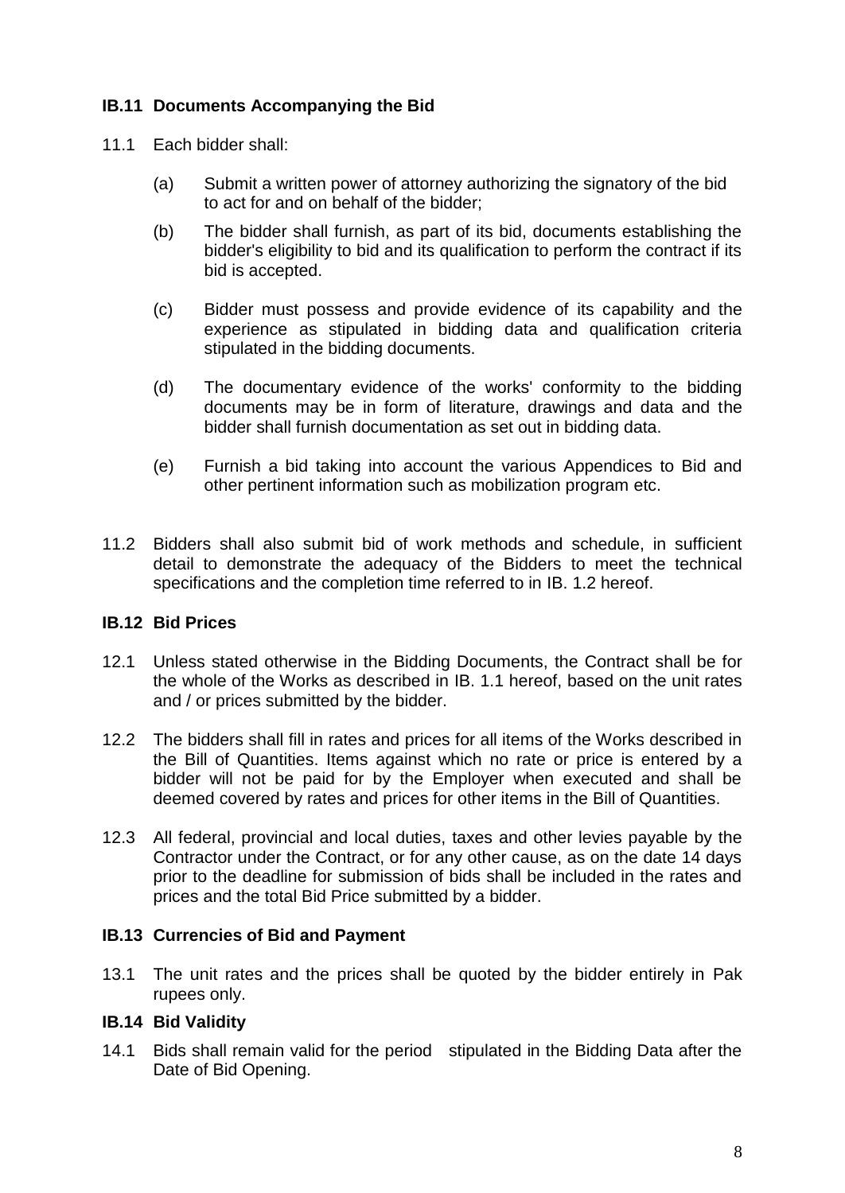### IB.11 Documents Accompanying the Bid

11.1 Each bidder shall:

(a) Submit a written power of attorney authorizing the signatory of the bid to act for and on behalf of the bidder;

(b) The bidder shall furnish, as part of its bid, documents establishing the bidder's eligibility to bid and its qualification to perform the contract if its bid is accepted.

(c) Bidder must possess and provide evidence of its capability and the experience as stipulated in bidding data and qualification criteria stipulated in the bidding documents.

(d) The documentary evidence of the works' conformity to the bidding documents may be in form of literature, drawings and data and the bidder shall furnish documentation as set out in bidding data.

(e) Furnish a bid taking into account the various Appendices to Bid and other pertinent information such as mobilization program etc.

11.2 Bidders shall also submit bid of work methods and schedule, in sufficient detail to demonstrate the adequacy of the Bidders to meet the technical specifications and the completion time referred to in IB. 1.2 hereof.

### IB.12 Bid Prices

12.1 Unless stated otherwise in the Bidding Documents, the Contract shall be for the whole of the Works as described in IB. 1.1 hereof, based on the unit rates and / or prices submitted by the bidder.

12.2 The bidders shall fill in rates and prices for all items of the Works described in the Bill of Quantities. Items against which no rate or price is entered by a bidder will not be paid for by the Employer when executed and shall be deemed covered by rates and prices for other items in the Bill of Quantities.

12.3 All federal, provincial and local duties, taxes and other levies payable by the Contractor under the Contract, or for any other cause, as on the date 14 days prior to the deadline for submission of bids shall be included in the rates and prices and the total Bid Price submitted by a bidder.

### IB.13 Currencies of Bid and Payment

13.1 The unit rates and the prices shall be quoted by the bidder entirely in Pak rupees only.

### IB.14 Bid Validity

14.1 Bids shall remain valid for the period stipulated in the Bidding Data after the Date of Bid Opening.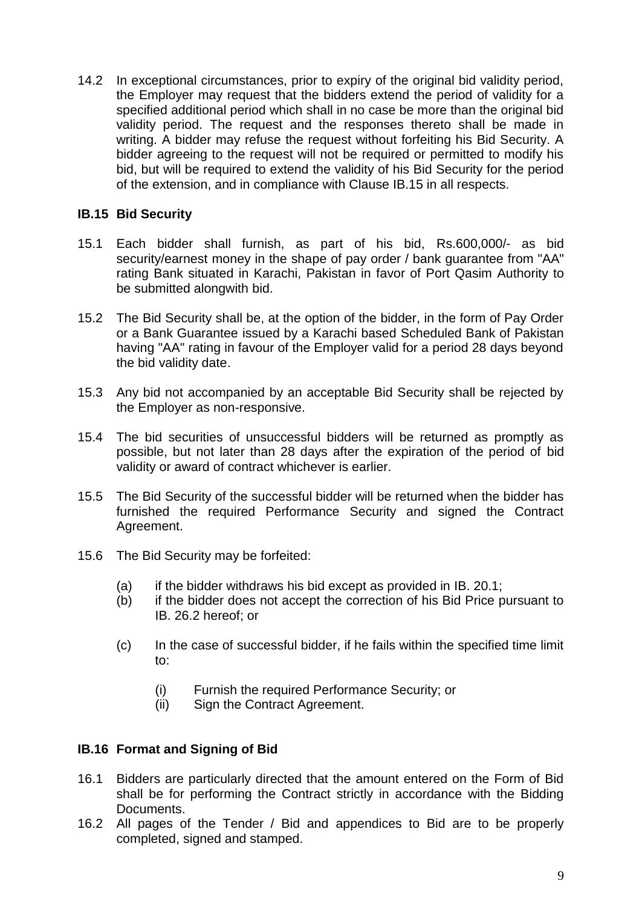14.2 In exceptional circumstances, prior to expiry of the original bid validity period, the Employer may request that the bidders extend the period of validity for a specified additional period which shall in no case be more than the original bid validity period. The request and the responses thereto shall be made in writing. A bidder may refuse the request without forfeiting his Bid Security. A bidder agreeing to the request will not be required or permitted to modify his bid, but will be required to extend the validity of his Bid Security for the period of the extension, and in compliance with Clause IB.15 in all respects.

## IB.15 Bid Security

15.1 Each bidder shall furnish, as part of his bid, Rs.600,000/- as bid security/earnest money in the shape of pay order / bank guarantee from "AA" rating Bank situated in Karachi, Pakistan in favor of Port Qasim Authority to be submitted alongwith bid.

15.2 The Bid Security shall be, at the option of the bidder, in the form of Pay Order or a Bank Guarantee issued by a Karachi based Scheduled Bank of Pakistan having "AA" rating in favour of the Employer valid for a period 28 days beyond the bid validity date.

15.3 Any bid not accompanied by an acceptable Bid Security shall be rejected by the Employer as non-responsive.

15.4 The bid securities of unsuccessful bidders will be returned as promptly as possible, but not later than 28 days after the expiration of the period of bid validity or award of contract whichever is earlier.

15.5 The Bid Security of the successful bidder will be returned when the bidder has furnished the required Performance Security and signed the Contract Agreement.

15.6 The Bid Security may be forfeited:

(a) if the bidder withdraws his bid except as provided in IB. 20.1;
(b) if the bidder does not accept the correction of his Bid Price pursuant to IB. 26.2 hereof; or

(c) In the case of successful bidder, if he fails within the specified time limit to:

(i) Furnish the required Performance Security; or
(ii) Sign the Contract Agreement.

## IB.16 Format and Signing of Bid

16.1 Bidders are particularly directed that the amount entered on the Form of Bid shall be for performing the Contract strictly in accordance with the Bidding Documents.

16.2 All pages of the Tender / Bid and appendices to Bid are to be properly completed, signed and stamped.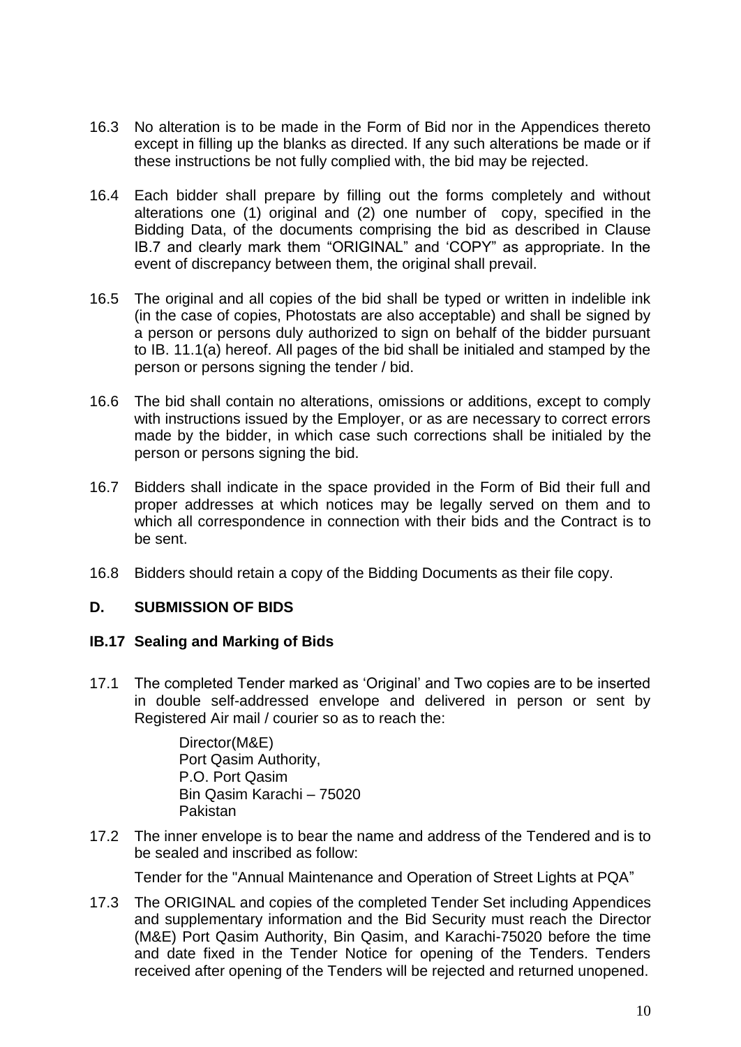16.3 No alteration is to be made in the Form of Bid nor in the Appendices thereto except in filling up the blanks as directed. If any such alterations be made or if these instructions be not fully complied with, the bid may be rejected.

16.4 Each bidder shall prepare by filling out the forms completely and without alterations one (1) original and (2) one number of copy, specified in the Bidding Data, of the documents comprising the bid as described in Clause IB.7 and clearly mark them "ORIGINAL" and 'COPY" as appropriate. In the event of discrepancy between them, the original shall prevail.

16.5 The original and all copies of the bid shall be typed or written in indelible ink (in the case of copies, Photostats are also acceptable) and shall be signed by a person or persons duly authorized to sign on behalf of the bidder pursuant to IB. 11.1(a) hereof. All pages of the bid shall be initialed and stamped by the person or persons signing the tender / bid.

16.6 The bid shall contain no alterations, omissions or additions, except to comply with instructions issued by the Employer, or as are necessary to correct errors made by the bidder, in which case such corrections shall be initialed by the person or persons signing the bid.

16.7 Bidders shall indicate in the space provided in the Form of Bid their full and proper addresses at which notices may be legally served on them and to which all correspondence in connection with their bids and the Contract is to be sent.

16.8 Bidders should retain a copy of the Bidding Documents as their file copy.

## D. SUBMISSION OF BIDS

### IB.17 Sealing and Marking of Bids

17.1 The completed Tender marked as 'Original' and Two copies are to be inserted in double self-addressed envelope and delivered in person or sent by Registered Air mail / courier so as to reach the:

Director(M&E)
Port Qasim Authority,
P.O. Port Qasim
Bin Qasim Karachi – 75020
Pakistan

17.2 The inner envelope is to bear the name and address of the Tendered and is to be sealed and inscribed as follow:

Tender for the "Annual Maintenance and Operation of Street Lights at PQA"

17.3 The ORIGINAL and copies of the completed Tender Set including Appendices and supplementary information and the Bid Security must reach the Director (M&E) Port Qasim Authority, Bin Qasim, and Karachi-75020 before the time and date fixed in the Tender Notice for opening of the Tenders. Tenders received after opening of the Tenders will be rejected and returned unopened.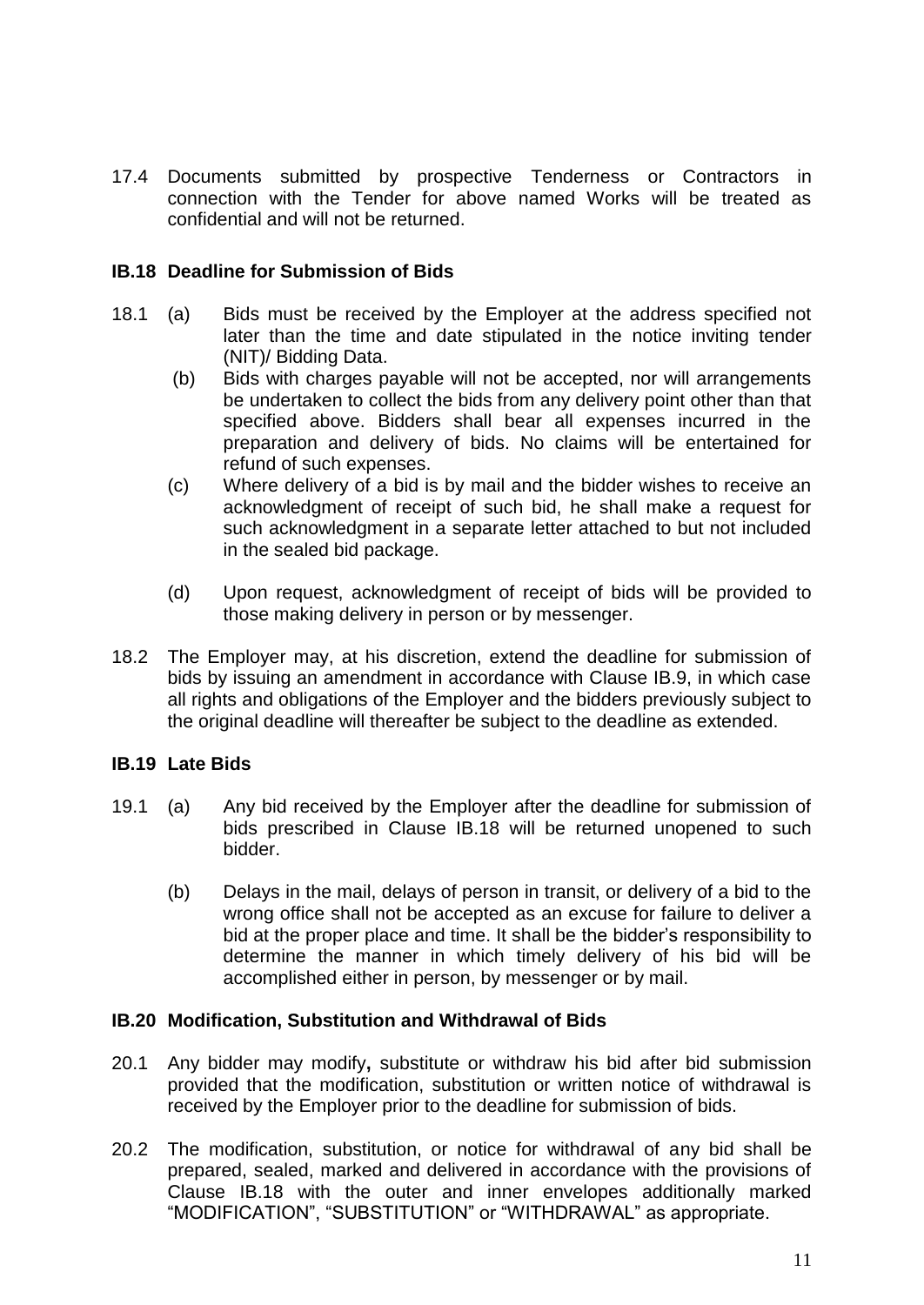17.4 Documents submitted by prospective Tenderness or Contractors in connection with the Tender for above named Works will be treated as confidential and will not be returned.

### IB.18 Deadline for Submission of Bids

18.1 (a) Bids must be received by the Employer at the address specified not later than the time and date stipulated in the notice inviting tender (NIT)/ Bidding Data.

(b) Bids with charges payable will not be accepted, nor will arrangements be undertaken to collect the bids from any delivery point other than that specified above. Bidders shall bear all expenses incurred in the preparation and delivery of bids. No claims will be entertained for refund of such expenses.

(c) Where delivery of a bid is by mail and the bidder wishes to receive an acknowledgment of receipt of such bid, he shall make a request for such acknowledgment in a separate letter attached to but not included in the sealed bid package.

(d) Upon request, acknowledgment of receipt of bids will be provided to those making delivery in person or by messenger.

18.2 The Employer may, at his discretion, extend the deadline for submission of bids by issuing an amendment in accordance with Clause IB.9, in which case all rights and obligations of the Employer and the bidders previously subject to the original deadline will thereafter be subject to the deadline as extended.

### IB.19 Late Bids

19.1 (a) Any bid received by the Employer after the deadline for submission of bids prescribed in Clause IB.18 will be returned unopened to such bidder.

(b) Delays in the mail, delays of person in transit, or delivery of a bid to the wrong office shall not be accepted as an excuse for failure to deliver a bid at the proper place and time. It shall be the bidder's responsibility to determine the manner in which timely delivery of his bid will be accomplished either in person, by messenger or by mail.

### IB.20 Modification, Substitution and Withdrawal of Bids

20.1 Any bidder may modify**,** substitute or withdraw his bid after bid submission provided that the modification, substitution or written notice of withdrawal is received by the Employer prior to the deadline for submission of bids.

20.2 The modification, substitution, or notice for withdrawal of any bid shall be prepared, sealed, marked and delivered in accordance with the provisions of Clause IB.18 with the outer and inner envelopes additionally marked "MODIFICATION", "SUBSTITUTION" or "WITHDRAWAL" as appropriate.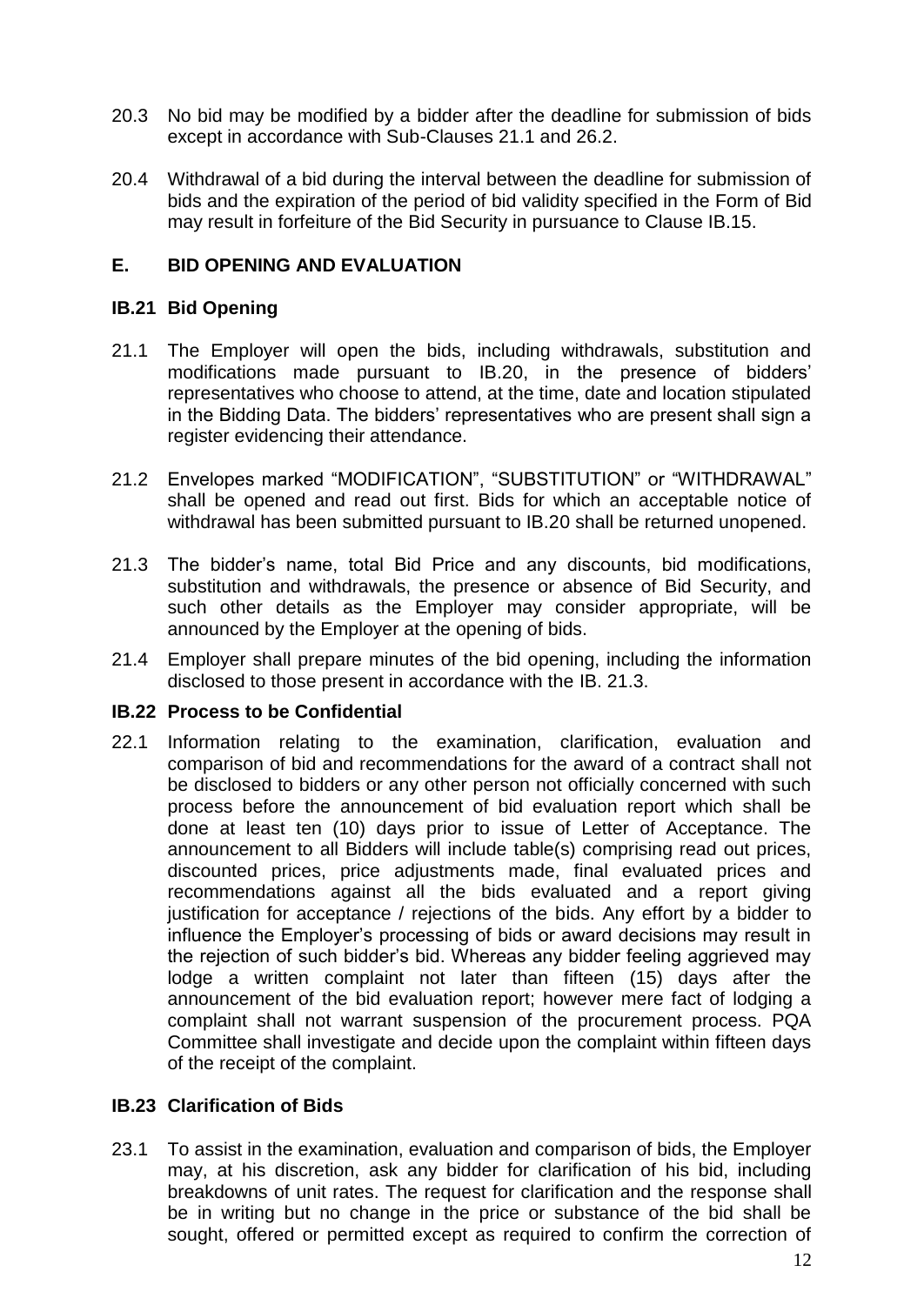20.3 No bid may be modified by a bidder after the deadline for submission of bids except in accordance with Sub-Clauses 21.1 and 26.2.

20.4 Withdrawal of a bid during the interval between the deadline for submission of bids and the expiration of the period of bid validity specified in the Form of Bid may result in forfeiture of the Bid Security in pursuance to Clause IB.15.

## E. BID OPENING AND EVALUATION

### IB.21 Bid Opening

21.1 The Employer will open the bids, including withdrawals, substitution and modifications made pursuant to IB.20, in the presence of bidders' representatives who choose to attend, at the time, date and location stipulated in the Bidding Data. The bidders' representatives who are present shall sign a register evidencing their attendance.

21.2 Envelopes marked "MODIFICATION", "SUBSTITUTION" or "WITHDRAWAL" shall be opened and read out first. Bids for which an acceptable notice of withdrawal has been submitted pursuant to IB.20 shall be returned unopened.

21.3 The bidder's name, total Bid Price and any discounts, bid modifications, substitution and withdrawals, the presence or absence of Bid Security, and such other details as the Employer may consider appropriate, will be announced by the Employer at the opening of bids.

21.4 Employer shall prepare minutes of the bid opening, including the information disclosed to those present in accordance with the IB. 21.3.

### IB.22 Process to be Confidential

22.1 Information relating to the examination, clarification, evaluation and comparison of bid and recommendations for the award of a contract shall not be disclosed to bidders or any other person not officially concerned with such process before the announcement of bid evaluation report which shall be done at least ten (10) days prior to issue of Letter of Acceptance. The announcement to all Bidders will include table(s) comprising read out prices, discounted prices, price adjustments made, final evaluated prices and recommendations against all the bids evaluated and a report giving justification for acceptance / rejections of the bids. Any effort by a bidder to influence the Employer's processing of bids or award decisions may result in the rejection of such bidder's bid. Whereas any bidder feeling aggrieved may lodge a written complaint not later than fifteen (15) days after the announcement of the bid evaluation report; however mere fact of lodging a complaint shall not warrant suspension of the procurement process. PQA Committee shall investigate and decide upon the complaint within fifteen days of the receipt of the complaint.

### IB.23 Clarification of Bids

23.1 To assist in the examination, evaluation and comparison of bids, the Employer may, at his discretion, ask any bidder for clarification of his bid, including breakdowns of unit rates. The request for clarification and the response shall be in writing but no change in the price or substance of the bid shall be sought, offered or permitted except as required to confirm the correction of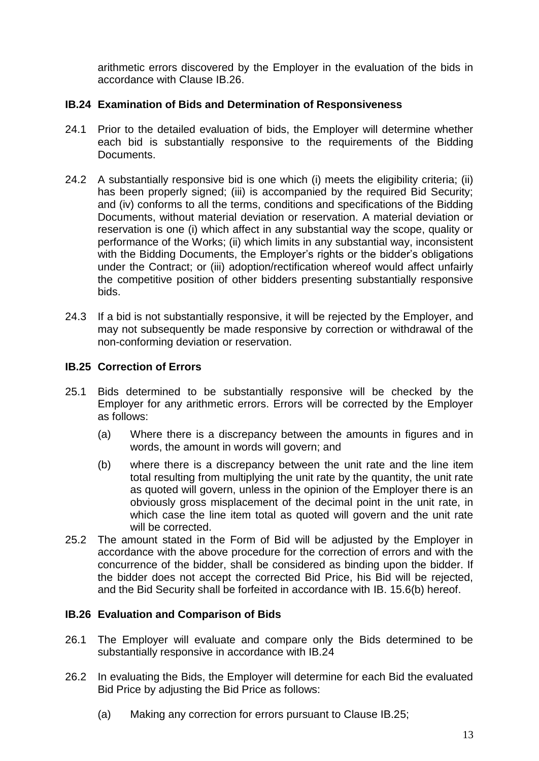arithmetic errors discovered by the Employer in the evaluation of the bids in accordance with Clause IB.26.

### IB.24 Examination of Bids and Determination of Responsiveness

24.1 Prior to the detailed evaluation of bids, the Employer will determine whether each bid is substantially responsive to the requirements of the Bidding Documents.

24.2 A substantially responsive bid is one which (i) meets the eligibility criteria; (ii) has been properly signed; (iii) is accompanied by the required Bid Security; and (iv) conforms to all the terms, conditions and specifications of the Bidding Documents, without material deviation or reservation. A material deviation or reservation is one (i) which affect in any substantial way the scope, quality or performance of the Works; (ii) which limits in any substantial way, inconsistent with the Bidding Documents, the Employer's rights or the bidder's obligations under the Contract; or (iii) adoption/rectification whereof would affect unfairly the competitive position of other bidders presenting substantially responsive bids.

24.3 If a bid is not substantially responsive, it will be rejected by the Employer, and may not subsequently be made responsive by correction or withdrawal of the non-conforming deviation or reservation.

### IB.25 Correction of Errors

25.1 Bids determined to be substantially responsive will be checked by the Employer for any arithmetic errors. Errors will be corrected by the Employer as follows:

(a) Where there is a discrepancy between the amounts in figures and in words, the amount in words will govern; and

(b) where there is a discrepancy between the unit rate and the line item total resulting from multiplying the unit rate by the quantity, the unit rate as quoted will govern, unless in the opinion of the Employer there is an obviously gross misplacement of the decimal point in the unit rate, in which case the line item total as quoted will govern and the unit rate will be corrected.

25.2 The amount stated in the Form of Bid will be adjusted by the Employer in accordance with the above procedure for the correction of errors and with the concurrence of the bidder, shall be considered as binding upon the bidder. If the bidder does not accept the corrected Bid Price, his Bid will be rejected, and the Bid Security shall be forfeited in accordance with IB. 15.6(b) hereof.

### IB.26 Evaluation and Comparison of Bids

26.1 The Employer will evaluate and compare only the Bids determined to be substantially responsive in accordance with IB.24

26.2 In evaluating the Bids, the Employer will determine for each Bid the evaluated Bid Price by adjusting the Bid Price as follows:

(a) Making any correction for errors pursuant to Clause IB.25;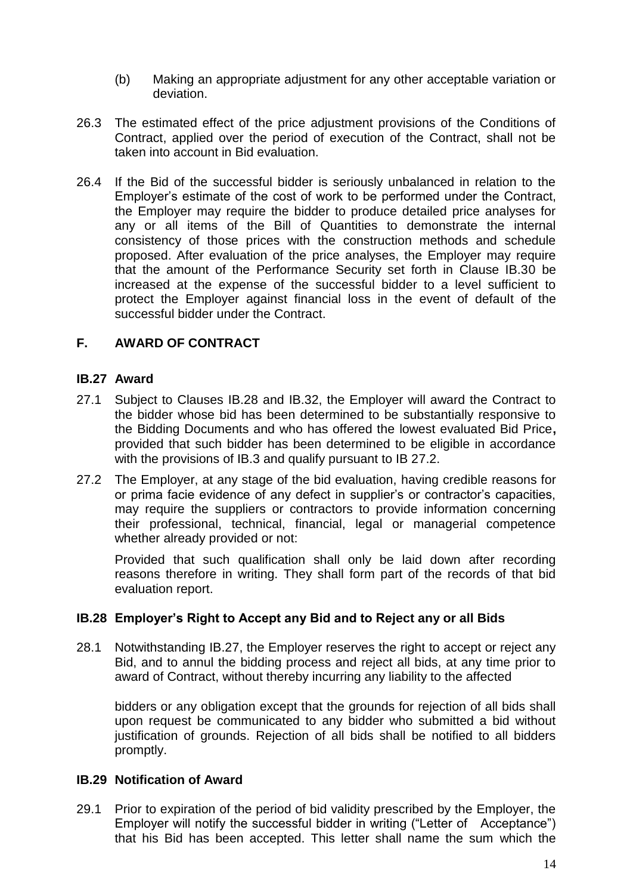(b) Making an appropriate adjustment for any other acceptable variation or deviation.

26.3 The estimated effect of the price adjustment provisions of the Conditions of Contract, applied over the period of execution of the Contract, shall not be taken into account in Bid evaluation.

26.4 If the Bid of the successful bidder is seriously unbalanced in relation to the Employer's estimate of the cost of work to be performed under the Contract, the Employer may require the bidder to produce detailed price analyses for any or all items of the Bill of Quantities to demonstrate the internal consistency of those prices with the construction methods and schedule proposed. After evaluation of the price analyses, the Employer may require that the amount of the Performance Security set forth in Clause IB.30 be increased at the expense of the successful bidder to a level sufficient to protect the Employer against financial loss in the event of default of the successful bidder under the Contract.

## F. AWARD OF CONTRACT

### IB.27 Award

27.1 Subject to Clauses IB.28 and IB.32, the Employer will award the Contract to the bidder whose bid has been determined to be substantially responsive to the Bidding Documents and who has offered the lowest evaluated Bid Price**,** provided that such bidder has been determined to be eligible in accordance with the provisions of IB.3 and qualify pursuant to IB 27.2.

27.2 The Employer, at any stage of the bid evaluation, having credible reasons for or prima facie evidence of any defect in supplier's or contractor's capacities, may require the suppliers or contractors to provide information concerning their professional, technical, financial, legal or managerial competence whether already provided or not:

Provided that such qualification shall only be laid down after recording reasons therefore in writing. They shall form part of the records of that bid evaluation report.

### IB.28 Employer's Right to Accept any Bid and to Reject any or all Bids

28.1 Notwithstanding IB.27, the Employer reserves the right to accept or reject any Bid, and to annul the bidding process and reject all bids, at any time prior to award of Contract, without thereby incurring any liability to the affected bidders or any obligation except that the grounds for rejection of all bids shall upon request be communicated to any bidder who submitted a bid without justification of grounds. Rejection of all bids shall be notified to all bidders promptly.

### IB.29 Notification of Award

29.1 Prior to expiration of the period of bid validity prescribed by the Employer, the Employer will notify the successful bidder in writing ("Letter of Acceptance") that his Bid has been accepted. This letter shall name the sum which the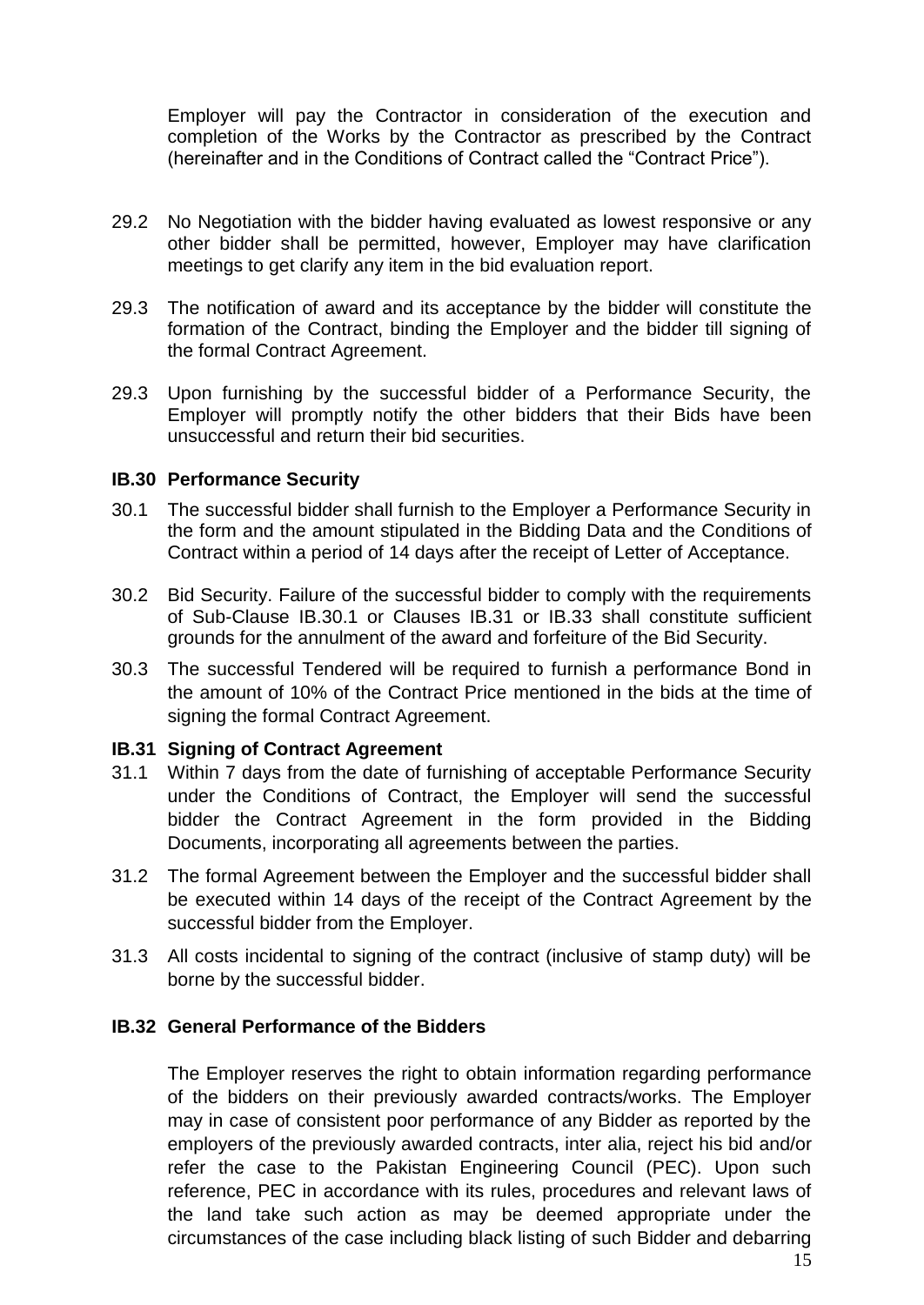Employer will pay the Contractor in consideration of the execution and completion of the Works by the Contractor as prescribed by the Contract (hereinafter and in the Conditions of Contract called the "Contract Price").

29.2 No Negotiation with the bidder having evaluated as lowest responsive or any other bidder shall be permitted, however, Employer may have clarification meetings to get clarify any item in the bid evaluation report.

29.3 The notification of award and its acceptance by the bidder will constitute the formation of the Contract, binding the Employer and the bidder till signing of the formal Contract Agreement.

29.3 Upon furnishing by the successful bidder of a Performance Security, the Employer will promptly notify the other bidders that their Bids have been unsuccessful and return their bid securities.

**IB.30 Performance Security**

30.1 The successful bidder shall furnish to the Employer a Performance Security in the form and the amount stipulated in the Bidding Data and the Conditions of Contract within a period of 14 days after the receipt of Letter of Acceptance.

30.2 Bid Security. Failure of the successful bidder to comply with the requirements of Sub-Clause IB.30.1 or Clauses IB.31 or IB.33 shall constitute sufficient grounds for the annulment of the award and forfeiture of the Bid Security.

30.3 The successful Tendered will be required to furnish a performance Bond in the amount of 10% of the Contract Price mentioned in the bids at the time of signing the formal Contract Agreement.

**IB.31 Signing of Contract Agreement**

31.1 Within 7 days from the date of furnishing of acceptable Performance Security under the Conditions of Contract, the Employer will send the successful bidder the Contract Agreement in the form provided in the Bidding Documents, incorporating all agreements between the parties.

31.2 The formal Agreement between the Employer and the successful bidder shall be executed within 14 days of the receipt of the Contract Agreement by the successful bidder from the Employer.

31.3 All costs incidental to signing of the contract (inclusive of stamp duty) will be borne by the successful bidder.

**IB.32 General Performance of the Bidders**

The Employer reserves the right to obtain information regarding performance of the bidders on their previously awarded contracts/works. The Employer may in case of consistent poor performance of any Bidder as reported by the employers of the previously awarded contracts, inter alia, reject his bid and/or refer the case to the Pakistan Engineering Council (PEC). Upon such reference, PEC in accordance with its rules, procedures and relevant laws of the land take such action as may be deemed appropriate under the circumstances of the case including black listing of such Bidder and debarring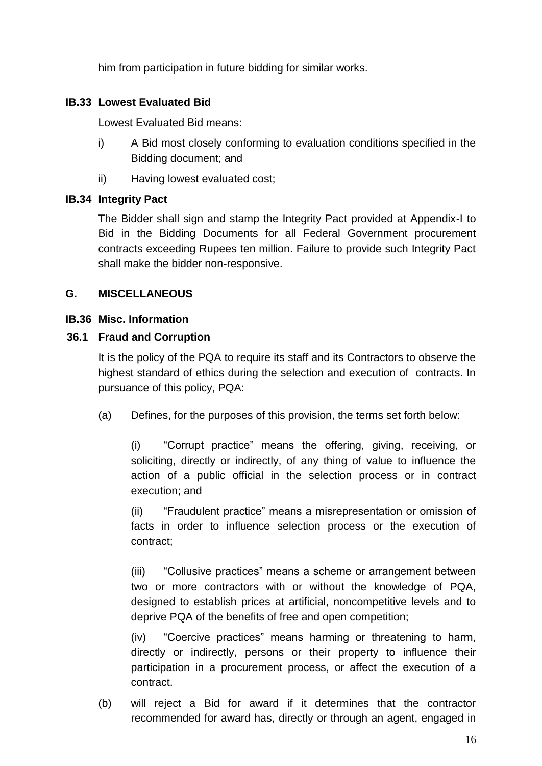him from participation in future bidding for similar works.

### IB.33 Lowest Evaluated Bid

Lowest Evaluated Bid means:

i) A Bid most closely conforming to evaluation conditions specified in the Bidding document; and

ii) Having lowest evaluated cost;

### IB.34 Integrity Pact

The Bidder shall sign and stamp the Integrity Pact provided at Appendix-I to Bid in the Bidding Documents for all Federal Government procurement contracts exceeding Rupees ten million. Failure to provide such Integrity Pact shall make the bidder non-responsive.

## G. MISCELLANEOUS

### IB.36 Misc. Information

### 36.1 Fraud and Corruption

It is the policy of the PQA to require its staff and its Contractors to observe the highest standard of ethics during the selection and execution of contracts. In pursuance of this policy, PQA:

(a) Defines, for the purposes of this provision, the terms set forth below:

(i) "Corrupt practice" means the offering, giving, receiving, or soliciting, directly or indirectly, of any thing of value to influence the action of a public official in the selection process or in contract execution; and

(ii) "Fraudulent practice" means a misrepresentation or omission of facts in order to influence selection process or the execution of contract;

(iii) "Collusive practices" means a scheme or arrangement between two or more contractors with or without the knowledge of PQA, designed to establish prices at artificial, noncompetitive levels and to deprive PQA of the benefits of free and open competition;

(iv) "Coercive practices" means harming or threatening to harm, directly or indirectly, persons or their property to influence their participation in a procurement process, or affect the execution of a contract.

(b) will reject a Bid for award if it determines that the contractor recommended for award has, directly or through an agent, engaged in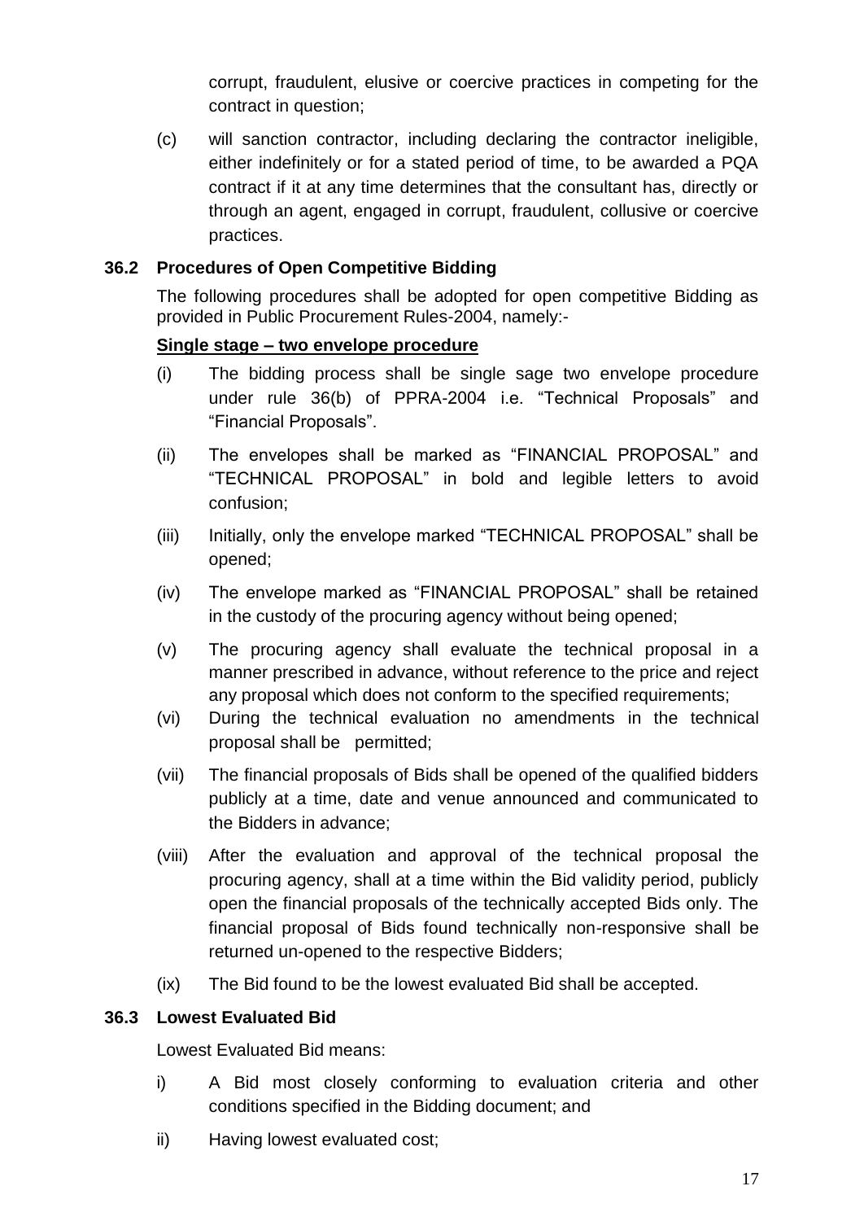corrupt, fraudulent, elusive or coercive practices in competing for the contract in question;

(c) will sanction contractor, including declaring the contractor ineligible, either indefinitely or for a stated period of time, to be awarded a PQA contract if it at any time determines that the consultant has, directly or through an agent, engaged in corrupt, fraudulent, collusive or coercive practices.

### 36.2 Procedures of Open Competitive Bidding

The following procedures shall be adopted for open competitive Bidding as provided in Public Procurement Rules-2004, namely:-

**Single stage – two envelope procedure**

(i) The bidding process shall be single sage two envelope procedure under rule 36(b) of PPRA-2004 i.e. "Technical Proposals" and "Financial Proposals".

(ii) The envelopes shall be marked as "FINANCIAL PROPOSAL" and "TECHNICAL PROPOSAL" in bold and legible letters to avoid confusion;

(iii) Initially, only the envelope marked "TECHNICAL PROPOSAL" shall be opened;

(iv) The envelope marked as "FINANCIAL PROPOSAL" shall be retained in the custody of the procuring agency without being opened;

(v) The procuring agency shall evaluate the technical proposal in a manner prescribed in advance, without reference to the price and reject any proposal which does not conform to the specified requirements;

(vi) During the technical evaluation no amendments in the technical proposal shall be permitted;

(vii) The financial proposals of Bids shall be opened of the qualified bidders publicly at a time, date and venue announced and communicated to the Bidders in advance;

(viii) After the evaluation and approval of the technical proposal the procuring agency, shall at a time within the Bid validity period, publicly open the financial proposals of the technically accepted Bids only. The financial proposal of Bids found technically non-responsive shall be returned un-opened to the respective Bidders;

(ix) The Bid found to be the lowest evaluated Bid shall be accepted.

### 36.3 Lowest Evaluated Bid

Lowest Evaluated Bid means:

i) A Bid most closely conforming to evaluation criteria and other conditions specified in the Bidding document; and

ii) Having lowest evaluated cost;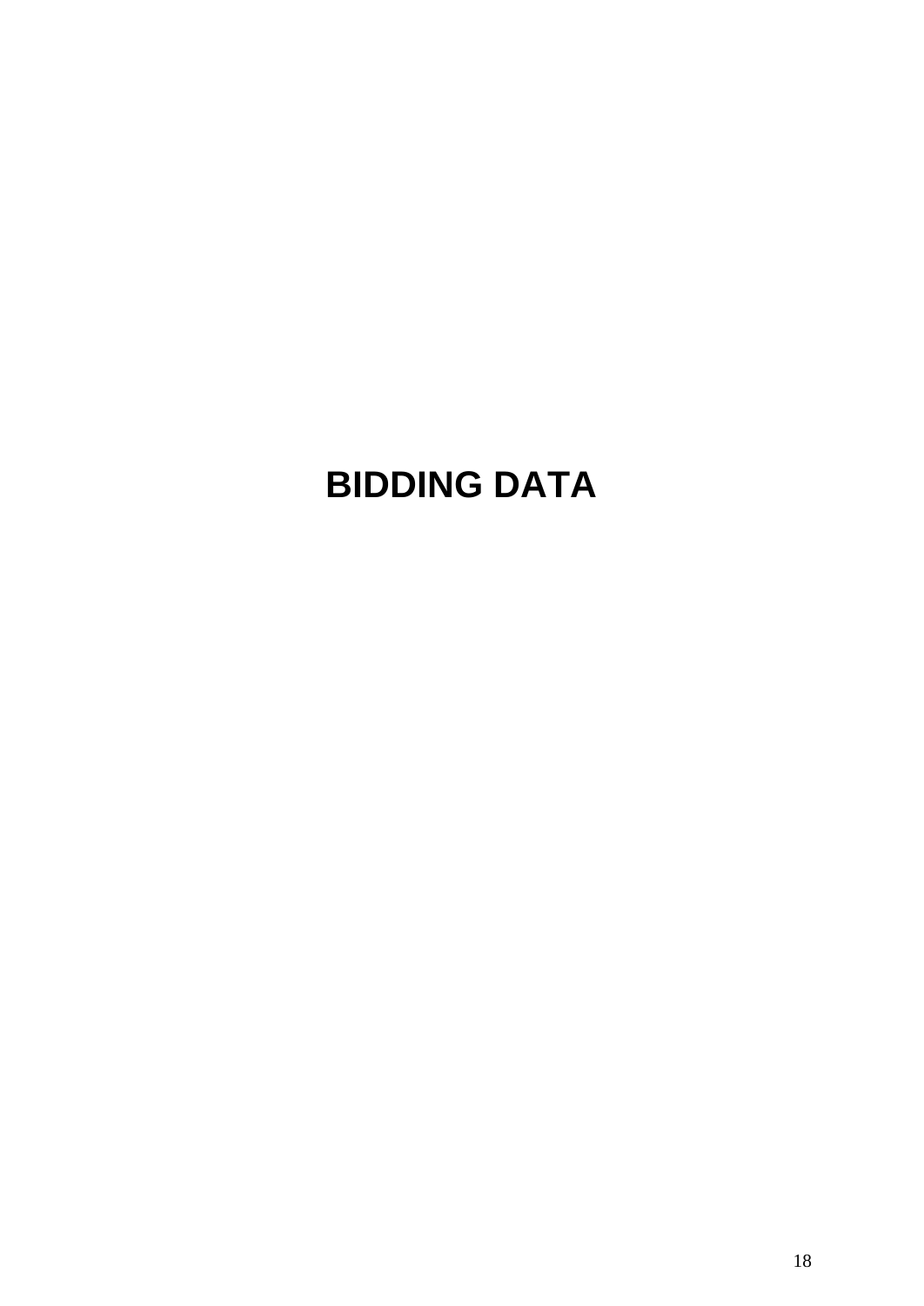# BIDDING DATA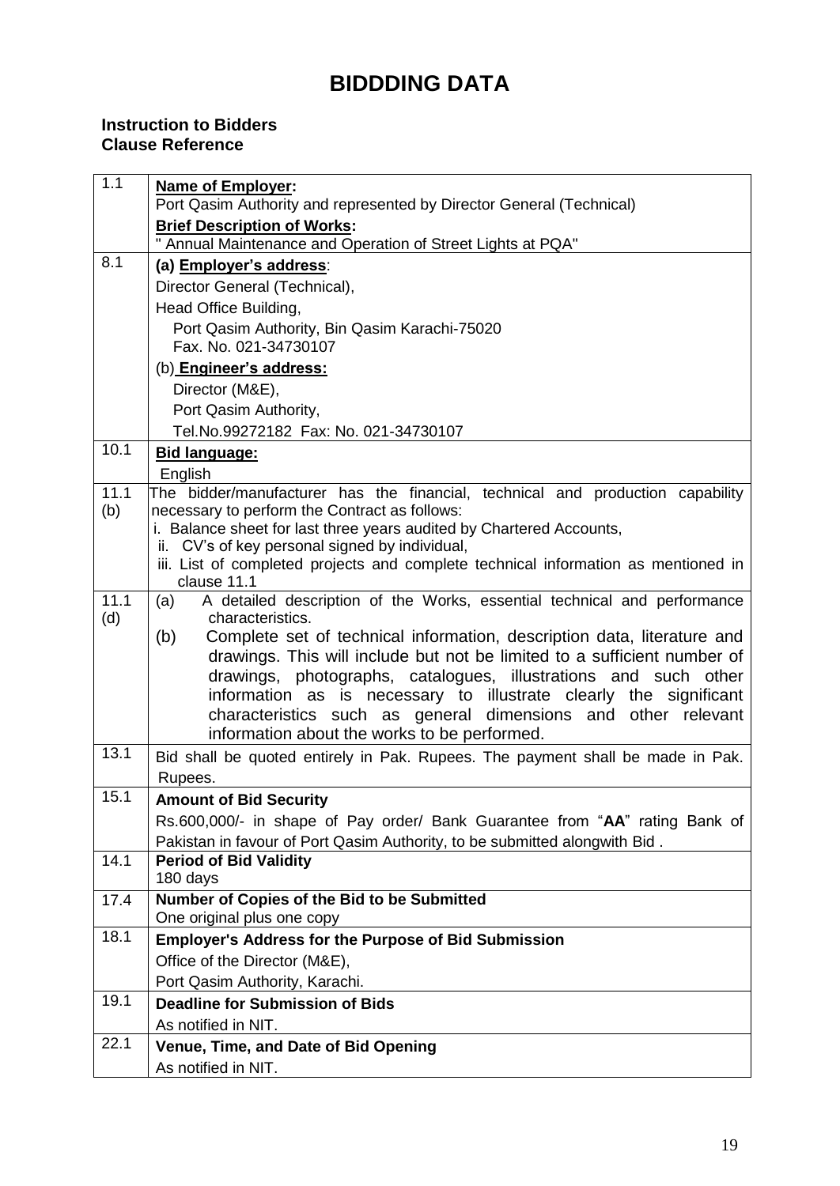# BIDDDING DATA

**Instruction to Bidders**
**Clause Reference**

| | |
|---|---|
| 1.1 | **Name of Employer:**<br>Port Qasim Authority and represented by Director General (Technical)<br>**Brief Description of Works:**<br>" Annual Maintenance and Operation of Street Lights at PQA" |
| 8.1 | **(a) Employer's address**:<br>Director General (Technical),<br>Head Office Building,<br>Port Qasim Authority, Bin Qasim Karachi-75020<br>Fax. No. 021-34730107<br>(b) **Engineer's address:**<br>Director (M&E),<br>Port Qasim Authority,<br>Tel.No.99272182 Fax: No. 021-34730107 |
| 10.1 | **Bid language:**<br>English |
| 11.1 (b) | The bidder/manufacturer has the financial, technical and production capability necessary to perform the Contract as follows:<br>i. Balance sheet for last three years audited by Chartered Accounts,<br>ii. CV's of key personal signed by individual,<br>iii. List of completed projects and complete technical information as mentioned in clause 11.1 |
| 11.1 (d) | (a) A detailed description of the Works, essential technical and performance characteristics.<br>(b) Complete set of technical information, description data, literature and drawings. This will include but not be limited to a sufficient number of drawings, photographs, catalogues, illustrations and such other information as is necessary to illustrate clearly the significant characteristics such as general dimensions and other relevant information about the works to be performed. |
| 13.1 | Bid shall be quoted entirely in Pak. Rupees. The payment shall be made in Pak. Rupees. |
| 15.1 | **Amount of Bid Security**<br>Rs.600,000/- in shape of Pay order/ Bank Guarantee from "**AA**" rating Bank of Pakistan in favour of Port Qasim Authority, to be submitted alongwith Bid . |
| 14.1 | **Period of Bid Validity**<br>180 days |
| 17.4 | **Number of Copies of the Bid to be Submitted**<br>One original plus one copy |
| 18.1 | **Employer's Address for the Purpose of Bid Submission**<br>Office of the Director (M&E),<br>Port Qasim Authority, Karachi. |
| 19.1 | **Deadline for Submission of Bids**<br>As notified in NIT. |
| 22.1 | **Venue, Time, and Date of Bid Opening**<br>As notified in NIT. |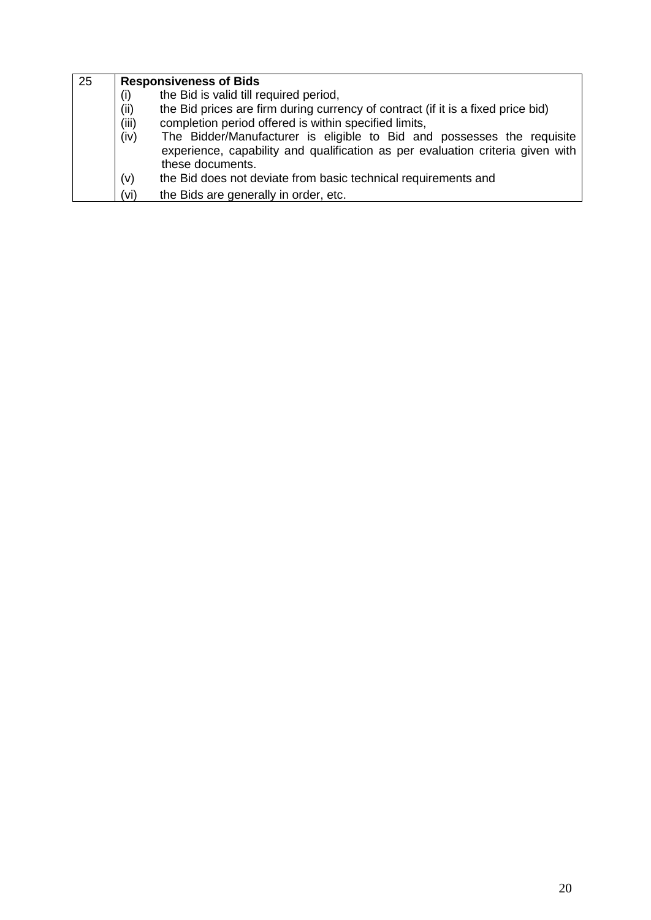| 25 | **Responsiveness of Bids** |
|---|---|
| | (i) the Bid is valid till required period,<br>(ii) the Bid prices are firm during currency of contract (if it is a fixed price bid)<br>(iii) completion period offered is within specified limits,<br>(iv) The Bidder/Manufacturer is eligible to Bid and possesses the requisite experience, capability and qualification as per evaluation criteria given with these documents.<br>(v) the Bid does not deviate from basic technical requirements and<br>(vi) the Bids are generally in order, etc. |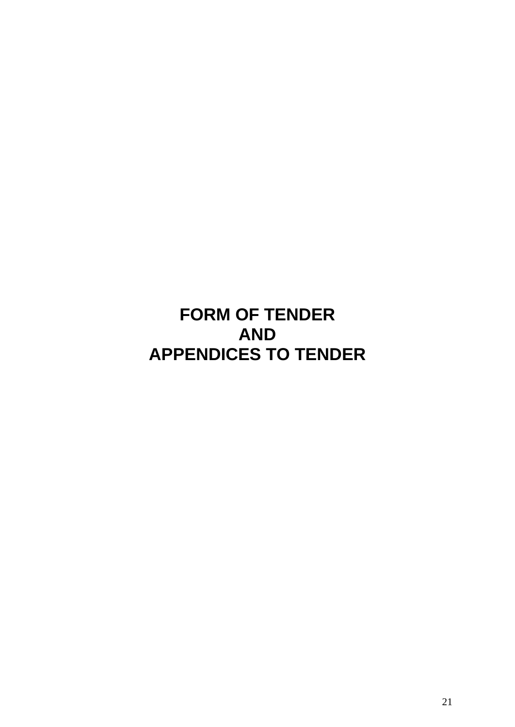# FORM OF TENDER
# AND
# APPENDICES TO TENDER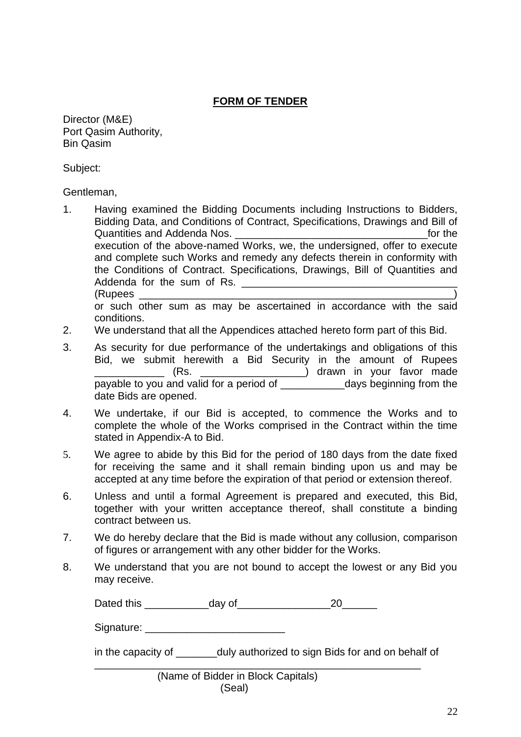## FORM OF TENDER

Director (M&E)
Port Qasim Authority,
Bin Qasim

Subject:

Gentleman,

1. Having examined the Bidding Documents including Instructions to Bidders, Bidding Data, and Conditions of Contract, Specifications, Drawings and Bill of Quantities and Addenda Nos. _________________________________for the execution of the above-named Works, we, the undersigned, offer to execute and complete such Works and remedy any defects therein in conformity with the Conditions of Contract. Specifications, Drawings, Bill of Quantities and Addenda for the sum of Rs. _____________________________________ (Rupees ______________________________________________________) or such other sum as may be ascertained in accordance with the said conditions.
2. We understand that all the Appendices attached hereto form part of this Bid.
3. As security for due performance of the undertakings and obligations of this Bid, we submit herewith a Bid Security in the amount of Rupees ____________ (Rs. __________________) drawn in your favor made payable to you and valid for a period of ___________days beginning from the date Bids are opened.
4. We undertake, if our Bid is accepted, to commence the Works and to complete the whole of the Works comprised in the Contract within the time stated in Appendix-A to Bid.
5. We agree to abide by this Bid for the period of 180 days from the date fixed for receiving the same and it shall remain binding upon us and may be accepted at any time before the expiration of that period or extension thereof.
6. Unless and until a formal Agreement is prepared and executed, this Bid, together with your written acceptance thereof, shall constitute a binding contract between us.
7. We do hereby declare that the Bid is made without any collusion, comparison of figures or arrangement with any other bidder for the Works.
8. We understand that you are not bound to accept the lowest or any Bid you may receive.

Dated this ___________day of________________20______

Signature: ________________________

in the capacity of _______duly authorized to sign Bids for and on behalf of

__________________________________________________________
(Name of Bidder in Block Capitals)
(Seal)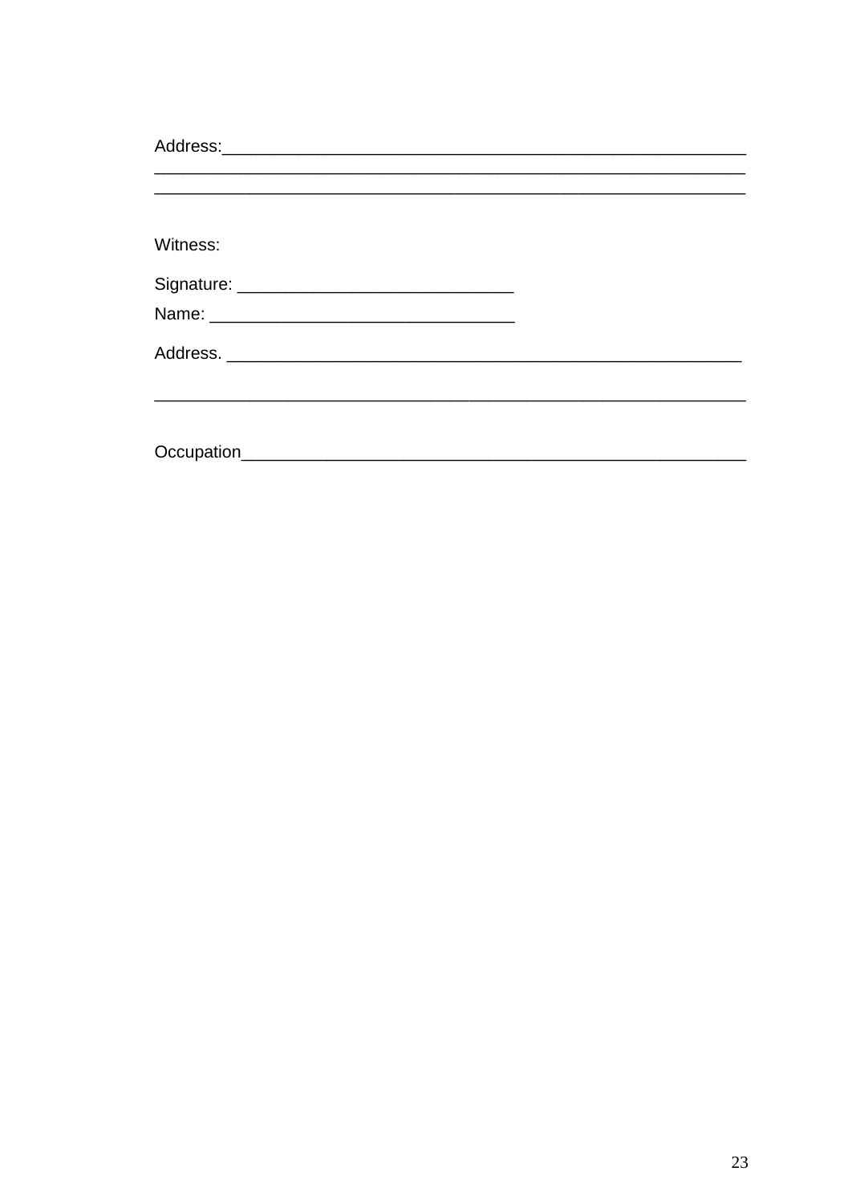Address:_______________________________________________________
_______________________________________________________________
_______________________________________________________________

Witness:

Signature: _____________________________

Name: ________________________________

Address. ______________________________________________________

_______________________________________________________________

Occupation_____________________________________________________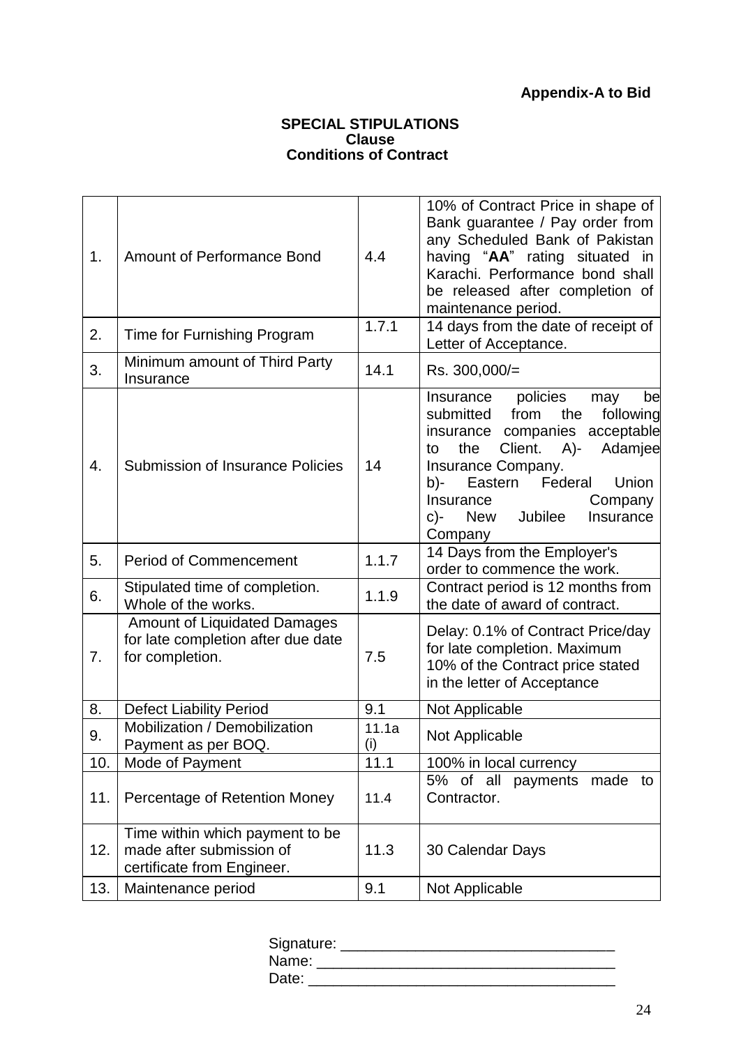**Appendix-A to Bid**

**SPECIAL STIPULATIONS**
**Clause**
**Conditions of Contract**

| | | | |
|---|---|---|---|
| 1. | Amount of Performance Bond | 4.4 | 10% of Contract Price in shape of Bank guarantee / Pay order from any Scheduled Bank of Pakistan having "**AA**" rating situated in Karachi. Performance bond shall be released after completion of maintenance period. |
| 2. | Time for Furnishing Program | 1.7.1 | 14 days from the date of receipt of Letter of Acceptance. |
| 3. | Minimum amount of Third Party Insurance | 14.1 | Rs. 300,000/= |
| 4. | Submission of Insurance Policies | 14 | Insurance policies may be submitted from the following insurance companies acceptable to the Client. A)- Adamjee Insurance Company. b)- Eastern Federal Union Insurance Company c)- New Jubilee Insurance Company |
| 5. | Period of Commencement | 1.1.7 | 14 Days from the Employer's order to commence the work. |
| 6. | Stipulated time of completion. Whole of the works. | 1.1.9 | Contract period is 12 months from the date of award of contract. |
| 7. | Amount of Liquidated Damages for late completion after due date for completion. | 7.5 | Delay: 0.1% of Contract Price/day for late completion. Maximum 10% of the Contract price stated in the letter of Acceptance |
| 8. | Defect Liability Period | 9.1 | Not Applicable |
| 9. | Mobilization / Demobilization Payment as per BOQ. | 11.1a (i) | Not Applicable |
| 10. | Mode of Payment | 11.1 | 100% in local currency |
| 11. | Percentage of Retention Money | 11.4 | 5% of all payments made to Contractor. |
| 12. | Time within which payment to be made after submission of certificate from Engineer. | 11.3 | 30 Calendar Days |
| 13. | Maintenance period | 9.1 | Not Applicable |

Signature: ________________________________

Name: ____________________________________

Date: _____________________________________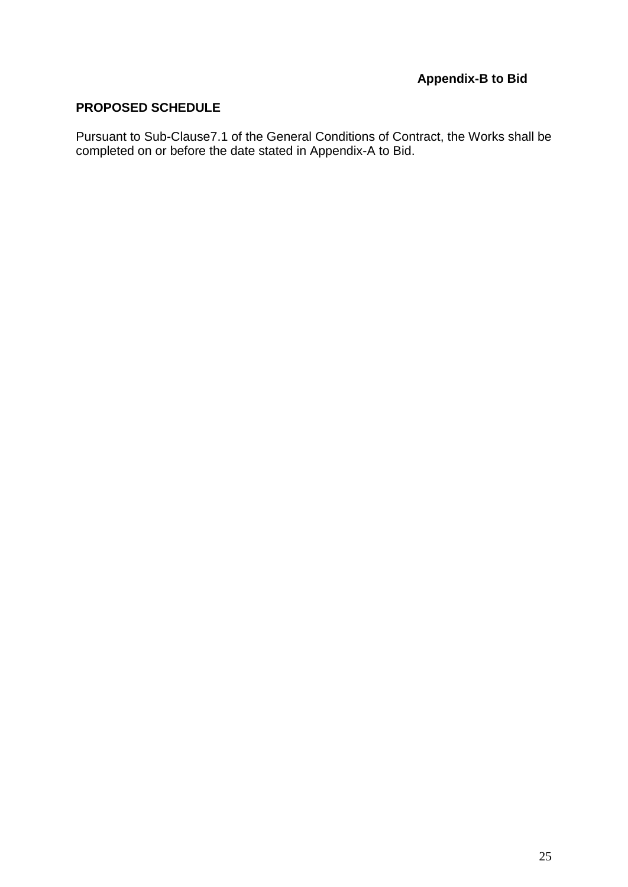**Appendix-B to Bid**

**PROPOSED SCHEDULE**

Pursuant to Sub-Clause7.1 of the General Conditions of Contract, the Works shall be completed on or before the date stated in Appendix-A to Bid.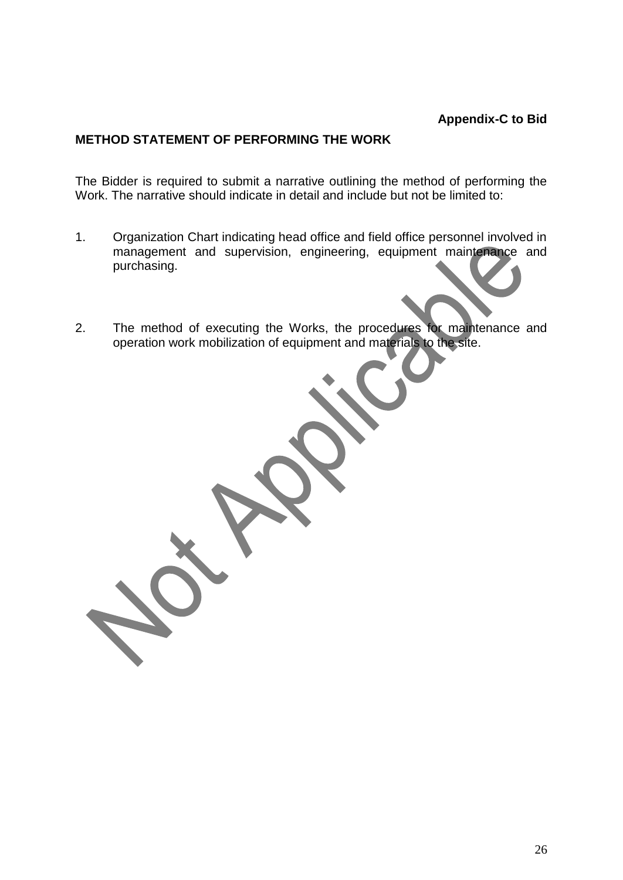**Appendix-C to Bid**

**METHOD STATEMENT OF PERFORMING THE WORK**

The Bidder is required to submit a narrative outlining the method of performing the Work. The narrative should indicate in detail and include but not be limited to:

1. Organization Chart indicating head office and field office personnel involved in management and supervision, engineering, equipment maintenance and purchasing.

2. The method of executing the Works, the procedures for maintenance and operation work mobilization of equipment and materials to the site.

Not Applicable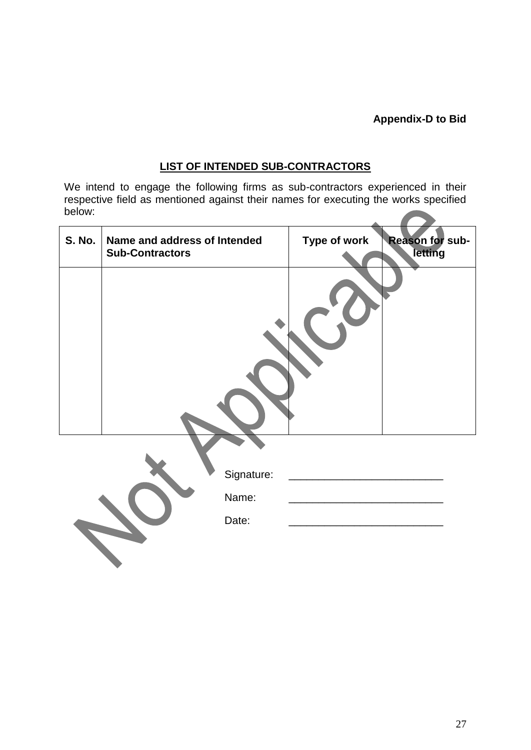**Appendix-D to Bid**

## LIST OF INTENDED SUB-CONTRACTORS

We intend to engage the following firms as sub-contractors experienced in their respective field as mentioned against their names for executing the works specified below:

| S. No. | Name and address of Intended Sub-Contractors | Type of work | Reason for sub-letting |
|---|---|---|---|
| | | | |

Not Applicable

Signature: ___________________________

Name: ___________________________

Date: ___________________________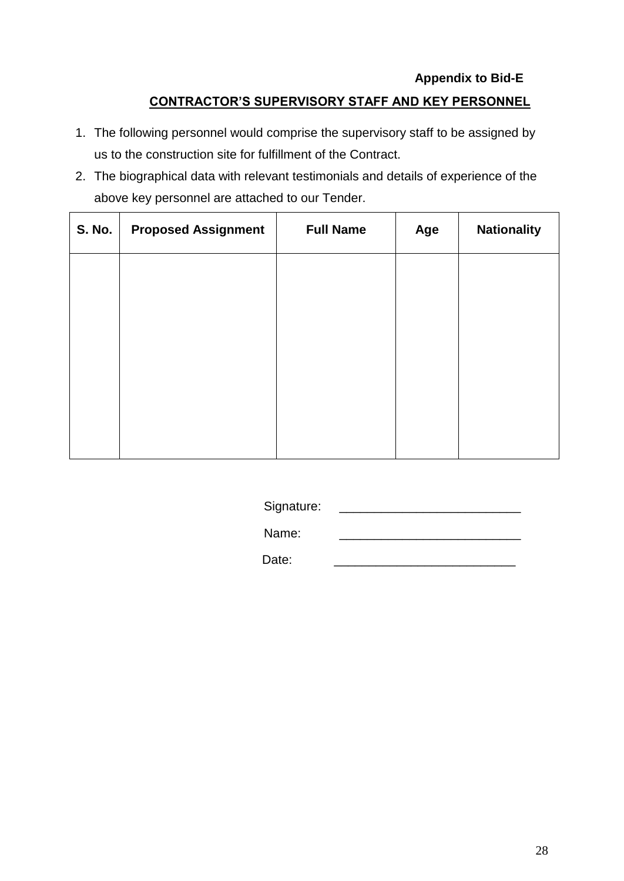**Appendix to Bid-E**

## CONTRACTOR'S SUPERVISORY STAFF AND KEY PERSONNEL

1. The following personnel would comprise the supervisory staff to be assigned by us to the construction site for fulfillment of the Contract.
2. The biographical data with relevant testimonials and details of experience of the above key personnel are attached to our Tender.

| S. No. | Proposed Assignment | Full Name | Age | Nationality |
|---|---|---|---|---|
| | | | | |

Signature: ___________________________

Name: ___________________________

Date: ___________________________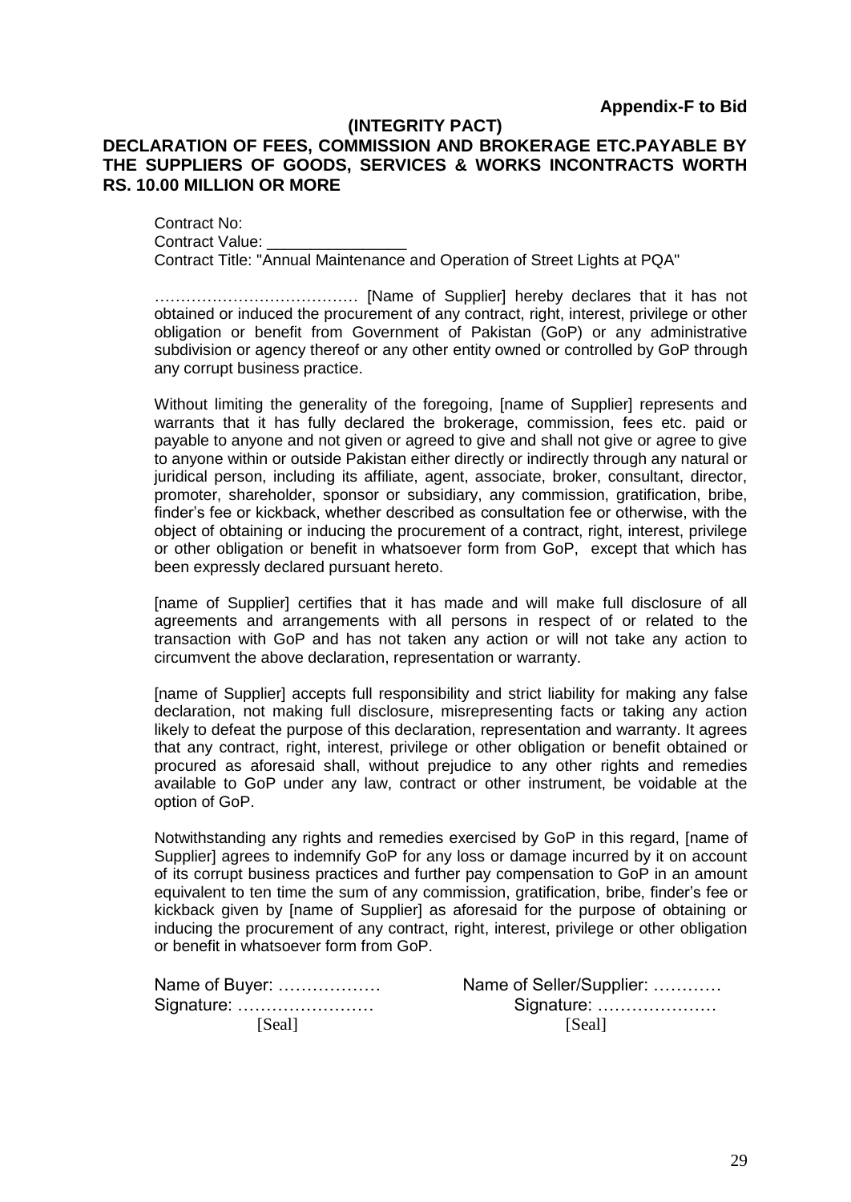**Appendix-F to Bid**

**(INTEGRITY PACT)**

**DECLARATION OF FEES, COMMISSION AND BROKERAGE ETC.PAYABLE BY THE SUPPLIERS OF GOODS, SERVICES & WORKS INCONTRACTS WORTH RS. 10.00 MILLION OR MORE**

Contract No:
Contract Value: ________________
Contract Title: "Annual Maintenance and Operation of Street Lights at PQA"

………………………………… [Name of Supplier] hereby declares that it has not obtained or induced the procurement of any contract, right, interest, privilege or other obligation or benefit from Government of Pakistan (GoP) or any administrative subdivision or agency thereof or any other entity owned or controlled by GoP through any corrupt business practice.

Without limiting the generality of the foregoing, [name of Supplier] represents and warrants that it has fully declared the brokerage, commission, fees etc. paid or payable to anyone and not given or agreed to give and shall not give or agree to give to anyone within or outside Pakistan either directly or indirectly through any natural or juridical person, including its affiliate, agent, associate, broker, consultant, director, promoter, shareholder, sponsor or subsidiary, any commission, gratification, bribe, finder's fee or kickback, whether described as consultation fee or otherwise, with the object of obtaining or inducing the procurement of a contract, right, interest, privilege or other obligation or benefit in whatsoever form from GoP, except that which has been expressly declared pursuant hereto.

[name of Supplier] certifies that it has made and will make full disclosure of all agreements and arrangements with all persons in respect of or related to the transaction with GoP and has not taken any action or will not take any action to circumvent the above declaration, representation or warranty.

[name of Supplier] accepts full responsibility and strict liability for making any false declaration, not making full disclosure, misrepresenting facts or taking any action likely to defeat the purpose of this declaration, representation and warranty. It agrees that any contract, right, interest, privilege or other obligation or benefit obtained or procured as aforesaid shall, without prejudice to any other rights and remedies available to GoP under any law, contract or other instrument, be voidable at the option of GoP.

Notwithstanding any rights and remedies exercised by GoP in this regard, [name of Supplier] agrees to indemnify GoP for any loss or damage incurred by it on account of its corrupt business practices and further pay compensation to GoP in an amount equivalent to ten time the sum of any commission, gratification, bribe, finder's fee or kickback given by [name of Supplier] as aforesaid for the purpose of obtaining or inducing the procurement of any contract, right, interest, privilege or other obligation or benefit in whatsoever form from GoP.

Name of Buyer: ……………… Name of Seller/Supplier: …………
Signature: …………………… Signature: …………………
[Seal] [Seal]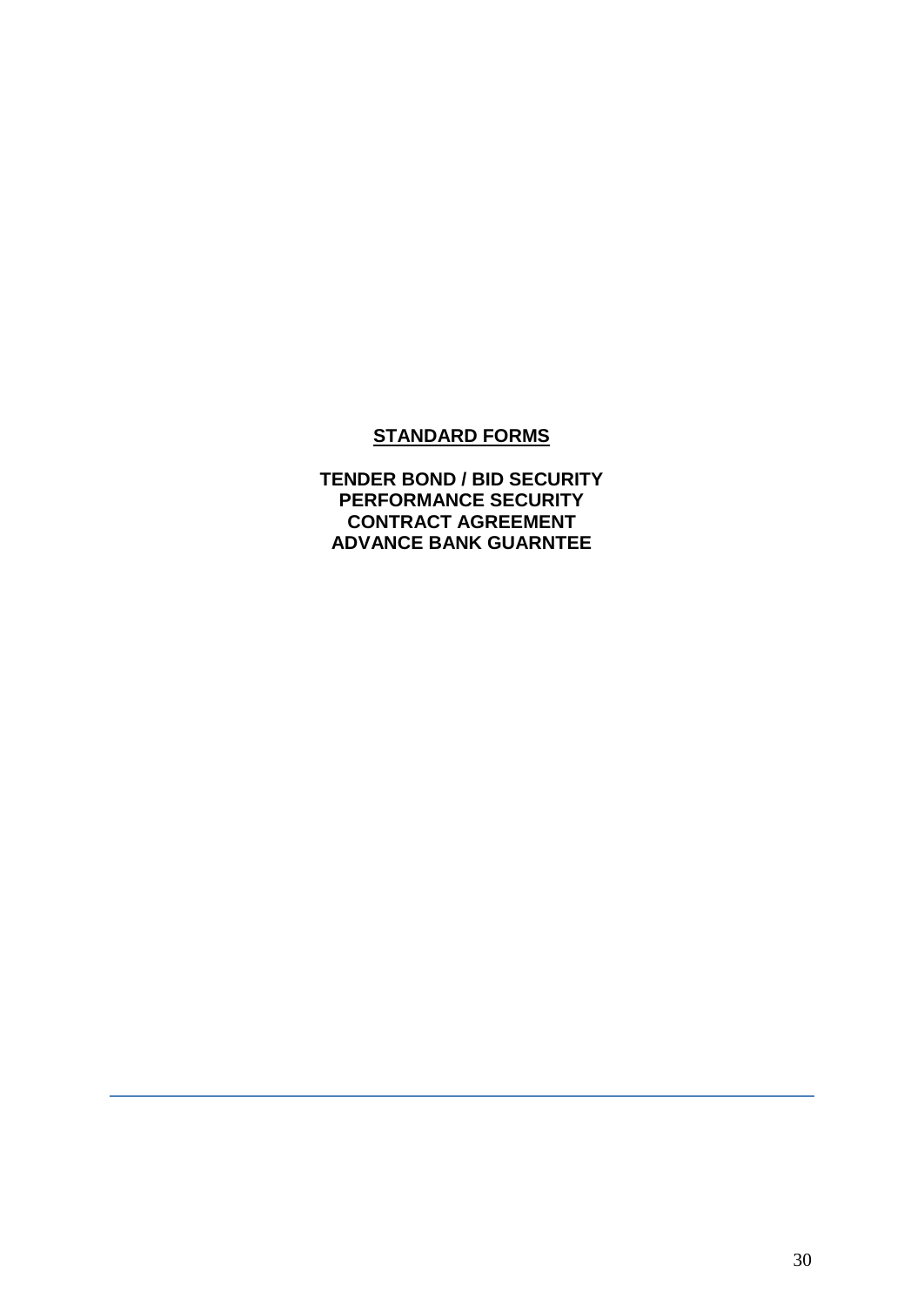## STANDARD FORMS

**TENDER BOND / BID SECURITY**
**PERFORMANCE SECURITY**
**CONTRACT AGREEMENT**
**ADVANCE BANK GUARNTEE**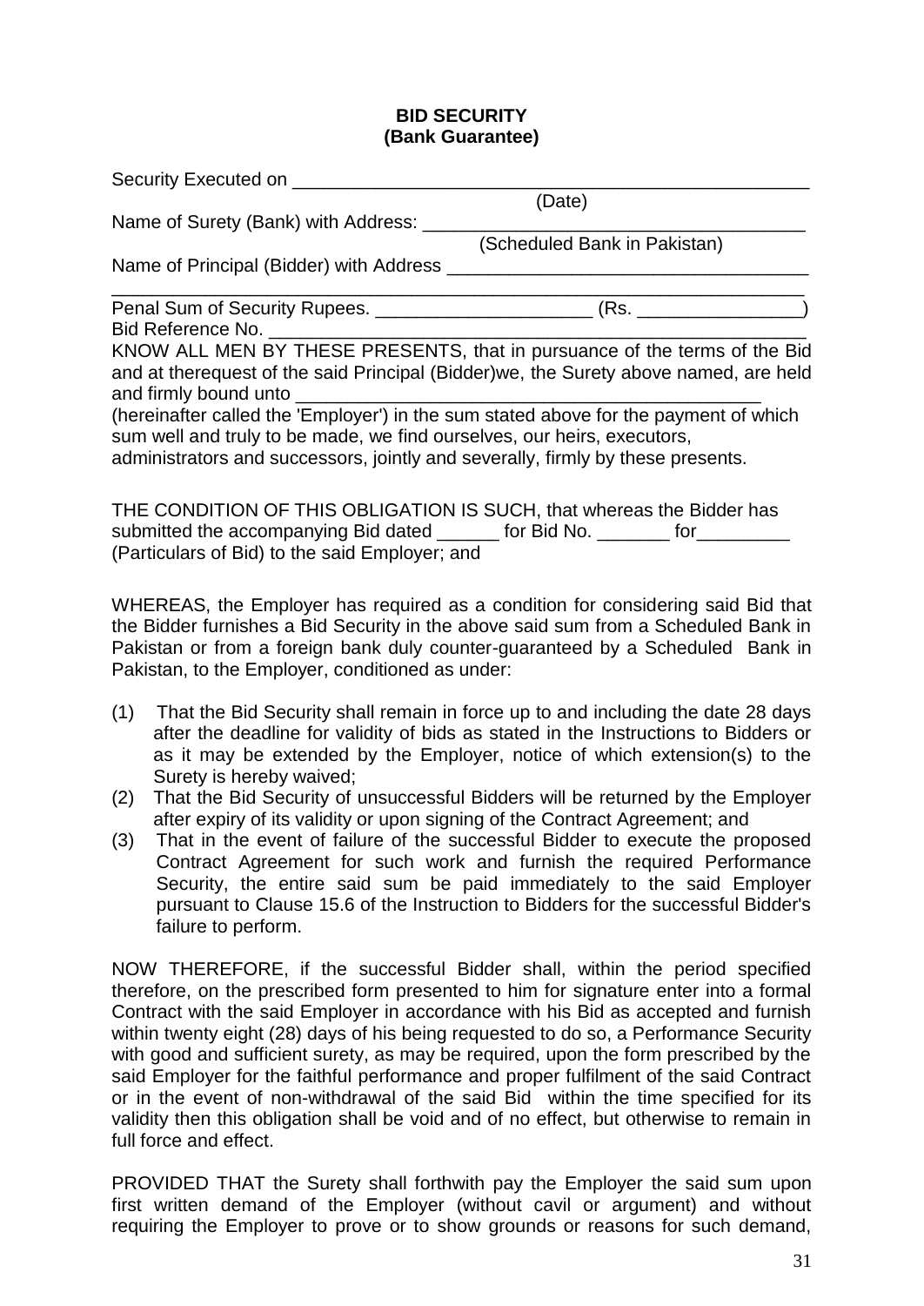**BID SECURITY**
**(Bank Guarantee)**

Security Executed on ______________________________________________
(Date)

Name of Surety (Bank) with Address: __________________________________
(Scheduled Bank in Pakistan)

Name of Principal (Bidder) with Address ________________________________
______________________________________________________________

Penal Sum of Security Rupees. ____________________ (Rs. _______________)

Bid Reference No. ____________________________________________________

KNOW ALL MEN BY THESE PRESENTS, that in pursuance of the terms of the Bid and at therequest of the said Principal (Bidder)we, the Surety above named, are held and firmly bound unto ____________________________________________ (hereinafter called the 'Employer') in the sum stated above for the payment of which sum well and truly to be made, we find ourselves, our heirs, executors, administrators and successors, jointly and severally, firmly by these presents.

THE CONDITION OF THIS OBLIGATION IS SUCH, that whereas the Bidder has submitted the accompanying Bid dated ______ for Bid No. _______ for_________ (Particulars of Bid) to the said Employer; and

WHEREAS, the Employer has required as a condition for considering said Bid that the Bidder furnishes a Bid Security in the above said sum from a Scheduled Bank in Pakistan or from a foreign bank duly counter-guaranteed by a Scheduled Bank in Pakistan, to the Employer, conditioned as under:

(1) That the Bid Security shall remain in force up to and including the date 28 days after the deadline for validity of bids as stated in the Instructions to Bidders or as it may be extended by the Employer, notice of which extension(s) to the Surety is hereby waived;
(2) That the Bid Security of unsuccessful Bidders will be returned by the Employer after expiry of its validity or upon signing of the Contract Agreement; and
(3) That in the event of failure of the successful Bidder to execute the proposed Contract Agreement for such work and furnish the required Performance Security, the entire said sum be paid immediately to the said Employer pursuant to Clause 15.6 of the Instruction to Bidders for the successful Bidder's failure to perform.

NOW THEREFORE, if the successful Bidder shall, within the period specified therefore, on the prescribed form presented to him for signature enter into a formal Contract with the said Employer in accordance with his Bid as accepted and furnish within twenty eight (28) days of his being requested to do so, a Performance Security with good and sufficient surety, as may be required, upon the form prescribed by the said Employer for the faithful performance and proper fulfilment of the said Contract or in the event of non-withdrawal of the said Bid within the time specified for its validity then this obligation shall be void and of no effect, but otherwise to remain in full force and effect.

PROVIDED THAT the Surety shall forthwith pay the Employer the said sum upon first written demand of the Employer (without cavil or argument) and without requiring the Employer to prove or to show grounds or reasons for such demand,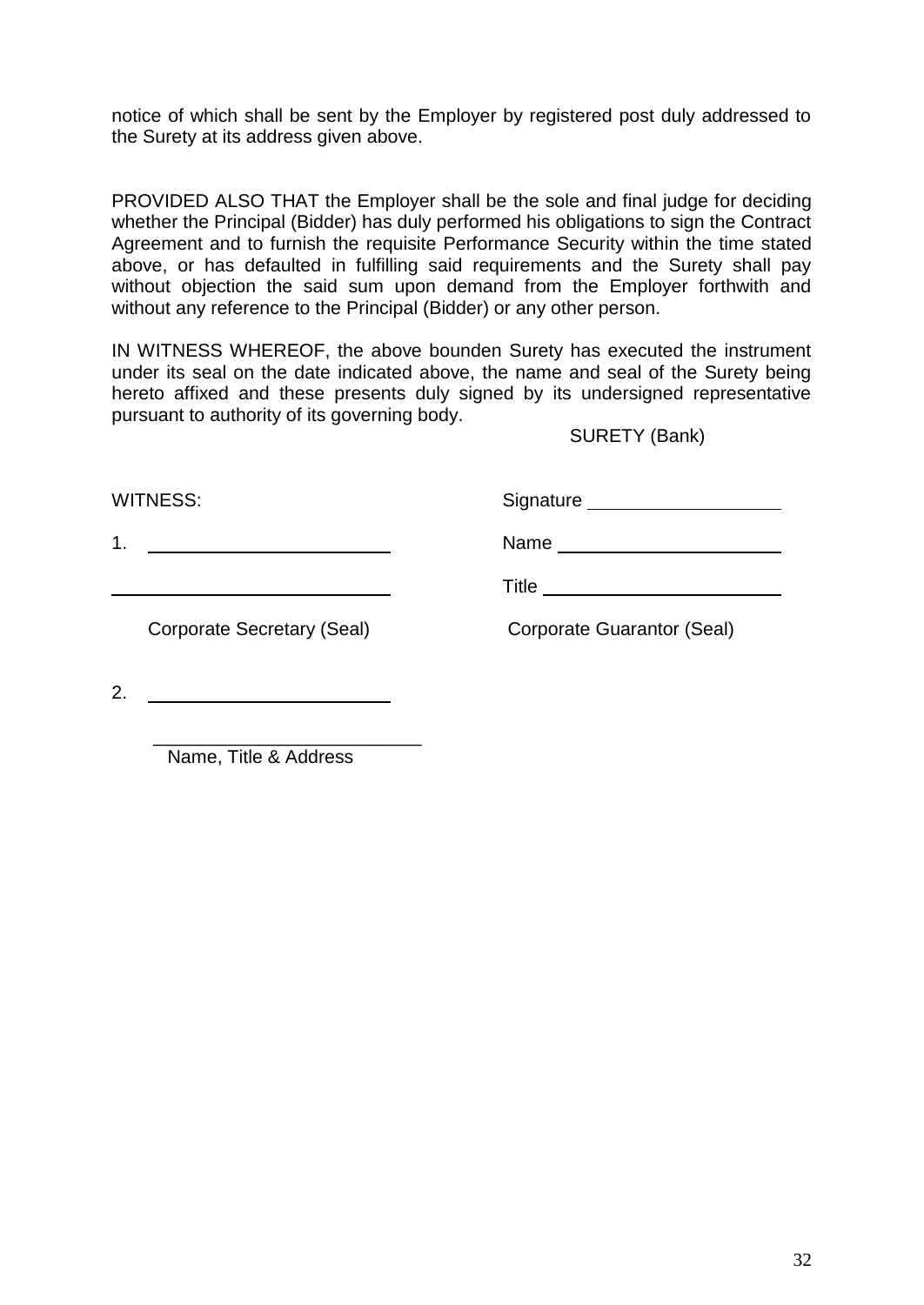notice of which shall be sent by the Employer by registered post duly addressed to the Surety at its address given above.

PROVIDED ALSO THAT the Employer shall be the sole and final judge for deciding whether the Principal (Bidder) has duly performed his obligations to sign the Contract Agreement and to furnish the requisite Performance Security within the time stated above, or has defaulted in fulfilling said requirements and the Surety shall pay without objection the said sum upon demand from the Employer forthwith and without any reference to the Principal (Bidder) or any other person.

IN WITNESS WHEREOF, the above bounden Surety has executed the instrument under its seal on the date indicated above, the name and seal of the Surety being hereto affixed and these presents duly signed by its undersigned representative pursuant to authority of its governing body.

SURETY (Bank)

WITNESS:

1. ______________________

______________________

Corporate Secretary (Seal)

2. ______________________

______________________

Name, Title & Address

Signature ______________________

Name ______________________

Title ______________________

Corporate Guarantor (Seal)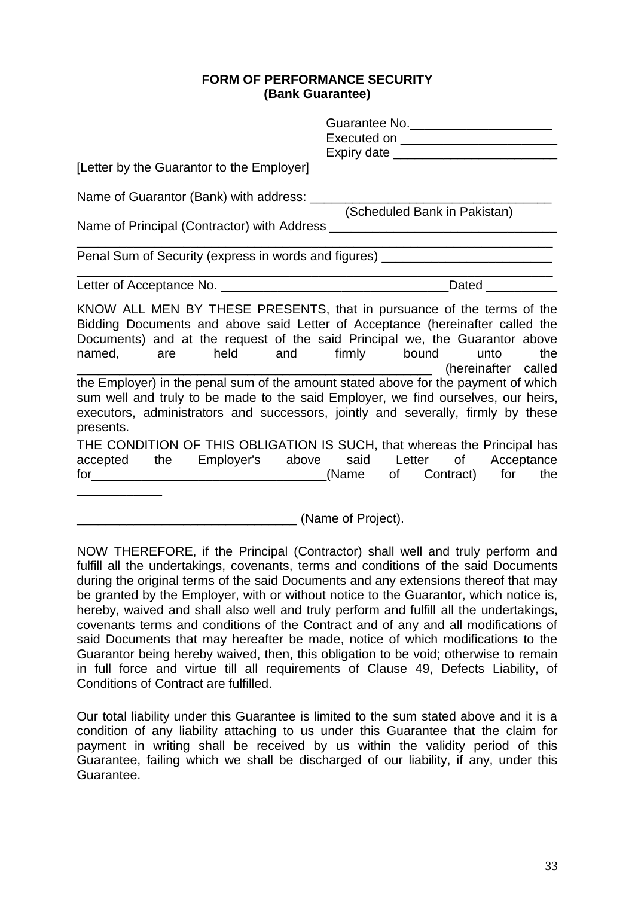**FORM OF PERFORMANCE SECURITY**
**(Bank Guarantee)**

Guarantee No.____________________
Executed on ______________________
Expiry date _______________________

[Letter by the Guarantor to the Employer]

Name of Guarantor (Bank) with address: ________________________________
(Scheduled Bank in Pakistan)

Name of Principal (Contractor) with Address ________________________________
___________________________________________________________________

Penal Sum of Security (express in words and figures) _______________________
___________________________________________________________________

Letter of Acceptance No. _______________________________Dated __________

KNOW ALL MEN BY THESE PRESENTS, that in pursuance of the terms of the Bidding Documents and above said Letter of Acceptance (hereinafter called the Documents) and at the request of the said Principal we, the Guarantor above named, are held and firmly bound unto the ______________________________________________ (hereinafter called the Employer) in the penal sum of the amount stated above for the payment of which sum well and truly to be made to the said Employer, we find ourselves, our heirs, executors, administrators and successors, jointly and severally, firmly by these presents.

THE CONDITION OF THIS OBLIGATION IS SUCH, that whereas the Principal has accepted the Employer's above said Letter of Acceptance for________________________________(Name of Contract) for the ____________

______________________________ (Name of Project).

NOW THEREFORE, if the Principal (Contractor) shall well and truly perform and fulfill all the undertakings, covenants, terms and conditions of the said Documents during the original terms of the said Documents and any extensions thereof that may be granted by the Employer, with or without notice to the Guarantor, which notice is, hereby, waived and shall also well and truly perform and fulfill all the undertakings, covenants terms and conditions of the Contract and of any and all modifications of said Documents that may hereafter be made, notice of which modifications to the Guarantor being hereby waived, then, this obligation to be void; otherwise to remain in full force and virtue till all requirements of Clause 49, Defects Liability, of Conditions of Contract are fulfilled.

Our total liability under this Guarantee is limited to the sum stated above and it is a condition of any liability attaching to us under this Guarantee that the claim for payment in writing shall be received by us within the validity period of this Guarantee, failing which we shall be discharged of our liability, if any, under this Guarantee.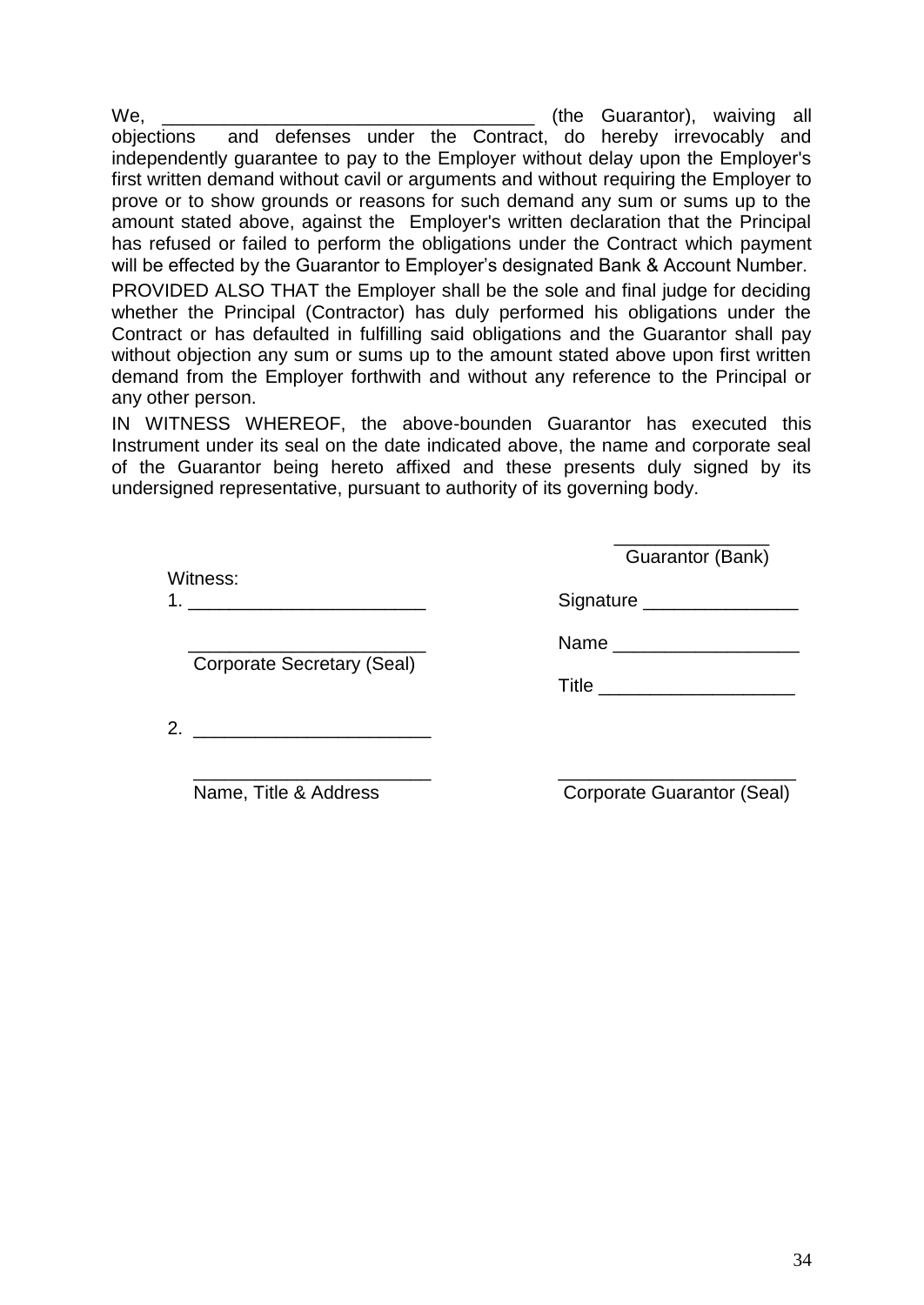We, ___________________________________ (the Guarantor), waiving all objections and defenses under the Contract, do hereby irrevocably and independently guarantee to pay to the Employer without delay upon the Employer's first written demand without cavil or arguments and without requiring the Employer to prove or to show grounds or reasons for such demand any sum or sums up to the amount stated above, against the Employer's written declaration that the Principal has refused or failed to perform the obligations under the Contract which payment will be effected by the Guarantor to Employer's designated Bank & Account Number.

PROVIDED ALSO THAT the Employer shall be the sole and final judge for deciding whether the Principal (Contractor) has duly performed his obligations under the Contract or has defaulted in fulfilling said obligations and the Guarantor shall pay without objection any sum or sums up to the amount stated above upon first written demand from the Employer forthwith and without any reference to the Principal or any other person.

IN WITNESS WHEREOF, the above-bounden Guarantor has executed this Instrument under its seal on the date indicated above, the name and corporate seal of the Guarantor being hereto affixed and these presents duly signed by its undersigned representative, pursuant to authority of its governing body.

_______________
Guarantor (Bank)

Witness:

1. _______________________

_______________________
Corporate Secretary (Seal)

2. _______________________

_______________________
Name, Title & Address

Signature _______________

Name __________________

Title ___________________

_______________________
Corporate Guarantor (Seal)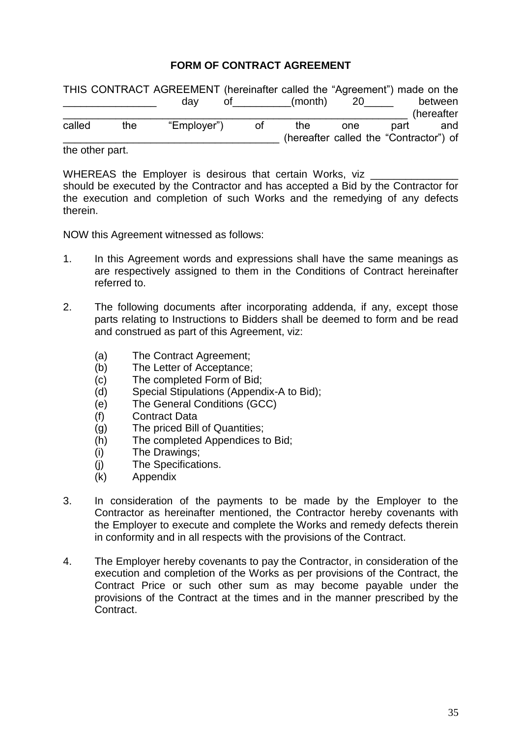**FORM OF CONTRACT AGREEMENT**

THIS CONTRACT AGREEMENT (hereinafter called the "Agreement") made on the ________________ day of__________(month) 20_____ between ___________________________________________________________ (hereafter called the "Employer") of the one part and _____________________________________ (hereafter called the "Contractor") of the other part.

WHEREAS the Employer is desirous that certain Works, viz _______________ should be executed by the Contractor and has accepted a Bid by the Contractor for the execution and completion of such Works and the remedying of any defects therein.

NOW this Agreement witnessed as follows:

1. In this Agreement words and expressions shall have the same meanings as are respectively assigned to them in the Conditions of Contract hereinafter referred to.

2. The following documents after incorporating addenda, if any, except those parts relating to Instructions to Bidders shall be deemed to form and be read and construed as part of this Agreement, viz:

   (a) The Contract Agreement;
   (b) The Letter of Acceptance;
   (c) The completed Form of Bid;
   (d) Special Stipulations (Appendix-A to Bid);
   (e) The General Conditions (GCC)
   (f) Contract Data
   (g) The priced Bill of Quantities;
   (h) The completed Appendices to Bid;
   (i) The Drawings;
   (j) The Specifications.
   (k) Appendix

3. In consideration of the payments to be made by the Employer to the Contractor as hereinafter mentioned, the Contractor hereby covenants with the Employer to execute and complete the Works and remedy defects therein in conformity and in all respects with the provisions of the Contract.

4. The Employer hereby covenants to pay the Contractor, in consideration of the execution and completion of the Works as per provisions of the Contract, the Contract Price or such other sum as may become payable under the provisions of the Contract at the times and in the manner prescribed by the Contract.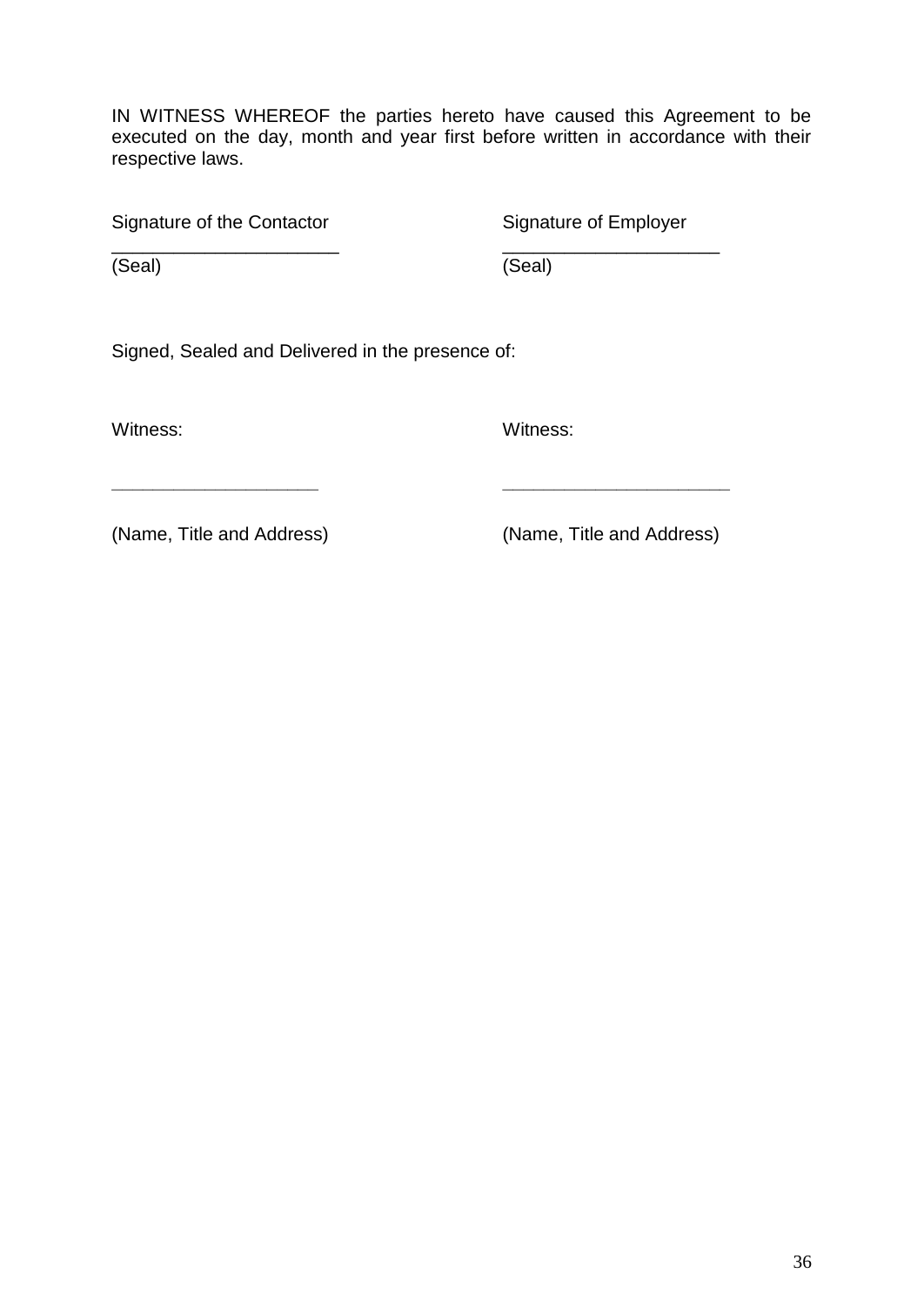IN WITNESS WHEREOF the parties hereto have caused this Agreement to be executed on the day, month and year first before written in accordance with their respective laws.

| Signature of the Contactor | Signature of Employer |
| --- | --- |
| ______________________ | _____________________ |
| (Seal) | (Seal) |

Signed, Sealed and Delivered in the presence of:

| Witness: | Witness: |
| --- | --- |
| ____________________ | ______________________ |
| (Name, Title and Address) | (Name, Title and Address) |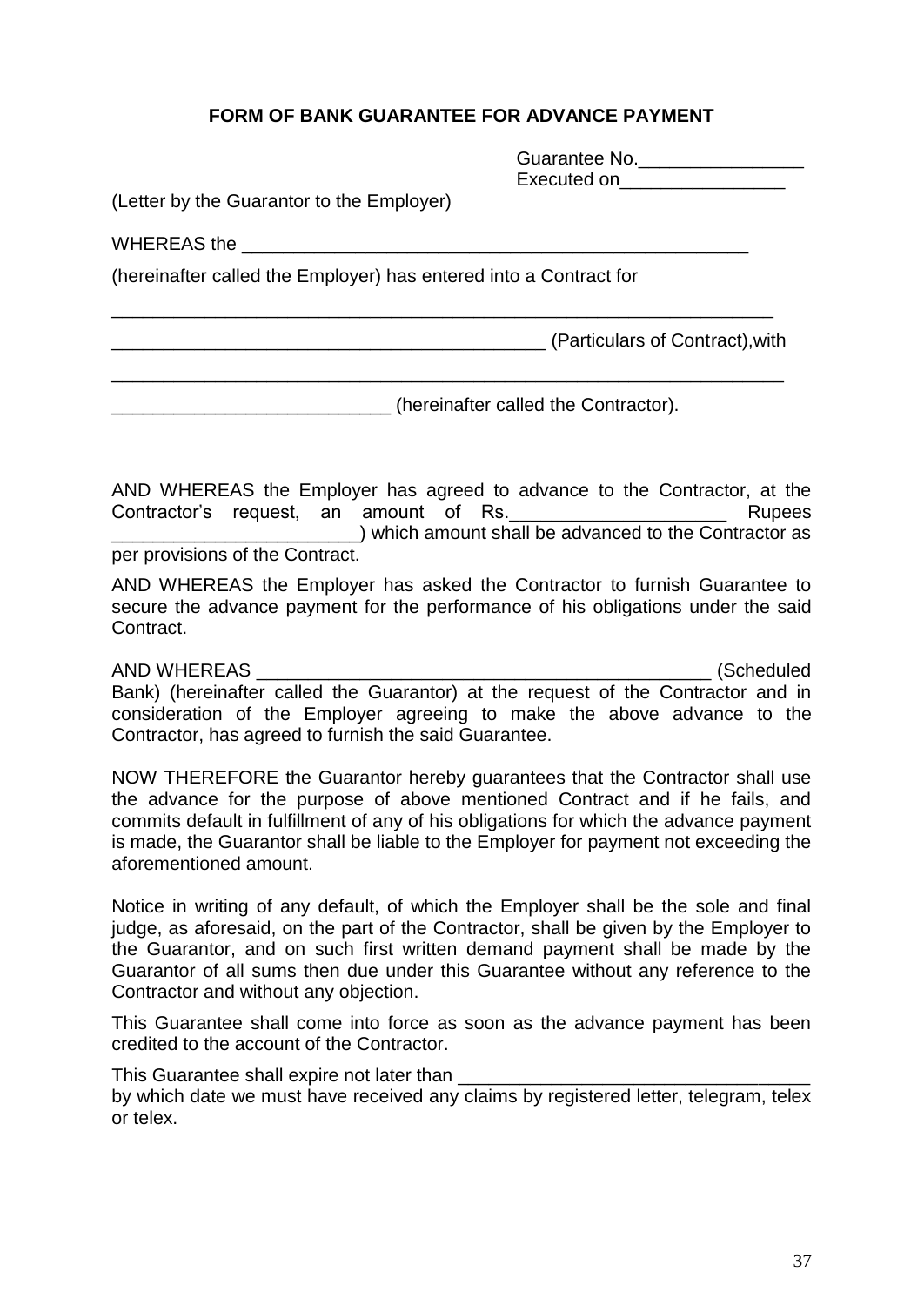## FORM OF BANK GUARANTEE FOR ADVANCE PAYMENT

Guarantee No.________________
Executed on________________

(Letter by the Guarantor to the Employer)

WHEREAS the ___________________________________________________

(hereinafter called the Employer) has entered into a Contract for

___________________________________________________________________

___________________________________________ (Particulars of Contract),with

___________________________________________________________________

___________________________ (hereinafter called the Contractor).

AND WHEREAS the Employer has agreed to advance to the Contractor, at the Contractor's request, an amount of Rs._____________________ Rupees ________________________) which amount shall be advanced to the Contractor as per provisions of the Contract.

AND WHEREAS the Employer has asked the Contractor to furnish Guarantee to secure the advance payment for the performance of his obligations under the said Contract.

AND WHEREAS _____________________________________________ (Scheduled Bank) (hereinafter called the Guarantor) at the request of the Contractor and in consideration of the Employer agreeing to make the above advance to the Contractor, has agreed to furnish the said Guarantee.

NOW THEREFORE the Guarantor hereby guarantees that the Contractor shall use the advance for the purpose of above mentioned Contract and if he fails, and commits default in fulfillment of any of his obligations for which the advance payment is made, the Guarantor shall be liable to the Employer for payment not exceeding the aforementioned amount.

Notice in writing of any default, of which the Employer shall be the sole and final judge, as aforesaid, on the part of the Contractor, shall be given by the Employer to the Guarantor, and on such first written demand payment shall be made by the Guarantor of all sums then due under this Guarantee without any reference to the Contractor and without any objection.

This Guarantee shall come into force as soon as the advance payment has been credited to the account of the Contractor.

This Guarantee shall expire not later than _________________________________ by which date we must have received any claims by registered letter, telegram, telex or telex.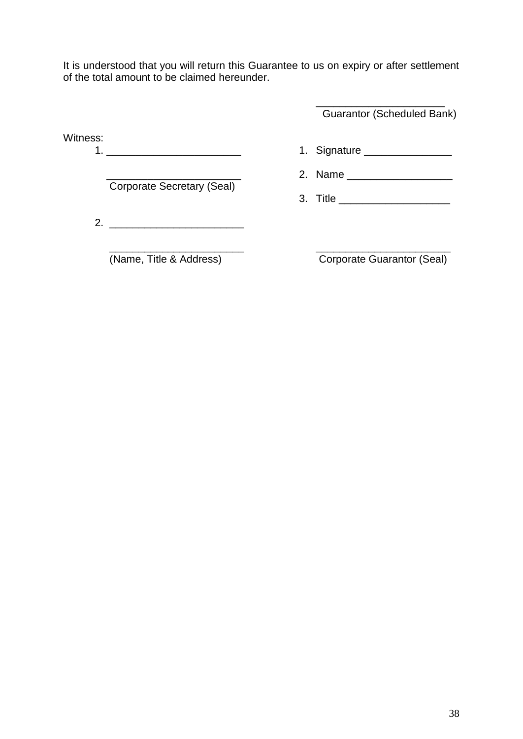It is understood that you will return this Guarantee to us on expiry or after settlement of the total amount to be claimed hereunder.

______________________
Guarantor (Scheduled Bank)

Witness:

1. ______________________

   ______________________
   Corporate Secretary (Seal)

2. ______________________

   ______________________
   (Name, Title & Address)

1. Signature _______________
2. Name __________________
3. Title ___________________

______________________
Corporate Guarantor (Seal)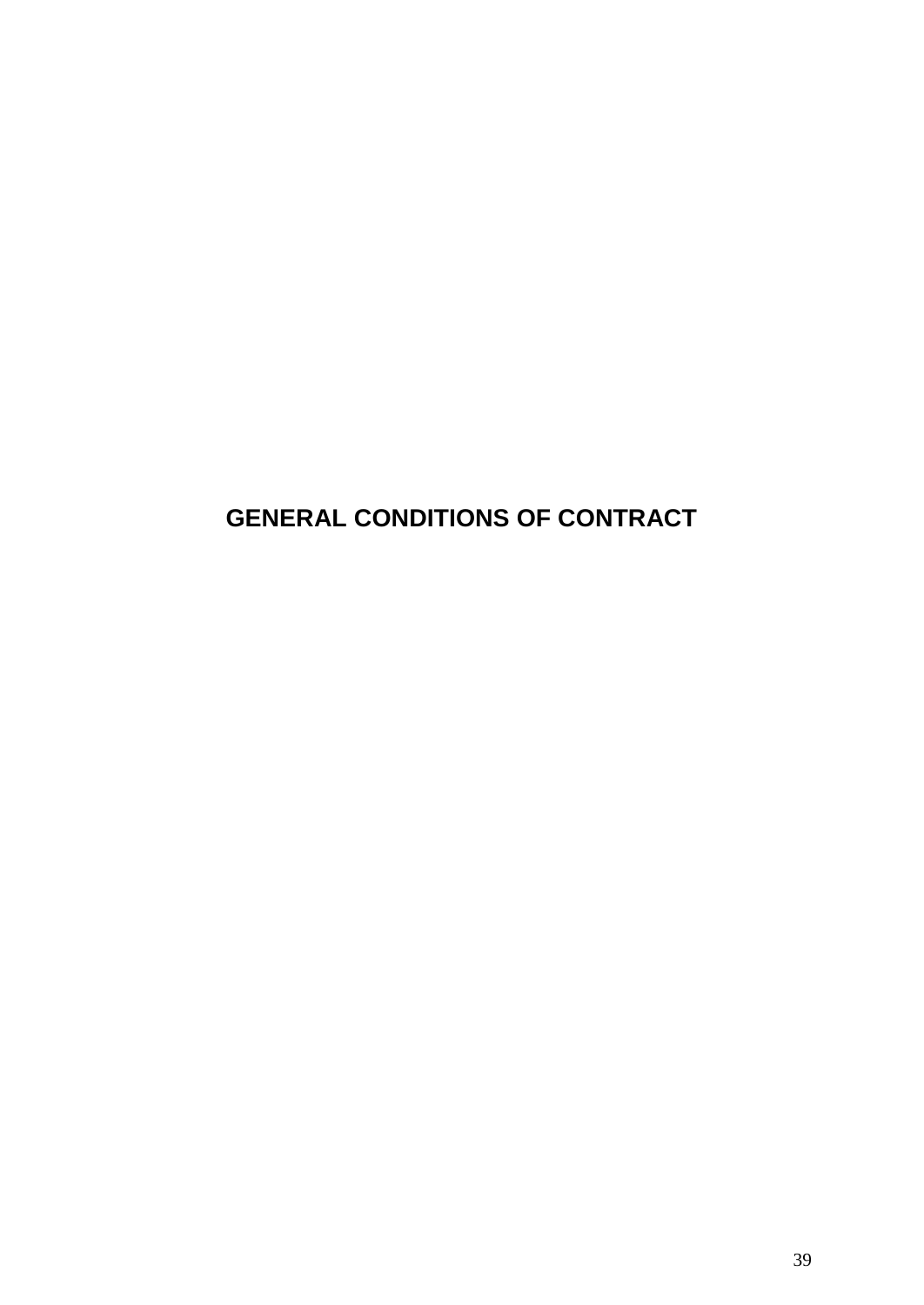# GENERAL CONDITIONS OF CONTRACT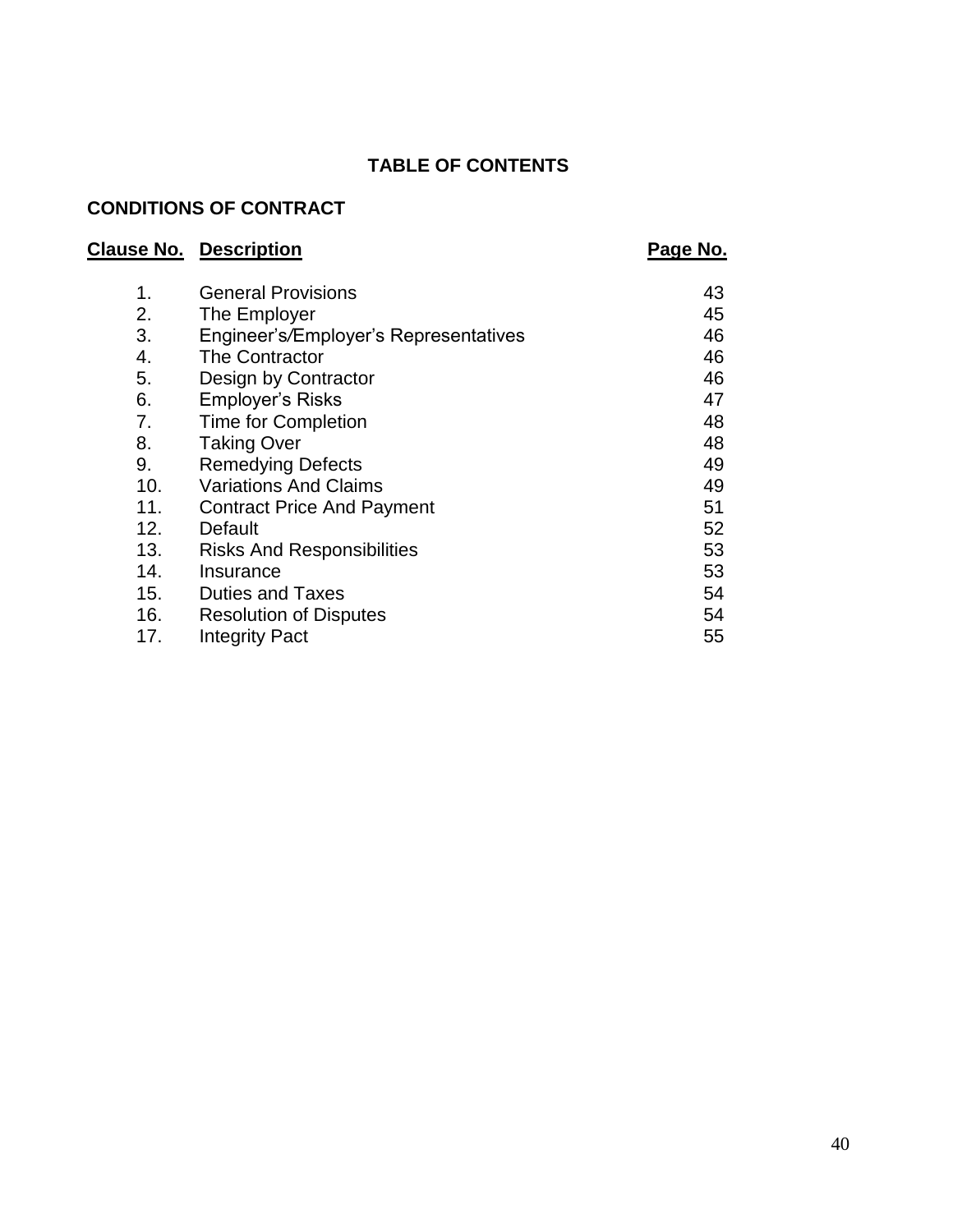## TABLE OF CONTENTS

### CONDITIONS OF CONTRACT

| Clause No. | Description | Page No. |
|---|---|---|
| 1. | General Provisions | 43 |
| 2. | The Employer | 45 |
| 3. | Engineer's/Employer's Representatives | 46 |
| 4. | The Contractor | 46 |
| 5. | Design by Contractor | 46 |
| 6. | Employer's Risks | 47 |
| 7. | Time for Completion | 48 |
| 8. | Taking Over | 48 |
| 9. | Remedying Defects | 49 |
| 10. | Variations And Claims | 49 |
| 11. | Contract Price And Payment | 51 |
| 12. | Default | 52 |
| 13. | Risks And Responsibilities | 53 |
| 14. | Insurance | 53 |
| 15. | Duties and Taxes | 54 |
| 16. | Resolution of Disputes | 54 |
| 17. | Integrity Pact | 55 |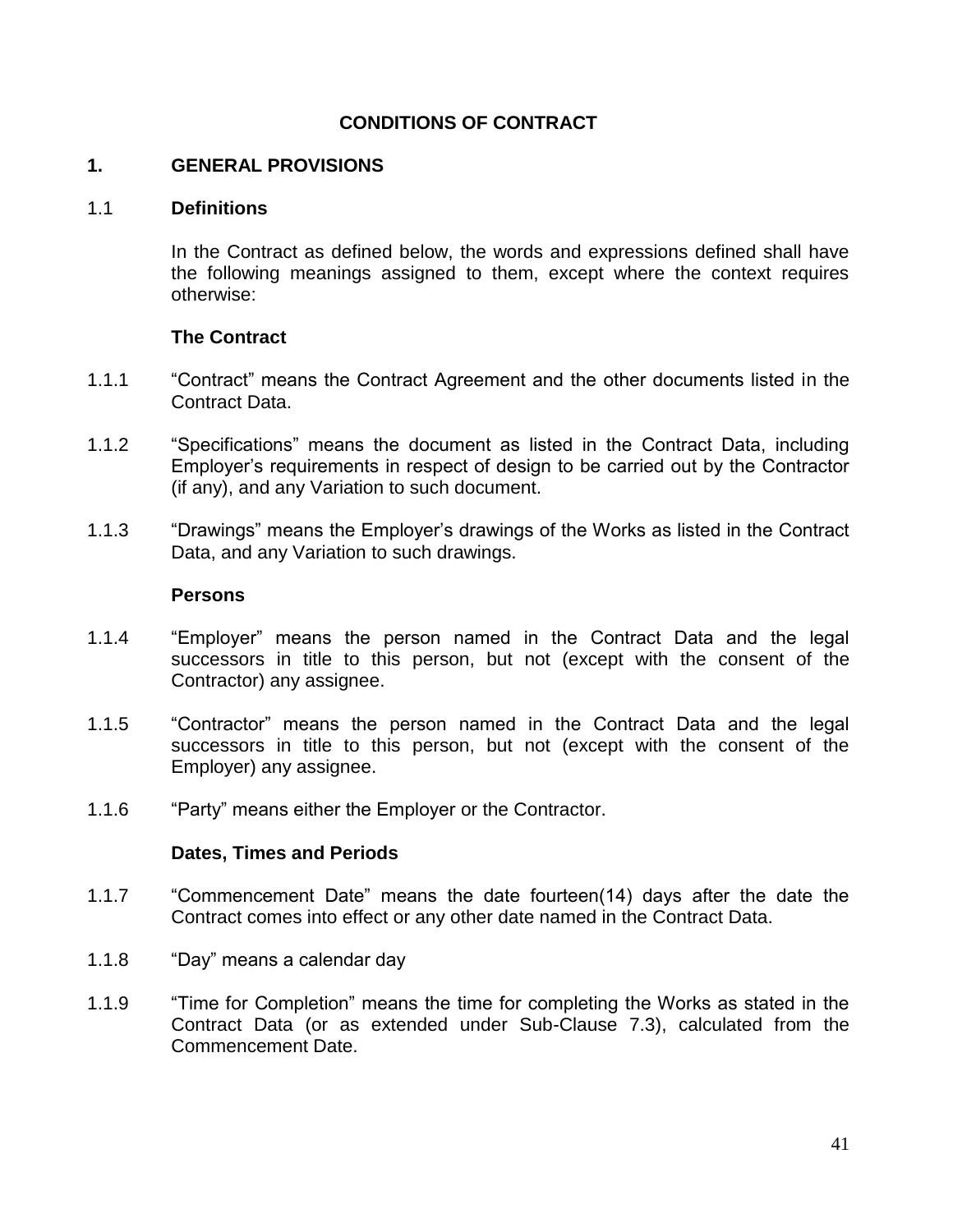# CONDITIONS OF CONTRACT

## 1. GENERAL PROVISIONS

### 1.1 Definitions

In the Contract as defined below, the words and expressions defined shall have the following meanings assigned to them, except where the context requires otherwise:

**The Contract**

1.1.1 "Contract" means the Contract Agreement and the other documents listed in the Contract Data.

1.1.2 "Specifications" means the document as listed in the Contract Data, including Employer's requirements in respect of design to be carried out by the Contractor (if any), and any Variation to such document.

1.1.3 "Drawings" means the Employer's drawings of the Works as listed in the Contract Data, and any Variation to such drawings.

**Persons**

1.1.4 "Employer" means the person named in the Contract Data and the legal successors in title to this person, but not (except with the consent of the Contractor) any assignee.

1.1.5 "Contractor" means the person named in the Contract Data and the legal successors in title to this person, but not (except with the consent of the Employer) any assignee.

1.1.6 "Party" means either the Employer or the Contractor.

**Dates, Times and Periods**

1.1.7 "Commencement Date" means the date fourteen(14) days after the date the Contract comes into effect or any other date named in the Contract Data.

1.1.8 "Day" means a calendar day

1.1.9 "Time for Completion" means the time for completing the Works as stated in the Contract Data (or as extended under Sub-Clause 7.3), calculated from the Commencement Date.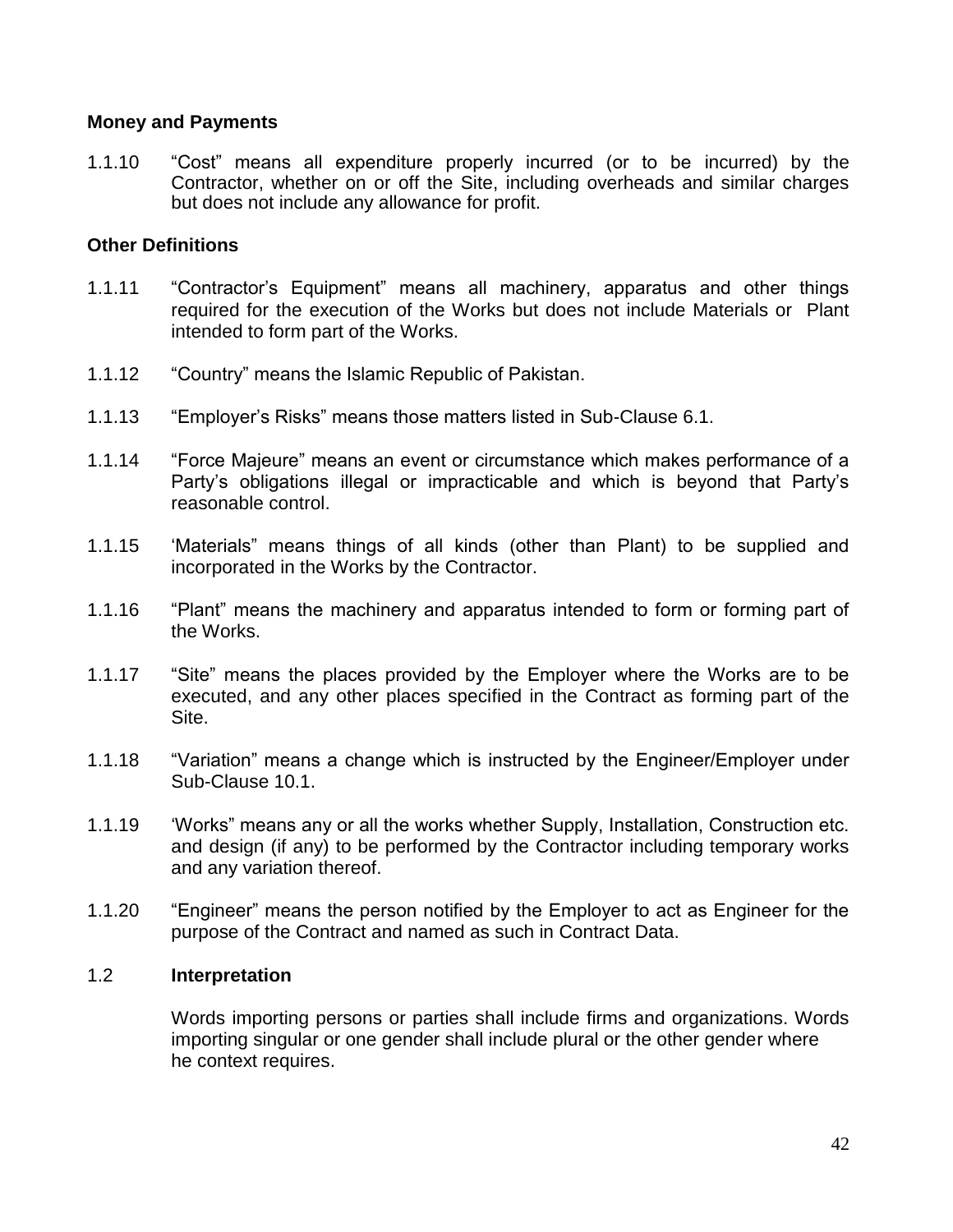**Money and Payments**

1.1.10 "Cost" means all expenditure properly incurred (or to be incurred) by the Contractor, whether on or off the Site, including overheads and similar charges but does not include any allowance for profit.

**Other Definitions**

1.1.11 "Contractor's Equipment" means all machinery, apparatus and other things required for the execution of the Works but does not include Materials or Plant intended to form part of the Works.

1.1.12 "Country" means the Islamic Republic of Pakistan.

1.1.13 "Employer's Risks" means those matters listed in Sub-Clause 6.1.

1.1.14 "Force Majeure" means an event or circumstance which makes performance of a Party's obligations illegal or impracticable and which is beyond that Party's reasonable control.

1.1.15 'Materials" means things of all kinds (other than Plant) to be supplied and incorporated in the Works by the Contractor.

1.1.16 "Plant" means the machinery and apparatus intended to form or forming part of the Works.

1.1.17 "Site" means the places provided by the Employer where the Works are to be executed, and any other places specified in the Contract as forming part of the Site.

1.1.18 "Variation" means a change which is instructed by the Engineer/Employer under Sub-Clause 10.1.

1.1.19 'Works" means any or all the works whether Supply, Installation, Construction etc. and design (if any) to be performed by the Contractor including temporary works and any variation thereof.

1.1.20 "Engineer" means the person notified by the Employer to act as Engineer for the purpose of the Contract and named as such in Contract Data.

1.2 **Interpretation**

Words importing persons or parties shall include firms and organizations. Words importing singular or one gender shall include plural or the other gender where he context requires.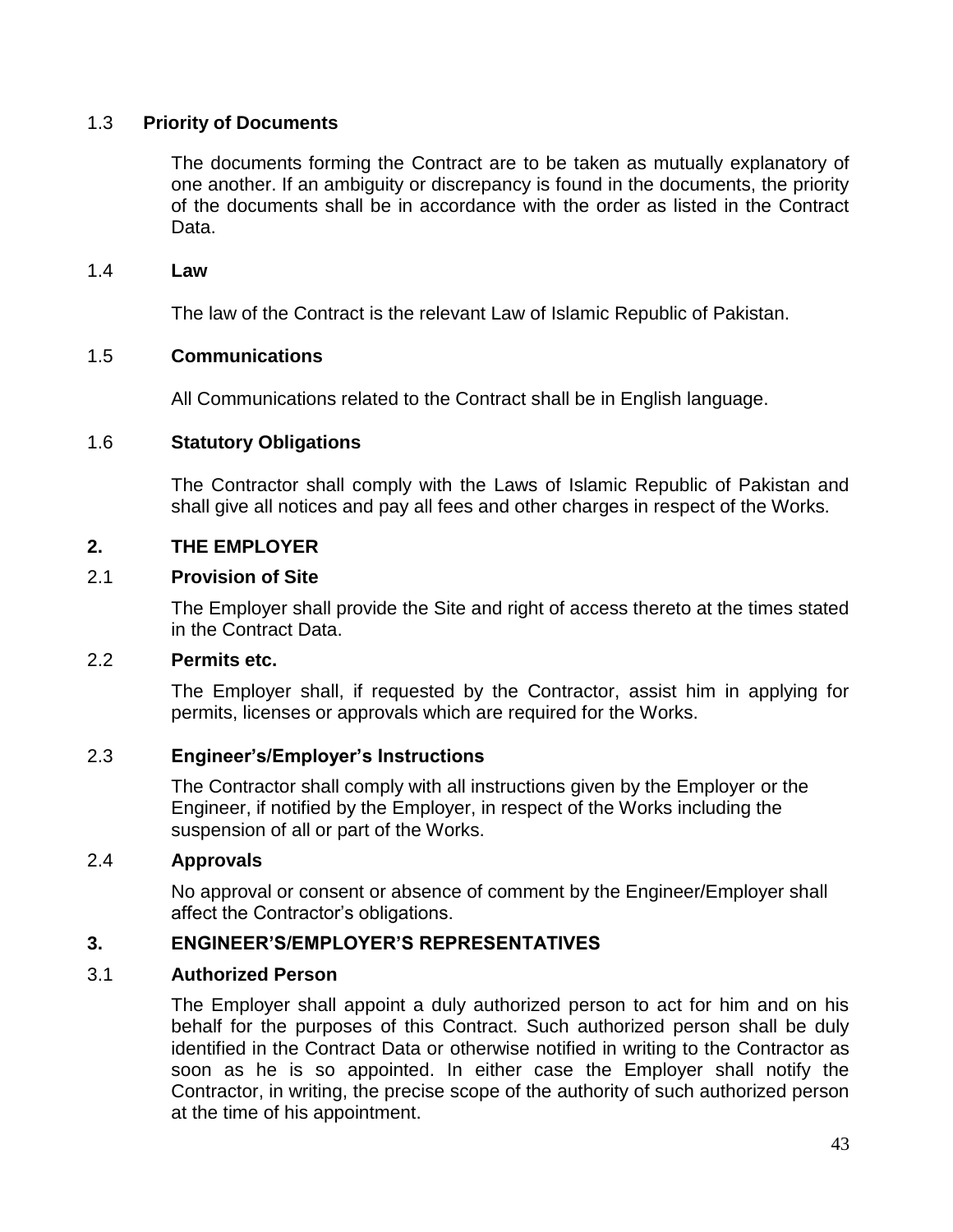### 1.3 Priority of Documents

The documents forming the Contract are to be taken as mutually explanatory of one another. If an ambiguity or discrepancy is found in the documents, the priority of the documents shall be in accordance with the order as listed in the Contract Data.

### 1.4 Law

The law of the Contract is the relevant Law of Islamic Republic of Pakistan.

### 1.5 Communications

All Communications related to the Contract shall be in English language.

### 1.6 Statutory Obligations

The Contractor shall comply with the Laws of Islamic Republic of Pakistan and shall give all notices and pay all fees and other charges in respect of the Works.

## 2. THE EMPLOYER

### 2.1 Provision of Site

The Employer shall provide the Site and right of access thereto at the times stated in the Contract Data.

### 2.2 Permits etc.

The Employer shall, if requested by the Contractor, assist him in applying for permits, licenses or approvals which are required for the Works.

### 2.3 Engineer's/Employer's Instructions

The Contractor shall comply with all instructions given by the Employer or the Engineer, if notified by the Employer, in respect of the Works including the suspension of all or part of the Works.

### 2.4 Approvals

No approval or consent or absence of comment by the Engineer/Employer shall affect the Contractor's obligations.

## 3. ENGINEER'S/EMPLOYER'S REPRESENTATIVES

### 3.1 Authorized Person

The Employer shall appoint a duly authorized person to act for him and on his behalf for the purposes of this Contract. Such authorized person shall be duly identified in the Contract Data or otherwise notified in writing to the Contractor as soon as he is so appointed. In either case the Employer shall notify the Contractor, in writing, the precise scope of the authority of such authorized person at the time of his appointment.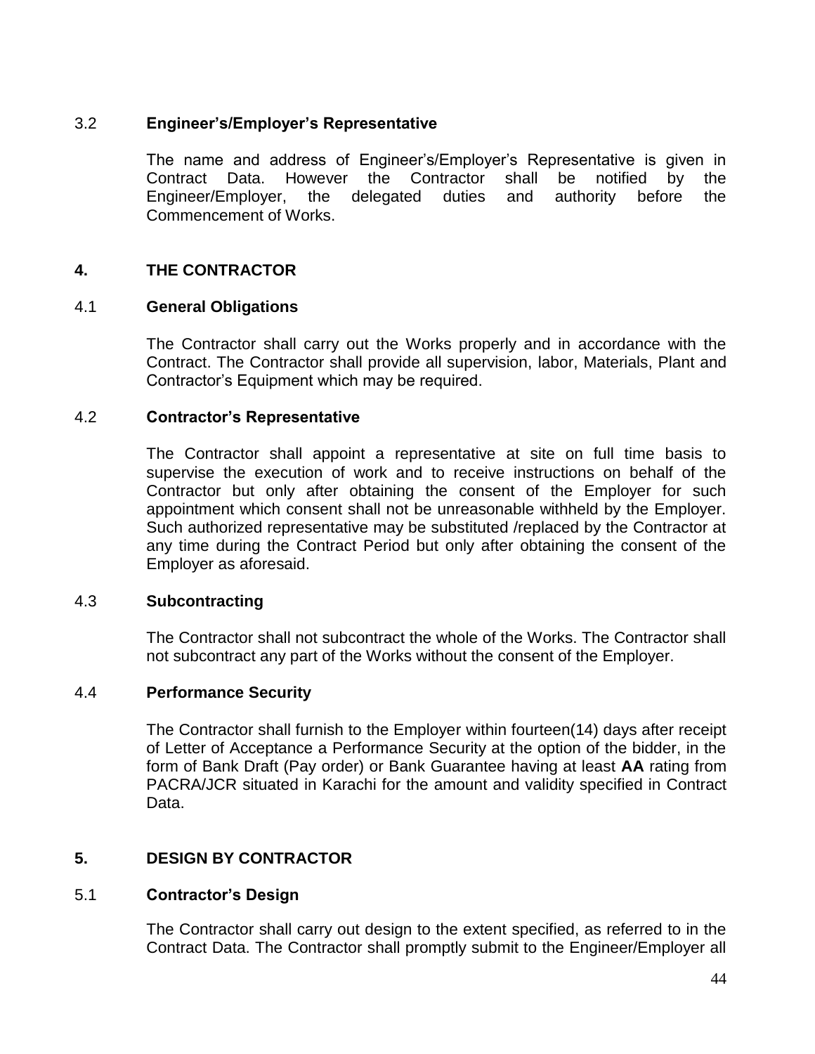### 3.2 Engineer's/Employer's Representative

The name and address of Engineer's/Employer's Representative is given in Contract Data. However the Contractor shall be notified by the Engineer/Employer, the delegated duties and authority before the Commencement of Works.

## 4. THE CONTRACTOR

### 4.1 General Obligations

The Contractor shall carry out the Works properly and in accordance with the Contract. The Contractor shall provide all supervision, labor, Materials, Plant and Contractor's Equipment which may be required.

### 4.2 Contractor's Representative

The Contractor shall appoint a representative at site on full time basis to supervise the execution of work and to receive instructions on behalf of the Contractor but only after obtaining the consent of the Employer for such appointment which consent shall not be unreasonable withheld by the Employer. Such authorized representative may be substituted /replaced by the Contractor at any time during the Contract Period but only after obtaining the consent of the Employer as aforesaid.

### 4.3 Subcontracting

The Contractor shall not subcontract the whole of the Works. The Contractor shall not subcontract any part of the Works without the consent of the Employer.

### 4.4 Performance Security

The Contractor shall furnish to the Employer within fourteen(14) days after receipt of Letter of Acceptance a Performance Security at the option of the bidder, in the form of Bank Draft (Pay order) or Bank Guarantee having at least **AA** rating from PACRA/JCR situated in Karachi for the amount and validity specified in Contract Data.

## 5. DESIGN BY CONTRACTOR

### 5.1 Contractor's Design

The Contractor shall carry out design to the extent specified, as referred to in the Contract Data. The Contractor shall promptly submit to the Engineer/Employer all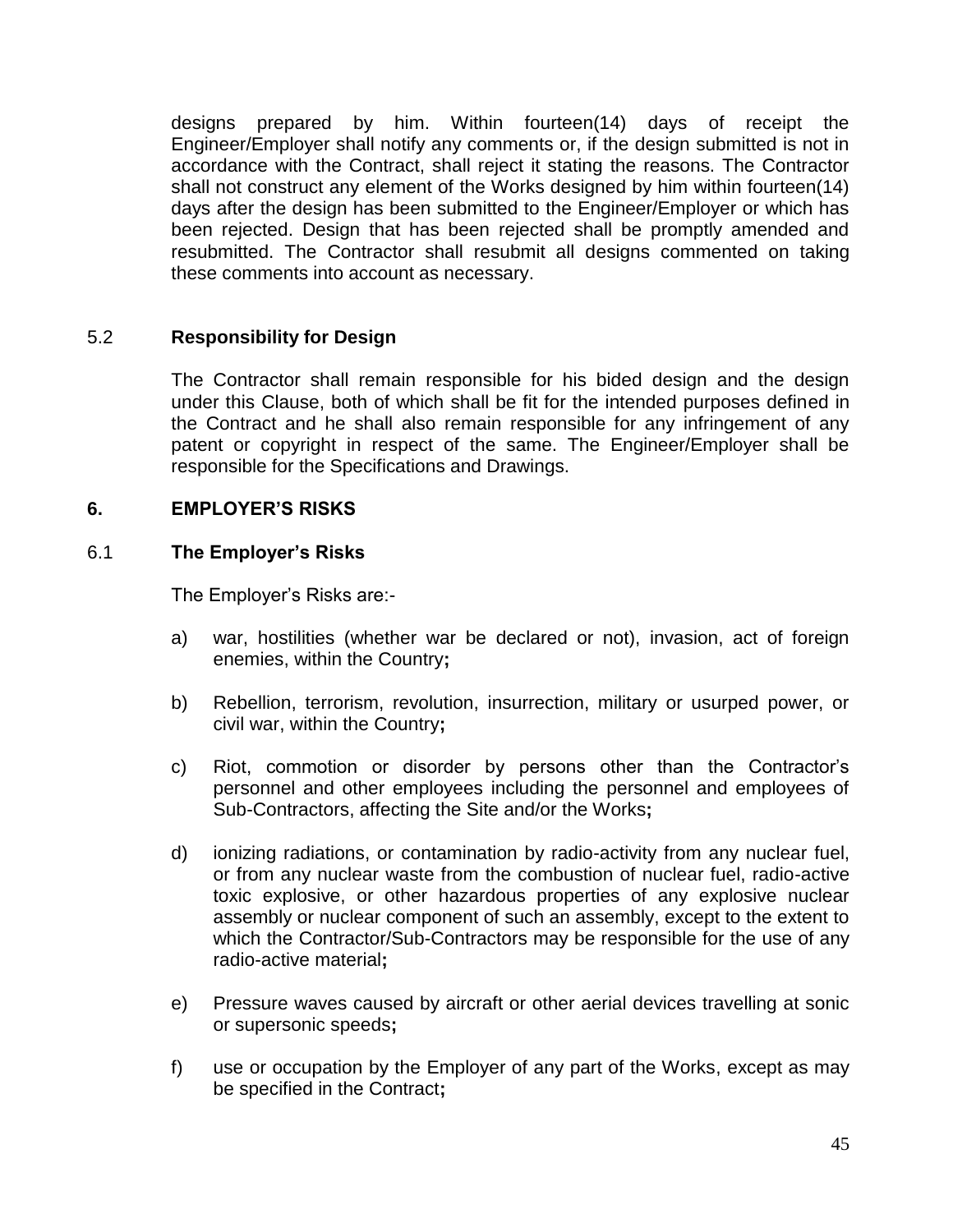designs prepared by him. Within fourteen(14) days of receipt the Engineer/Employer shall notify any comments or, if the design submitted is not in accordance with the Contract, shall reject it stating the reasons. The Contractor shall not construct any element of the Works designed by him within fourteen(14) days after the design has been submitted to the Engineer/Employer or which has been rejected. Design that has been rejected shall be promptly amended and resubmitted. The Contractor shall resubmit all designs commented on taking these comments into account as necessary.

### 5.2 Responsibility for Design

The Contractor shall remain responsible for his bided design and the design under this Clause, both of which shall be fit for the intended purposes defined in the Contract and he shall also remain responsible for any infringement of any patent or copyright in respect of the same. The Engineer/Employer shall be responsible for the Specifications and Drawings.

## 6. EMPLOYER'S RISKS

### 6.1 The Employer's Risks

The Employer's Risks are:-

a) war, hostilities (whether war be declared or not), invasion, act of foreign enemies, within the Country**;**

b) Rebellion, terrorism, revolution, insurrection, military or usurped power, or civil war, within the Country**;**

c) Riot, commotion or disorder by persons other than the Contractor's personnel and other employees including the personnel and employees of Sub-Contractors, affecting the Site and/or the Works**;**

d) ionizing radiations, or contamination by radio-activity from any nuclear fuel, or from any nuclear waste from the combustion of nuclear fuel, radio-active toxic explosive, or other hazardous properties of any explosive nuclear assembly or nuclear component of such an assembly, except to the extent to which the Contractor/Sub-Contractors may be responsible for the use of any radio-active material**;**

e) Pressure waves caused by aircraft or other aerial devices travelling at sonic or supersonic speeds**;**

f) use or occupation by the Employer of any part of the Works, except as may be specified in the Contract**;**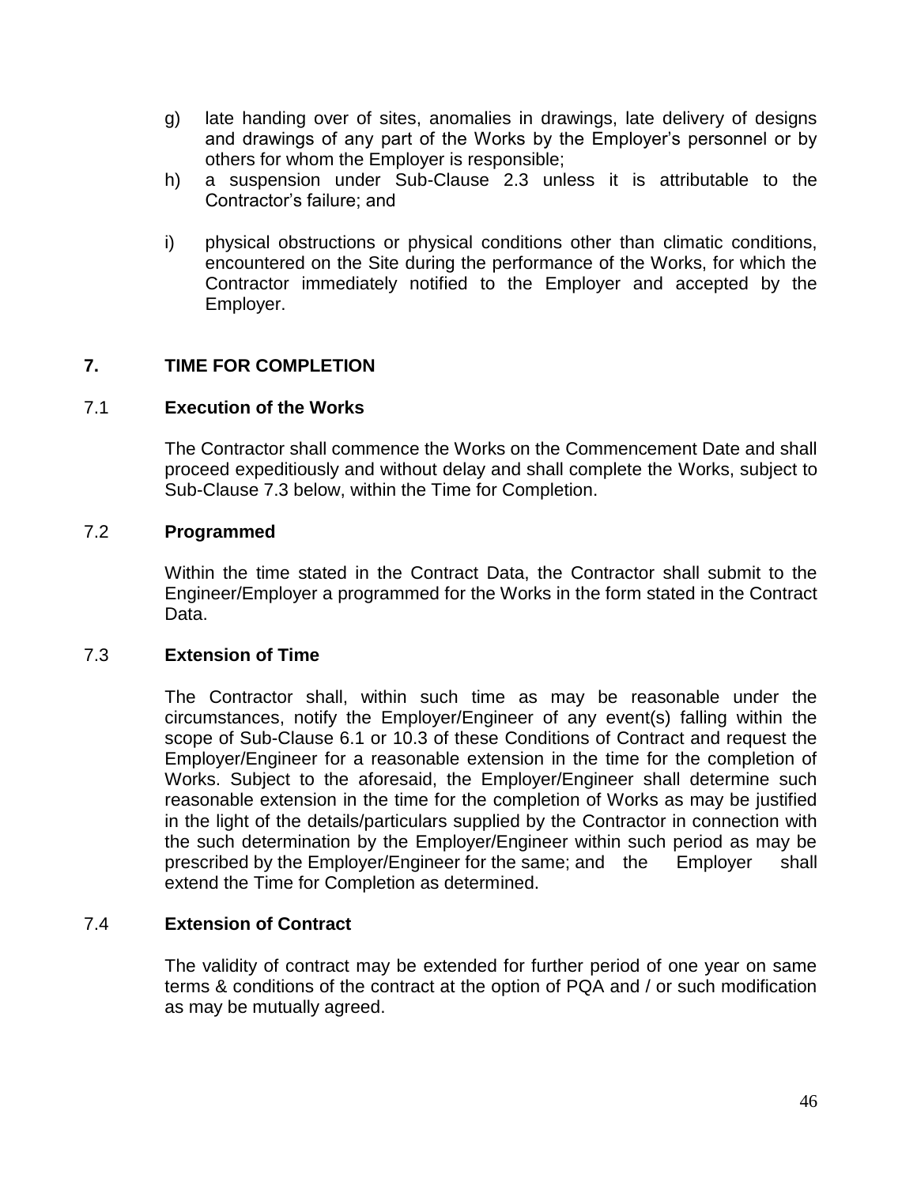g) late handing over of sites, anomalies in drawings, late delivery of designs and drawings of any part of the Works by the Employer's personnel or by others for whom the Employer is responsible;

h) a suspension under Sub-Clause 2.3 unless it is attributable to the Contractor's failure; and

i) physical obstructions or physical conditions other than climatic conditions, encountered on the Site during the performance of the Works, for which the Contractor immediately notified to the Employer and accepted by the Employer.

## 7. TIME FOR COMPLETION

### 7.1 Execution of the Works

The Contractor shall commence the Works on the Commencement Date and shall proceed expeditiously and without delay and shall complete the Works, subject to Sub-Clause 7.3 below, within the Time for Completion.

### 7.2 Programmed

Within the time stated in the Contract Data, the Contractor shall submit to the Engineer/Employer a programmed for the Works in the form stated in the Contract Data.

### 7.3 Extension of Time

The Contractor shall, within such time as may be reasonable under the circumstances, notify the Employer/Engineer of any event(s) falling within the scope of Sub-Clause 6.1 or 10.3 of these Conditions of Contract and request the Employer/Engineer for a reasonable extension in the time for the completion of Works. Subject to the aforesaid, the Employer/Engineer shall determine such reasonable extension in the time for the completion of Works as may be justified in the light of the details/particulars supplied by the Contractor in connection with the such determination by the Employer/Engineer within such period as may be prescribed by the Employer/Engineer for the same; and the Employer shall extend the Time for Completion as determined.

### 7.4 Extension of Contract

The validity of contract may be extended for further period of one year on same terms & conditions of the contract at the option of PQA and / or such modification as may be mutually agreed.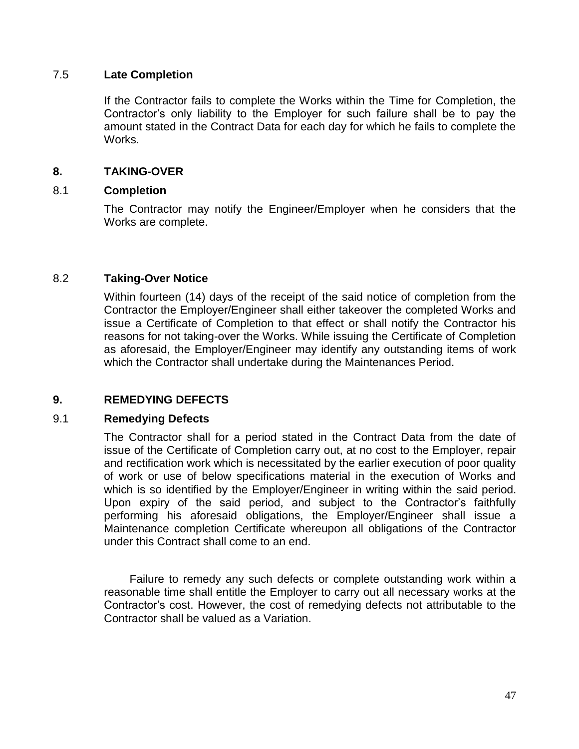### 7.5 **Late Completion**

If the Contractor fails to complete the Works within the Time for Completion, the Contractor's only liability to the Employer for such failure shall be to pay the amount stated in the Contract Data for each day for which he fails to complete the Works.

## 8. TAKING-OVER

### 8.1 **Completion**

The Contractor may notify the Engineer/Employer when he considers that the Works are complete.

### 8.2 **Taking-Over Notice**

Within fourteen (14) days of the receipt of the said notice of completion from the Contractor the Employer/Engineer shall either takeover the completed Works and issue a Certificate of Completion to that effect or shall notify the Contractor his reasons for not taking-over the Works. While issuing the Certificate of Completion as aforesaid, the Employer/Engineer may identify any outstanding items of work which the Contractor shall undertake during the Maintenances Period.

## 9. REMEDYING DEFECTS

### 9.1 **Remedying Defects**

The Contractor shall for a period stated in the Contract Data from the date of issue of the Certificate of Completion carry out, at no cost to the Employer, repair and rectification work which is necessitated by the earlier execution of poor quality of work or use of below specifications material in the execution of Works and which is so identified by the Employer/Engineer in writing within the said period. Upon expiry of the said period, and subject to the Contractor's faithfully performing his aforesaid obligations, the Employer/Engineer shall issue a Maintenance completion Certificate whereupon all obligations of the Contractor under this Contract shall come to an end.

Failure to remedy any such defects or complete outstanding work within a reasonable time shall entitle the Employer to carry out all necessary works at the Contractor's cost. However, the cost of remedying defects not attributable to the Contractor shall be valued as a Variation.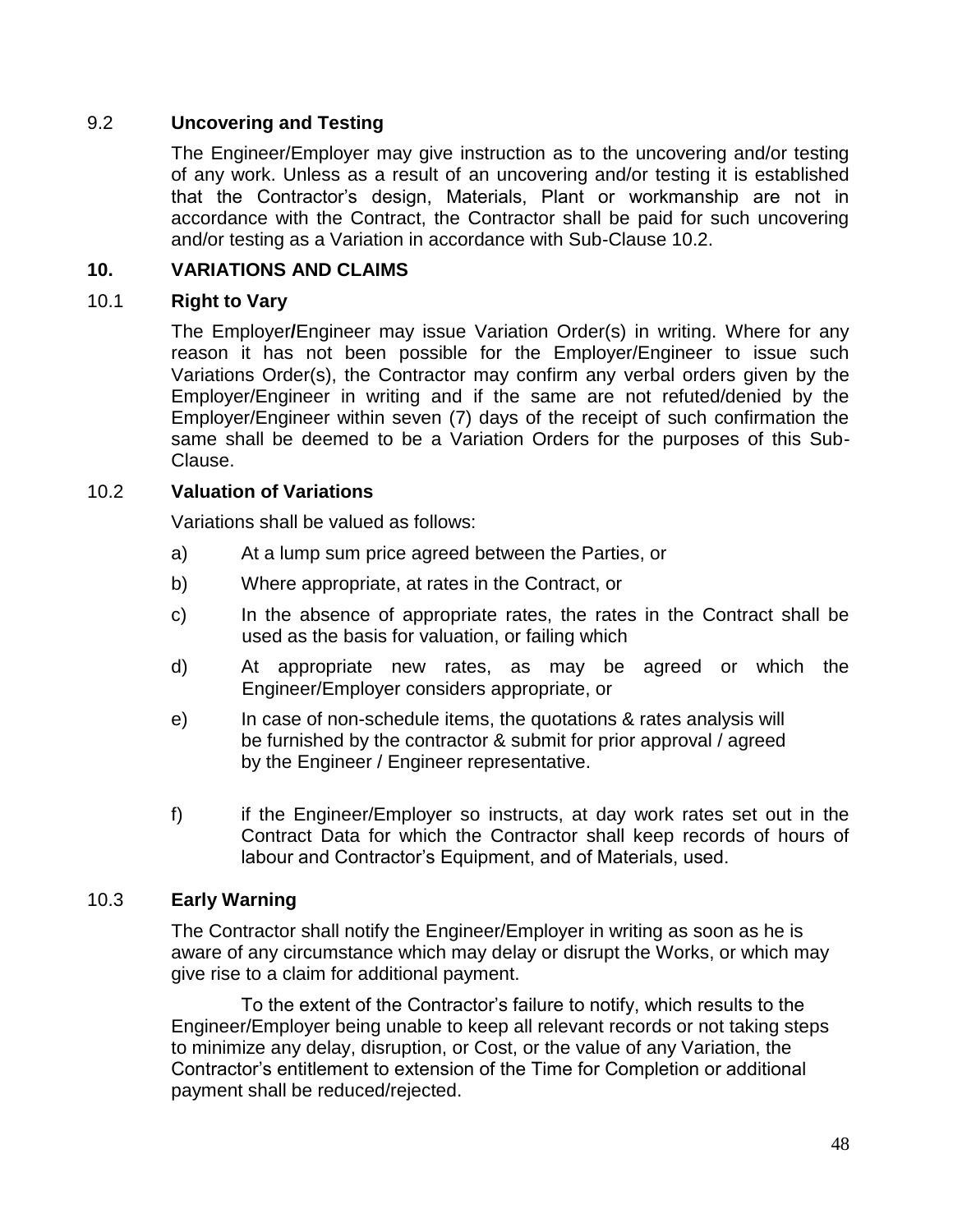### 9.2 **Uncovering and Testing**

The Engineer/Employer may give instruction as to the uncovering and/or testing of any work. Unless as a result of an uncovering and/or testing it is established that the Contractor's design, Materials, Plant or workmanship are not in accordance with the Contract, the Contractor shall be paid for such uncovering and/or testing as a Variation in accordance with Sub-Clause 10.2.

## 10. VARIATIONS AND CLAIMS

### 10.1 **Right to Vary**

The Employer**/**Engineer may issue Variation Order(s) in writing. Where for any reason it has not been possible for the Employer/Engineer to issue such Variations Order(s), the Contractor may confirm any verbal orders given by the Employer/Engineer in writing and if the same are not refuted/denied by the Employer/Engineer within seven (7) days of the receipt of such confirmation the same shall be deemed to be a Variation Orders for the purposes of this Sub-Clause.

### 10.2 **Valuation of Variations**

Variations shall be valued as follows:

a) At a lump sum price agreed between the Parties, or

b) Where appropriate, at rates in the Contract, or

c) In the absence of appropriate rates, the rates in the Contract shall be used as the basis for valuation, or failing which

d) At appropriate new rates, as may be agreed or which the Engineer/Employer considers appropriate, or

e) In case of non-schedule items, the quotations & rates analysis will be furnished by the contractor & submit for prior approval / agreed by the Engineer / Engineer representative.

f) if the Engineer/Employer so instructs, at day work rates set out in the Contract Data for which the Contractor shall keep records of hours of labour and Contractor's Equipment, and of Materials, used.

### 10.3 **Early Warning**

The Contractor shall notify the Engineer/Employer in writing as soon as he is aware of any circumstance which may delay or disrupt the Works, or which may give rise to a claim for additional payment.

To the extent of the Contractor's failure to notify, which results to the Engineer/Employer being unable to keep all relevant records or not taking steps to minimize any delay, disruption, or Cost, or the value of any Variation, the Contractor's entitlement to extension of the Time for Completion or additional payment shall be reduced/rejected.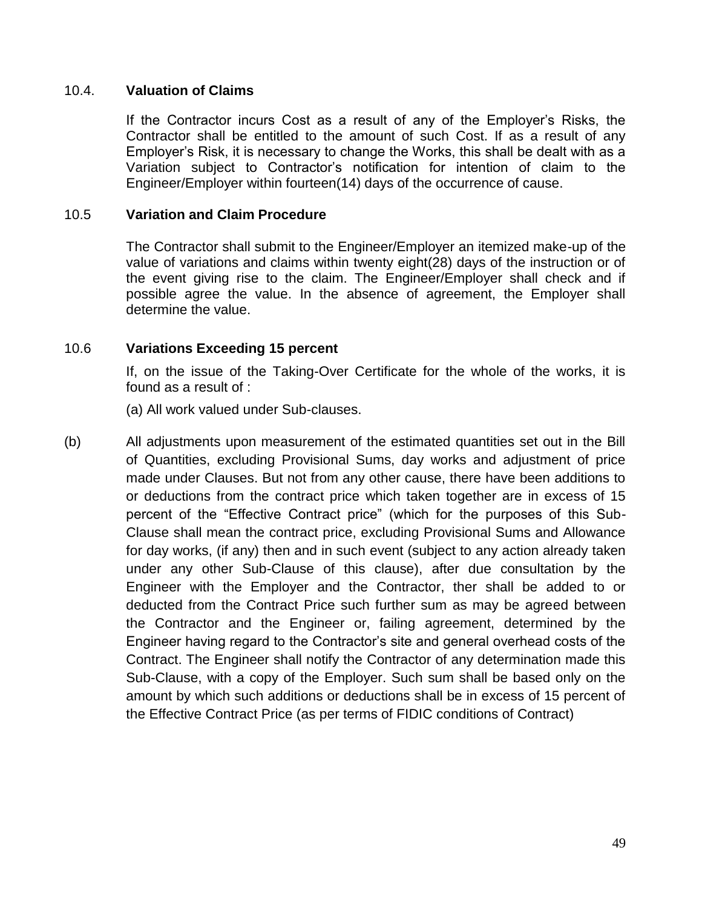### 10.4. Valuation of Claims

If the Contractor incurs Cost as a result of any of the Employer's Risks, the Contractor shall be entitled to the amount of such Cost. If as a result of any Employer's Risk, it is necessary to change the Works, this shall be dealt with as a Variation subject to Contractor's notification for intention of claim to the Engineer/Employer within fourteen(14) days of the occurrence of cause.

### 10.5 Variation and Claim Procedure

The Contractor shall submit to the Engineer/Employer an itemized make-up of the value of variations and claims within twenty eight(28) days of the instruction or of the event giving rise to the claim. The Engineer/Employer shall check and if possible agree the value. In the absence of agreement, the Employer shall determine the value.

### 10.6 Variations Exceeding 15 percent

If, on the issue of the Taking-Over Certificate for the whole of the works, it is found as a result of :

(a) All work valued under Sub-clauses.

(b) All adjustments upon measurement of the estimated quantities set out in the Bill of Quantities, excluding Provisional Sums, day works and adjustment of price made under Clauses. But not from any other cause, there have been additions to or deductions from the contract price which taken together are in excess of 15 percent of the "Effective Contract price" (which for the purposes of this Sub-Clause shall mean the contract price, excluding Provisional Sums and Allowance for day works, (if any) then and in such event (subject to any action already taken under any other Sub-Clause of this clause), after due consultation by the Engineer with the Employer and the Contractor, ther shall be added to or deducted from the Contract Price such further sum as may be agreed between the Contractor and the Engineer or, failing agreement, determined by the Engineer having regard to the Contractor's site and general overhead costs of the Contract. The Engineer shall notify the Contractor of any determination made this Sub-Clause, with a copy of the Employer. Such sum shall be based only on the amount by which such additions or deductions shall be in excess of 15 percent of the Effective Contract Price (as per terms of FIDIC conditions of Contract)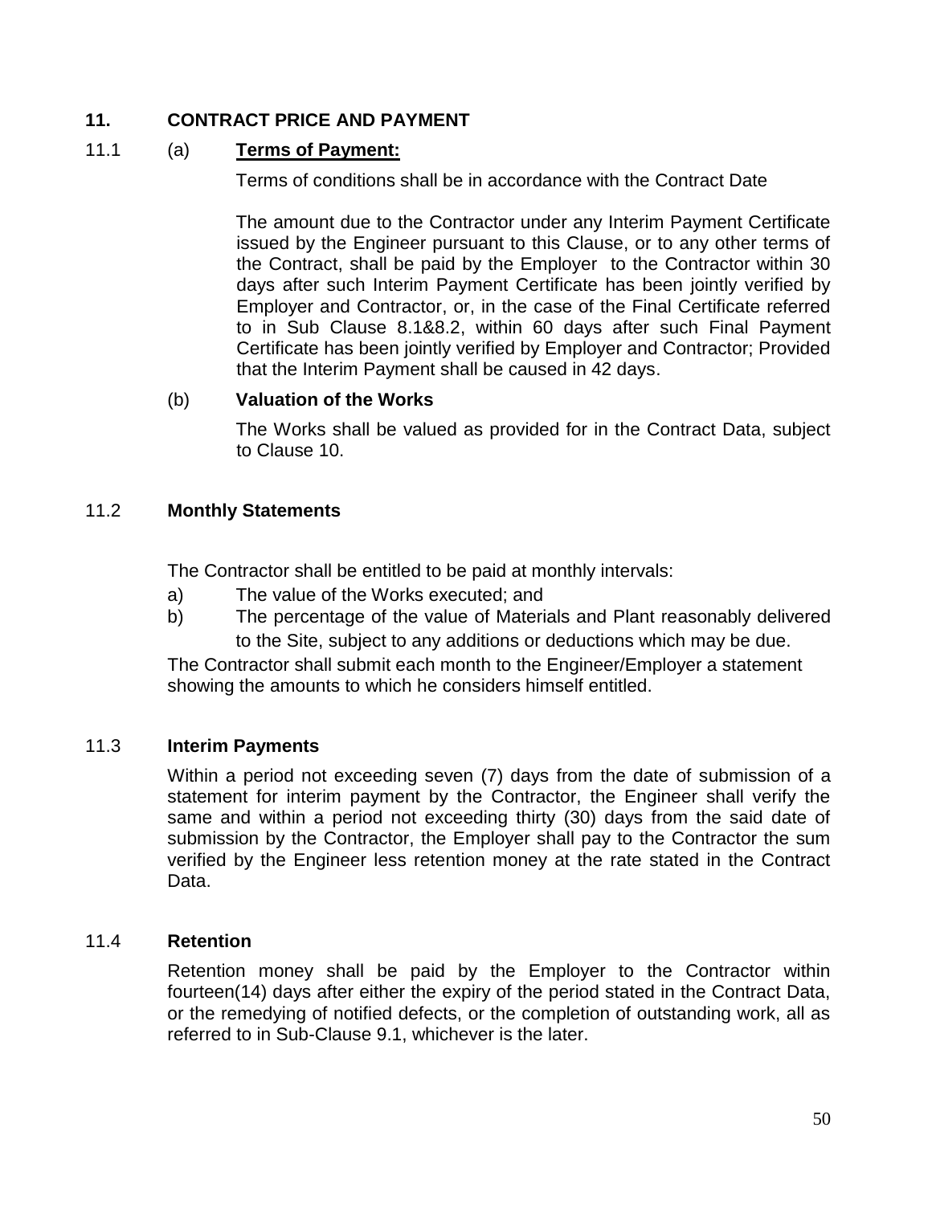## 11. CONTRACT PRICE AND PAYMENT

11.1 (a) **Terms of Payment:**

Terms of conditions shall be in accordance with the Contract Date

The amount due to the Contractor under any Interim Payment Certificate issued by the Engineer pursuant to this Clause, or to any other terms of the Contract, shall be paid by the Employer to the Contractor within 30 days after such Interim Payment Certificate has been jointly verified by Employer and Contractor, or, in the case of the Final Certificate referred to in Sub Clause 8.1&8.2, within 60 days after such Final Payment Certificate has been jointly verified by Employer and Contractor; Provided that the Interim Payment shall be caused in 42 days.

(b) **Valuation of the Works**

The Works shall be valued as provided for in the Contract Data, subject to Clause 10.

### 11.2 Monthly Statements

The Contractor shall be entitled to be paid at monthly intervals:

a) The value of the Works executed; and
b) The percentage of the value of Materials and Plant reasonably delivered to the Site, subject to any additions or deductions which may be due.

The Contractor shall submit each month to the Engineer/Employer a statement showing the amounts to which he considers himself entitled.

### 11.3 Interim Payments

Within a period not exceeding seven (7) days from the date of submission of a statement for interim payment by the Contractor, the Engineer shall verify the same and within a period not exceeding thirty (30) days from the said date of submission by the Contractor, the Employer shall pay to the Contractor the sum verified by the Engineer less retention money at the rate stated in the Contract Data.

### 11.4 Retention

Retention money shall be paid by the Employer to the Contractor within fourteen(14) days after either the expiry of the period stated in the Contract Data, or the remedying of notified defects, or the completion of outstanding work, all as referred to in Sub-Clause 9.1, whichever is the later.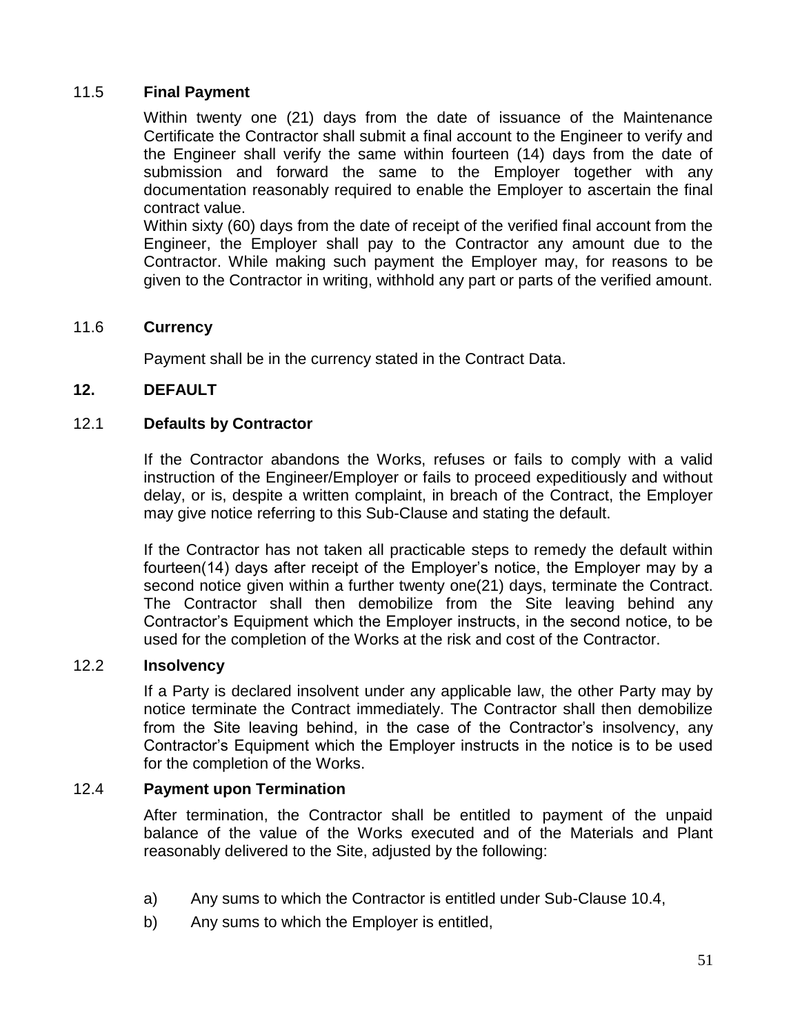### 11.5 Final Payment

Within twenty one (21) days from the date of issuance of the Maintenance Certificate the Contractor shall submit a final account to the Engineer to verify and the Engineer shall verify the same within fourteen (14) days from the date of submission and forward the same to the Employer together with any documentation reasonably required to enable the Employer to ascertain the final contract value.

Within sixty (60) days from the date of receipt of the verified final account from the Engineer, the Employer shall pay to the Contractor any amount due to the Contractor. While making such payment the Employer may, for reasons to be given to the Contractor in writing, withhold any part or parts of the verified amount.

### 11.6 Currency

Payment shall be in the currency stated in the Contract Data.

## 12. DEFAULT

### 12.1 Defaults by Contractor

If the Contractor abandons the Works, refuses or fails to comply with a valid instruction of the Engineer/Employer or fails to proceed expeditiously and without delay, or is, despite a written complaint, in breach of the Contract, the Employer may give notice referring to this Sub-Clause and stating the default.

If the Contractor has not taken all practicable steps to remedy the default within fourteen(14) days after receipt of the Employer's notice, the Employer may by a second notice given within a further twenty one(21) days, terminate the Contract. The Contractor shall then demobilize from the Site leaving behind any Contractor's Equipment which the Employer instructs, in the second notice, to be used for the completion of the Works at the risk and cost of the Contractor.

### 12.2 Insolvency

If a Party is declared insolvent under any applicable law, the other Party may by notice terminate the Contract immediately. The Contractor shall then demobilize from the Site leaving behind, in the case of the Contractor's insolvency, any Contractor's Equipment which the Employer instructs in the notice is to be used for the completion of the Works.

### 12.4 Payment upon Termination

After termination, the Contractor shall be entitled to payment of the unpaid balance of the value of the Works executed and of the Materials and Plant reasonably delivered to the Site, adjusted by the following:

a) Any sums to which the Contractor is entitled under Sub-Clause 10.4,

b) Any sums to which the Employer is entitled,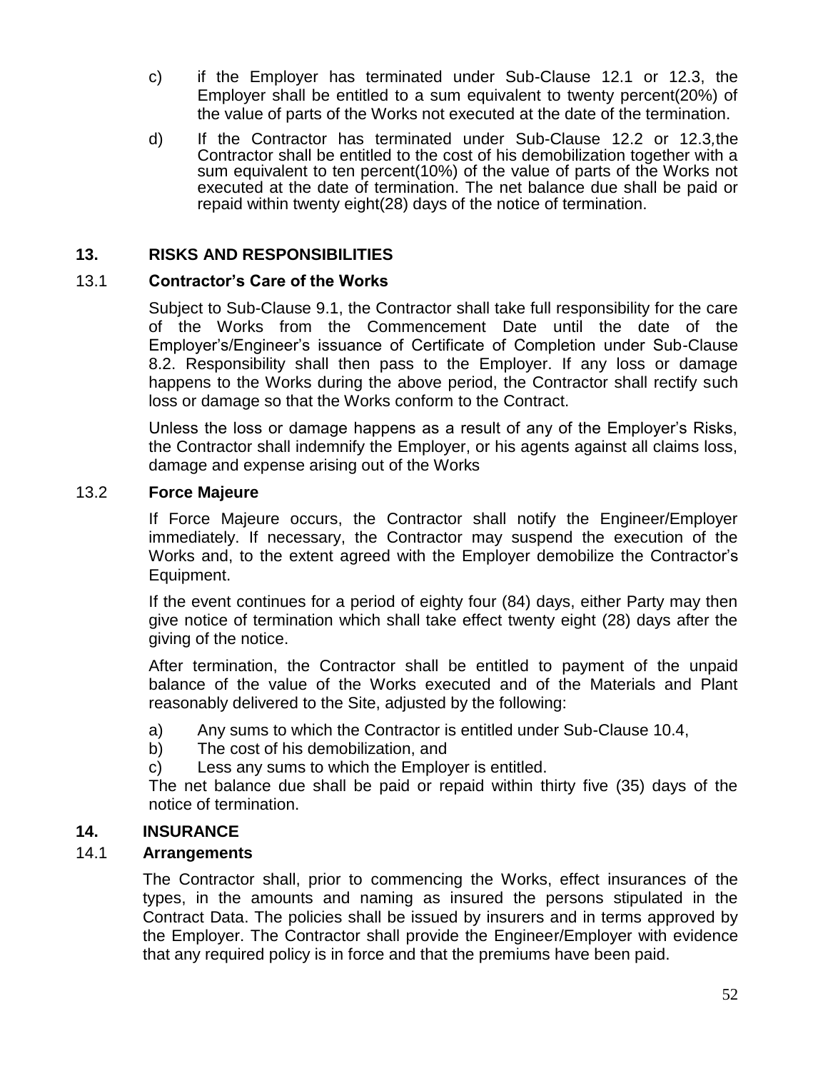c) if the Employer has terminated under Sub-Clause 12.1 or 12.3, the Employer shall be entitled to a sum equivalent to twenty percent(20%) of the value of parts of the Works not executed at the date of the termination.

d) If the Contractor has terminated under Sub-Clause 12.2 or 12.3,the Contractor shall be entitled to the cost of his demobilization together with a sum equivalent to ten percent(10%) of the value of parts of the Works not executed at the date of termination. The net balance due shall be paid or repaid within twenty eight(28) days of the notice of termination.

## 13. RISKS AND RESPONSIBILITIES

### 13.1 Contractor's Care of the Works

Subject to Sub-Clause 9.1, the Contractor shall take full responsibility for the care of the Works from the Commencement Date until the date of the Employer's/Engineer's issuance of Certificate of Completion under Sub-Clause 8.2. Responsibility shall then pass to the Employer. If any loss or damage happens to the Works during the above period, the Contractor shall rectify such loss or damage so that the Works conform to the Contract.

Unless the loss or damage happens as a result of any of the Employer's Risks, the Contractor shall indemnify the Employer, or his agents against all claims loss, damage and expense arising out of the Works

### 13.2 Force Majeure

If Force Majeure occurs, the Contractor shall notify the Engineer/Employer immediately. If necessary, the Contractor may suspend the execution of the Works and, to the extent agreed with the Employer demobilize the Contractor's Equipment.

If the event continues for a period of eighty four (84) days, either Party may then give notice of termination which shall take effect twenty eight (28) days after the giving of the notice.

After termination, the Contractor shall be entitled to payment of the unpaid balance of the value of the Works executed and of the Materials and Plant reasonably delivered to the Site, adjusted by the following:

a) Any sums to which the Contractor is entitled under Sub-Clause 10.4,
b) The cost of his demobilization, and
c) Less any sums to which the Employer is entitled.

The net balance due shall be paid or repaid within thirty five (35) days of the notice of termination.

## 14. INSURANCE

### 14.1 Arrangements

The Contractor shall, prior to commencing the Works, effect insurances of the types, in the amounts and naming as insured the persons stipulated in the Contract Data. The policies shall be issued by insurers and in terms approved by the Employer. The Contractor shall provide the Engineer/Employer with evidence that any required policy is in force and that the premiums have been paid.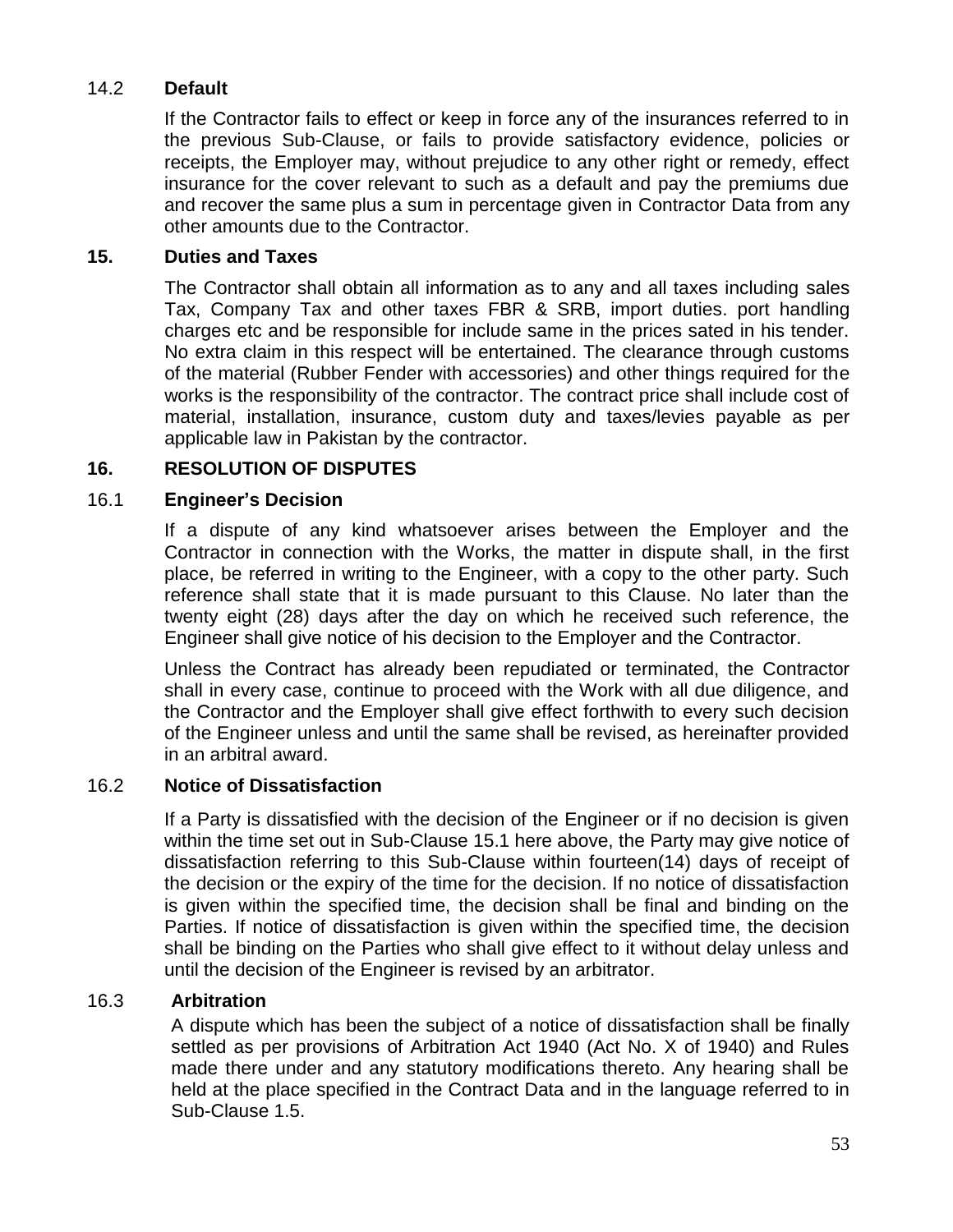### 14.2 **Default**

If the Contractor fails to effect or keep in force any of the insurances referred to in the previous Sub-Clause, or fails to provide satisfactory evidence, policies or receipts, the Employer may, without prejudice to any other right or remedy, effect insurance for the cover relevant to such as a default and pay the premiums due and recover the same plus a sum in percentage given in Contractor Data from any other amounts due to the Contractor.

## 15. Duties and Taxes

The Contractor shall obtain all information as to any and all taxes including sales Tax, Company Tax and other taxes FBR & SRB, import duties. port handling charges etc and be responsible for include same in the prices sated in his tender. No extra claim in this respect will be entertained. The clearance through customs of the material (Rubber Fender with accessories) and other things required for the works is the responsibility of the contractor. The contract price shall include cost of material, installation, insurance, custom duty and taxes/levies payable as per applicable law in Pakistan by the contractor.

## 16. RESOLUTION OF DISPUTES

### 16.1 **Engineer's Decision**

If a dispute of any kind whatsoever arises between the Employer and the Contractor in connection with the Works, the matter in dispute shall, in the first place, be referred in writing to the Engineer, with a copy to the other party. Such reference shall state that it is made pursuant to this Clause. No later than the twenty eight (28) days after the day on which he received such reference, the Engineer shall give notice of his decision to the Employer and the Contractor.

Unless the Contract has already been repudiated or terminated, the Contractor shall in every case, continue to proceed with the Work with all due diligence, and the Contractor and the Employer shall give effect forthwith to every such decision of the Engineer unless and until the same shall be revised, as hereinafter provided in an arbitral award.

### 16.2 **Notice of Dissatisfaction**

If a Party is dissatisfied with the decision of the Engineer or if no decision is given within the time set out in Sub-Clause 15.1 here above, the Party may give notice of dissatisfaction referring to this Sub-Clause within fourteen(14) days of receipt of the decision or the expiry of the time for the decision. If no notice of dissatisfaction is given within the specified time, the decision shall be final and binding on the Parties. If notice of dissatisfaction is given within the specified time, the decision shall be binding on the Parties who shall give effect to it without delay unless and until the decision of the Engineer is revised by an arbitrator.

### 16.3 **Arbitration**

A dispute which has been the subject of a notice of dissatisfaction shall be finally settled as per provisions of Arbitration Act 1940 (Act No. X of 1940) and Rules made there under and any statutory modifications thereto. Any hearing shall be held at the place specified in the Contract Data and in the language referred to in Sub-Clause 1.5.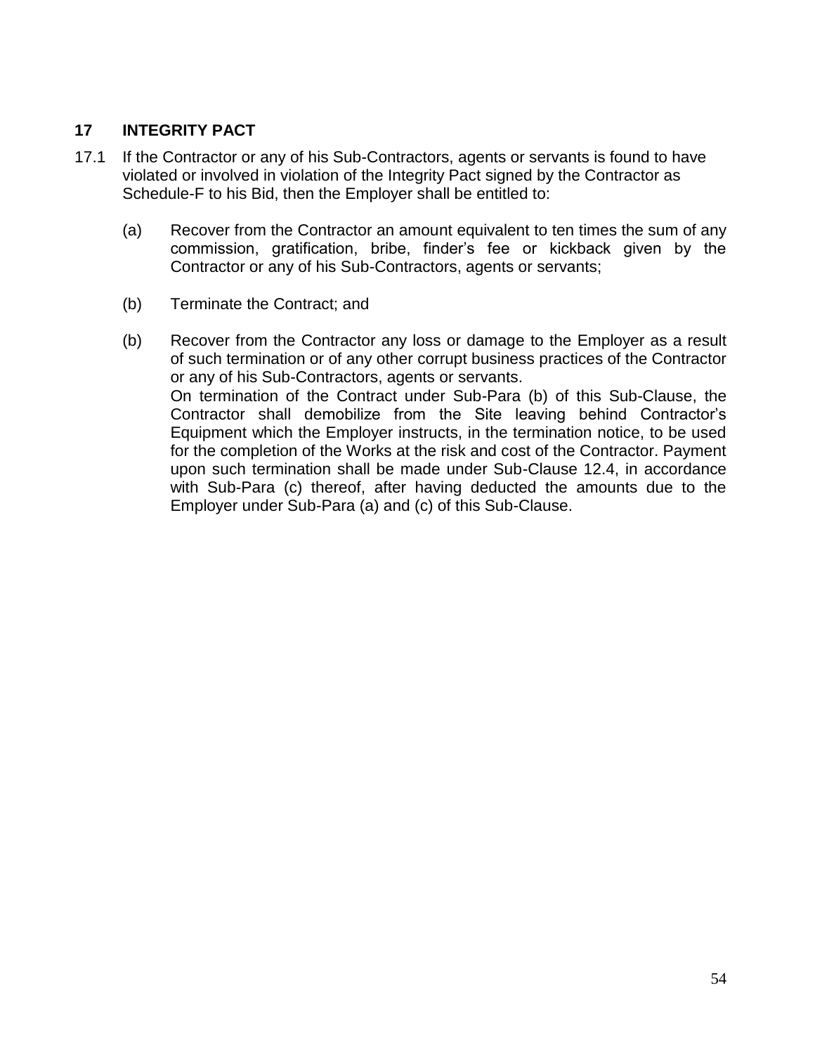## 17 INTEGRITY PACT

17.1 If the Contractor or any of his Sub-Contractors, agents or servants is found to have violated or involved in violation of the Integrity Pact signed by the Contractor as Schedule-F to his Bid, then the Employer shall be entitled to:

(a) Recover from the Contractor an amount equivalent to ten times the sum of any commission, gratification, bribe, finder's fee or kickback given by the Contractor or any of his Sub-Contractors, agents or servants;

(b) Terminate the Contract; and

(b) Recover from the Contractor any loss or damage to the Employer as a result of such termination or of any other corrupt business practices of the Contractor or any of his Sub-Contractors, agents or servants.
On termination of the Contract under Sub-Para (b) of this Sub-Clause, the Contractor shall demobilize from the Site leaving behind Contractor's Equipment which the Employer instructs, in the termination notice, to be used for the completion of the Works at the risk and cost of the Contractor. Payment upon such termination shall be made under Sub-Clause 12.4, in accordance with Sub-Para (c) thereof, after having deducted the amounts due to the Employer under Sub-Para (a) and (c) of this Sub-Clause.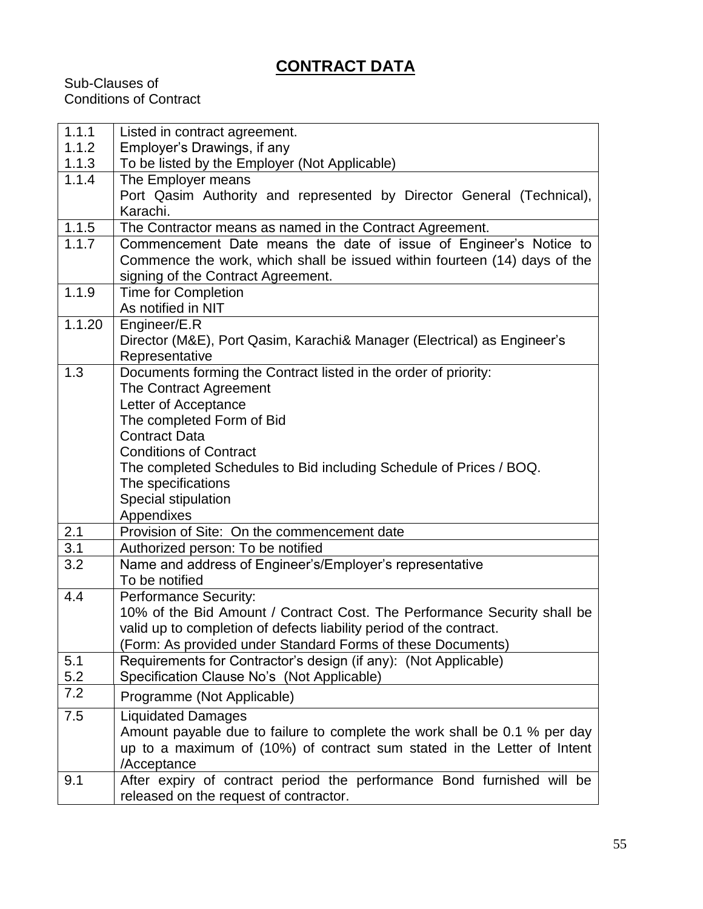# CONTRACT DATA

Sub-Clauses of
Conditions of Contract

| | |
|---|---|
| 1.1.1<br>1.1.2<br>1.1.3 | Listed in contract agreement.<br>Employer's Drawings, if any<br>To be listed by the Employer (Not Applicable) |
| 1.1.4 | The Employer means<br>Port Qasim Authority and represented by Director General (Technical), Karachi. |
| 1.1.5 | The Contractor means as named in the Contract Agreement. |
| 1.1.7 | Commencement Date means the date of issue of Engineer's Notice to Commence the work, which shall be issued within fourteen (14) days of the signing of the Contract Agreement. |
| 1.1.9 | Time for Completion<br>As notified in NIT |
| 1.1.20 | Engineer/E.R<br>Director (M&E), Port Qasim, Karachi& Manager (Electrical) as Engineer's Representative |
| 1.3 | Documents forming the Contract listed in the order of priority:<br>The Contract Agreement<br>Letter of Acceptance<br>The completed Form of Bid<br>Contract Data<br>Conditions of Contract<br>The completed Schedules to Bid including Schedule of Prices / BOQ.<br>The specifications<br>Special stipulation<br>Appendixes |
| 2.1 | Provision of Site: On the commencement date |
| 3.1 | Authorized person: To be notified |
| 3.2 | Name and address of Engineer's/Employer's representative<br>To be notified |
| 4.4 | Performance Security:<br>10% of the Bid Amount / Contract Cost. The Performance Security shall be valid up to completion of defects liability period of the contract.<br>(Form: As provided under Standard Forms of these Documents) |
| 5.1<br>5.2 | Requirements for Contractor's design (if any): (Not Applicable)<br>Specification Clause No's (Not Applicable) |
| 7.2 | Programme (Not Applicable) |
| 7.5 | Liquidated Damages<br>Amount payable due to failure to complete the work shall be 0.1 % per day up to a maximum of (10%) of contract sum stated in the Letter of Intent /Acceptance |
| 9.1 | After expiry of contract period the performance Bond furnished will be released on the request of contractor. |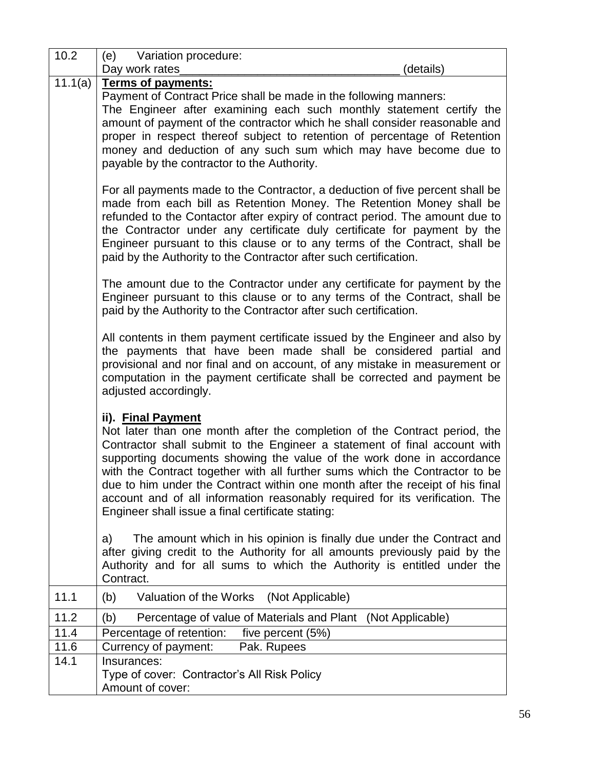| 10.2 | (e) Variation procedure:<br>Day work rates___________________________________ (details) |
|---|---|
| 11.1(a) | **Terms of payments:**<br>Payment of Contract Price shall be made in the following manners:<br>The Engineer after examining each such monthly statement certify the amount of payment of the contractor which he shall consider reasonable and proper in respect thereof subject to retention of percentage of Retention money and deduction of any such sum which may have become due to payable by the contractor to the Authority.<br><br>For all payments made to the Contractor, a deduction of five percent shall be made from each bill as Retention Money. The Retention Money shall be refunded to the Contactor after expiry of contract period. The amount due to the Contractor under any certificate duly certificate for payment by the Engineer pursuant to this clause or to any terms of the Contract, shall be paid by the Authority to the Contractor after such certification.<br><br>The amount due to the Contractor under any certificate for payment by the Engineer pursuant to this clause or to any terms of the Contract, shall be paid by the Authority to the Contractor after such certification.<br><br>All contents in them payment certificate issued by the Engineer and also by the payments that have been made shall be considered partial and provisional and nor final and on account, of any mistake in measurement or computation in the payment certificate shall be corrected and payment be adjusted accordingly.<br><br>**ii). <u>Final Payment</u>**<br>Not later than one month after the completion of the Contract period, the Contractor shall submit to the Engineer a statement of final account with supporting documents showing the value of the work done in accordance with the Contract together with all further sums which the Contractor to be due to him under the Contract within one month after the receipt of his final account and of all information reasonably required for its verification. The Engineer shall issue a final certificate stating:<br><br>a) The amount which in his opinion is finally due under the Contract and after giving credit to the Authority for all amounts previously paid by the Authority and for all sums to which the Authority is entitled under the Contract. |
| 11.1 | (b) Valuation of the Works (Not Applicable) |
| 11.2 | (b) Percentage of value of Materials and Plant (Not Applicable) |
| 11.4 | Percentage of retention: five percent (5%) |
| 11.6 | Currency of payment: Pak. Rupees |
| 14.1 | Insurances:<br>Type of cover: Contractor's All Risk Policy<br>Amount of cover: |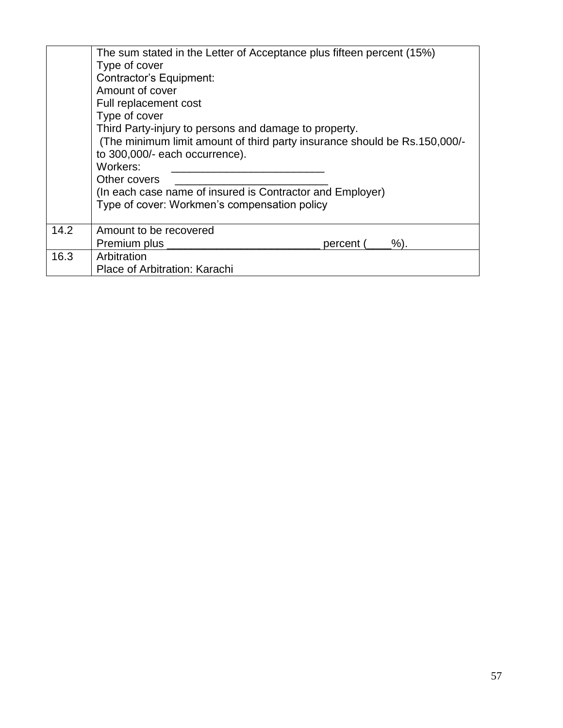| | |
|---|---|
| | The sum stated in the Letter of Acceptance plus fifteen percent (15%)<br>Type of cover<br>Contractor's Equipment:<br>Amount of cover<br>Full replacement cost<br>Type of cover<br>Third Party-injury to persons and damage to property.<br>(The minimum limit amount of third party insurance should be Rs.150,000/- to 300,000/- each occurrence).<br>Workers: \_\_\_\_\_\_\_\_\_\_\_\_\_\_\_\_\_\_\_\_\_\_\_\_\_<br>Other covers \_\_\_\_\_\_\_\_\_\_\_\_\_\_\_\_\_\_\_\_\_\_\_\_\_<br>(In each case name of insured is Contractor and Employer)<br>Type of cover: Workmen's compensation policy |
| 14.2 | Amount to be recovered<br>Premium plus \_\_\_\_\_\_\_\_\_\_\_\_\_\_\_\_\_\_\_\_\_\_\_\_\_ percent (\_\_\_\_%). |
| 16.3 | Arbitration<br>Place of Arbitration: Karachi |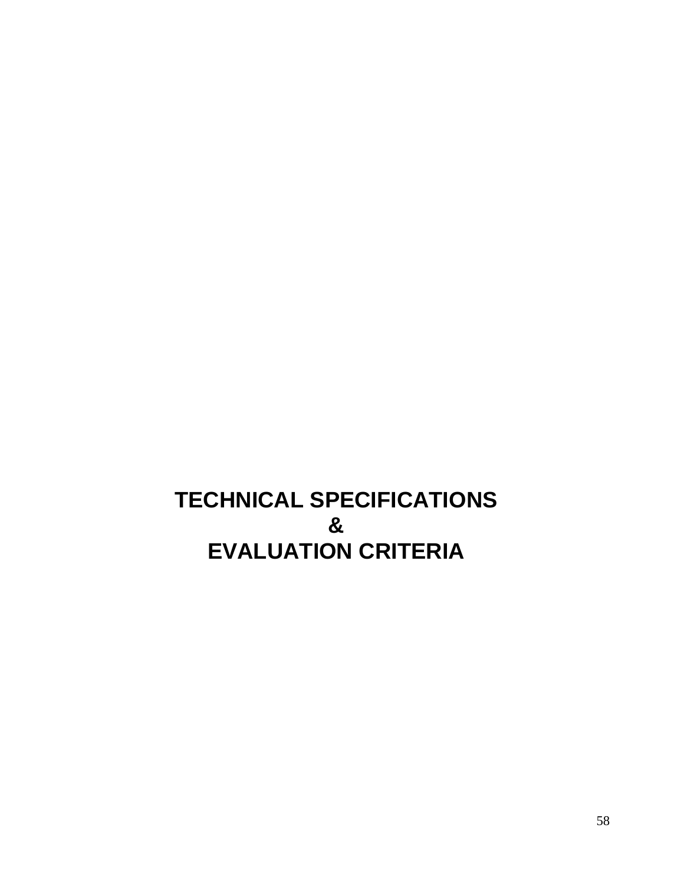# TECHNICAL SPECIFICATIONS
# &
# EVALUATION CRITERIA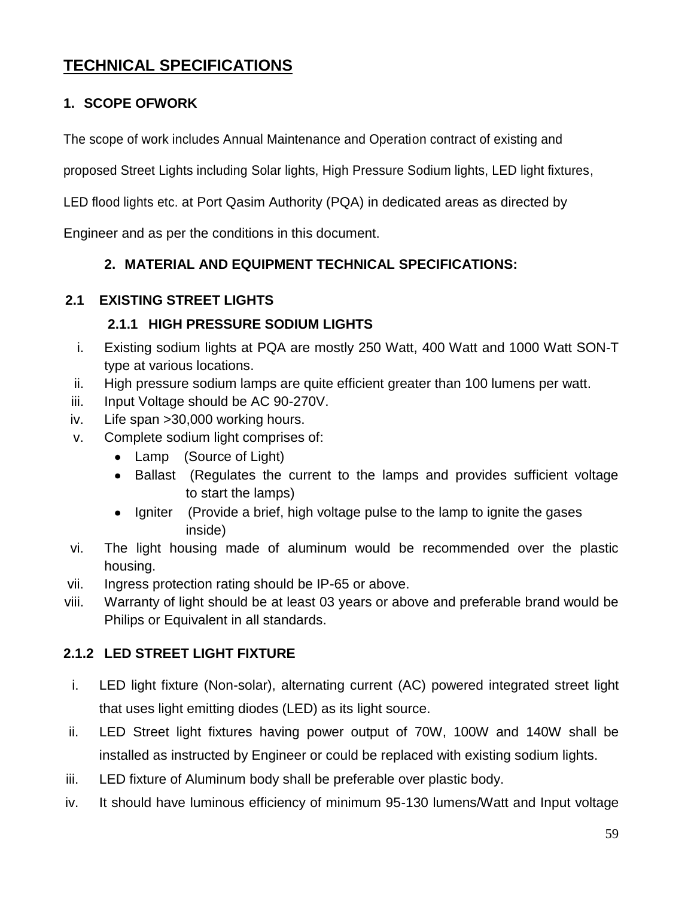# TECHNICAL SPECIFICATIONS

## 1. SCOPE OFWORK

The scope of work includes Annual Maintenance and Operation contract of existing and proposed Street Lights including Solar lights, High Pressure Sodium lights, LED light fixtures, LED flood lights etc. at Port Qasim Authority (PQA) in dedicated areas as directed by Engineer and as per the conditions in this document.

## 2. MATERIAL AND EQUIPMENT TECHNICAL SPECIFICATIONS:

### 2.1 EXISTING STREET LIGHTS

#### 2.1.1 HIGH PRESSURE SODIUM LIGHTS

i. Existing sodium lights at PQA are mostly 250 Watt, 400 Watt and 1000 Watt SON-T type at various locations.

ii. High pressure sodium lamps are quite efficient greater than 100 lumens per watt.

iii. Input Voltage should be AC 90-270V.

iv. Life span >30,000 working hours.

v. Complete sodium light comprises of:
   - Lamp (Source of Light)
   - Ballast (Regulates the current to the lamps and provides sufficient voltage to start the lamps)
   - Igniter (Provide a brief, high voltage pulse to the lamp to ignite the gases inside)

vi. The light housing made of aluminum would be recommended over the plastic housing.

vii. Ingress protection rating should be IP-65 or above.

viii. Warranty of light should be at least 03 years or above and preferable brand would be Philips or Equivalent in all standards.

#### 2.1.2 LED STREET LIGHT FIXTURE

i. LED light fixture (Non-solar), alternating current (AC) powered integrated street light that uses light emitting diodes (LED) as its light source.

ii. LED Street light fixtures having power output of 70W, 100W and 140W shall be installed as instructed by Engineer or could be replaced with existing sodium lights.

iii. LED fixture of Aluminum body shall be preferable over plastic body.

iv. It should have luminous efficiency of minimum 95-130 lumens/Watt and Input voltage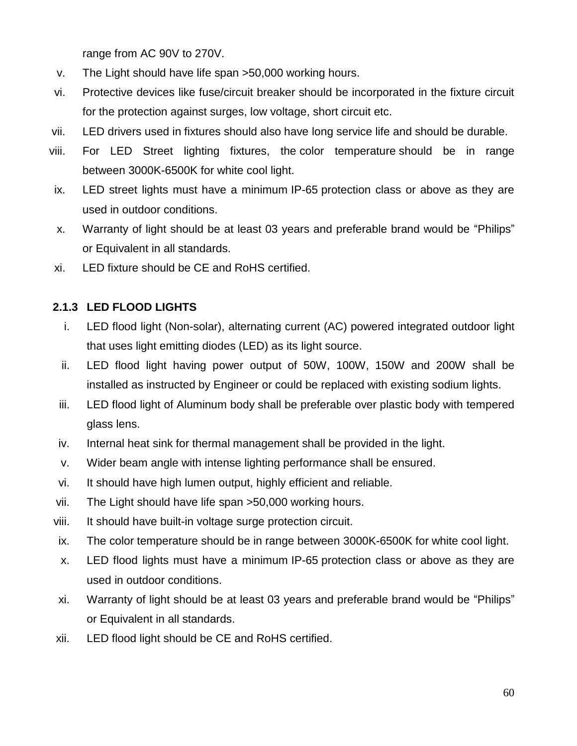range from AC 90V to 270V.

v. The Light should have life span >50,000 working hours.

vi. Protective devices like fuse/circuit breaker should be incorporated in the fixture circuit for the protection against surges, low voltage, short circuit etc.

vii. LED drivers used in fixtures should also have long service life and should be durable.

viii. For LED Street lighting fixtures, the color temperature should be in range between 3000K-6500K for white cool light.

ix. LED street lights must have a minimum IP-65 protection class or above as they are used in outdoor conditions.

x. Warranty of light should be at least 03 years and preferable brand would be "Philips" or Equivalent in all standards.

xi. LED fixture should be CE and RoHS certified.

### 2.1.3 LED FLOOD LIGHTS

i. LED flood light (Non-solar), alternating current (AC) powered integrated outdoor light that uses light emitting diodes (LED) as its light source.

ii. LED flood light having power output of 50W, 100W, 150W and 200W shall be installed as instructed by Engineer or could be replaced with existing sodium lights.

iii. LED flood light of Aluminum body shall be preferable over plastic body with tempered glass lens.

iv. Internal heat sink for thermal management shall be provided in the light.

v. Wider beam angle with intense lighting performance shall be ensured.

vi. It should have high lumen output, highly efficient and reliable.

vii. The Light should have life span >50,000 working hours.

viii. It should have built-in voltage surge protection circuit.

ix. The color temperature should be in range between 3000K-6500K for white cool light.

x. LED flood lights must have a minimum IP-65 protection class or above as they are used in outdoor conditions.

xi. Warranty of light should be at least 03 years and preferable brand would be "Philips" or Equivalent in all standards.

xii. LED flood light should be CE and RoHS certified.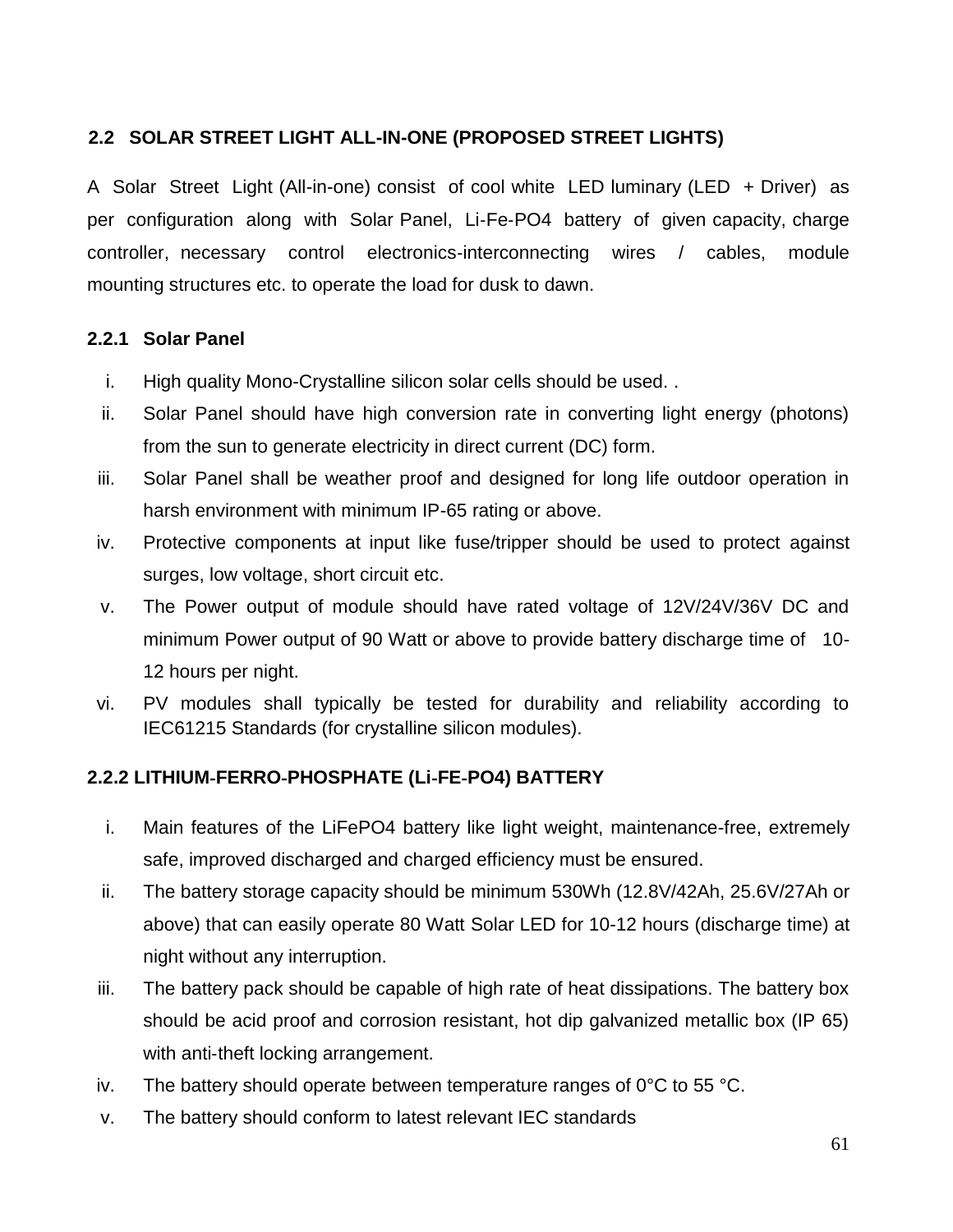## 2.2 SOLAR STREET LIGHT ALL-IN-ONE (PROPOSED STREET LIGHTS)

A Solar Street Light (All-in-one) consist of cool white LED luminary (LED + Driver) as per configuration along with Solar Panel, Li-Fe-PO4 battery of given capacity, charge controller, necessary control electronics-interconnecting wires / cables, module mounting structures etc. to operate the load for dusk to dawn.

### 2.2.1 Solar Panel

i. High quality Mono-Crystalline silicon solar cells should be used. .
ii. Solar Panel should have high conversion rate in converting light energy (photons) from the sun to generate electricity in direct current (DC) form.
iii. Solar Panel shall be weather proof and designed for long life outdoor operation in harsh environment with minimum IP-65 rating or above.
iv. Protective components at input like fuse/tripper should be used to protect against surges, low voltage, short circuit etc.
v. The Power output of module should have rated voltage of 12V/24V/36V DC and minimum Power output of 90 Watt or above to provide battery discharge time of 10-12 hours per night.
vi. PV modules shall typically be tested for durability and reliability according to IEC61215 Standards (for crystalline silicon modules).

### 2.2.2 LITHIUM-FERRO-PHOSPHATE (Li-FE-PO4) BATTERY

i. Main features of the LiFePO4 battery like light weight, maintenance-free, extremely safe, improved discharged and charged efficiency must be ensured.
ii. The battery storage capacity should be minimum 530Wh (12.8V/42Ah, 25.6V/27Ah or above) that can easily operate 80 Watt Solar LED for 10-12 hours (discharge time) at night without any interruption.
iii. The battery pack should be capable of high rate of heat dissipations. The battery box should be acid proof and corrosion resistant, hot dip galvanized metallic box (IP 65) with anti-theft locking arrangement.
iv. The battery should operate between temperature ranges of 0°C to 55 °C.
v. The battery should conform to latest relevant IEC standards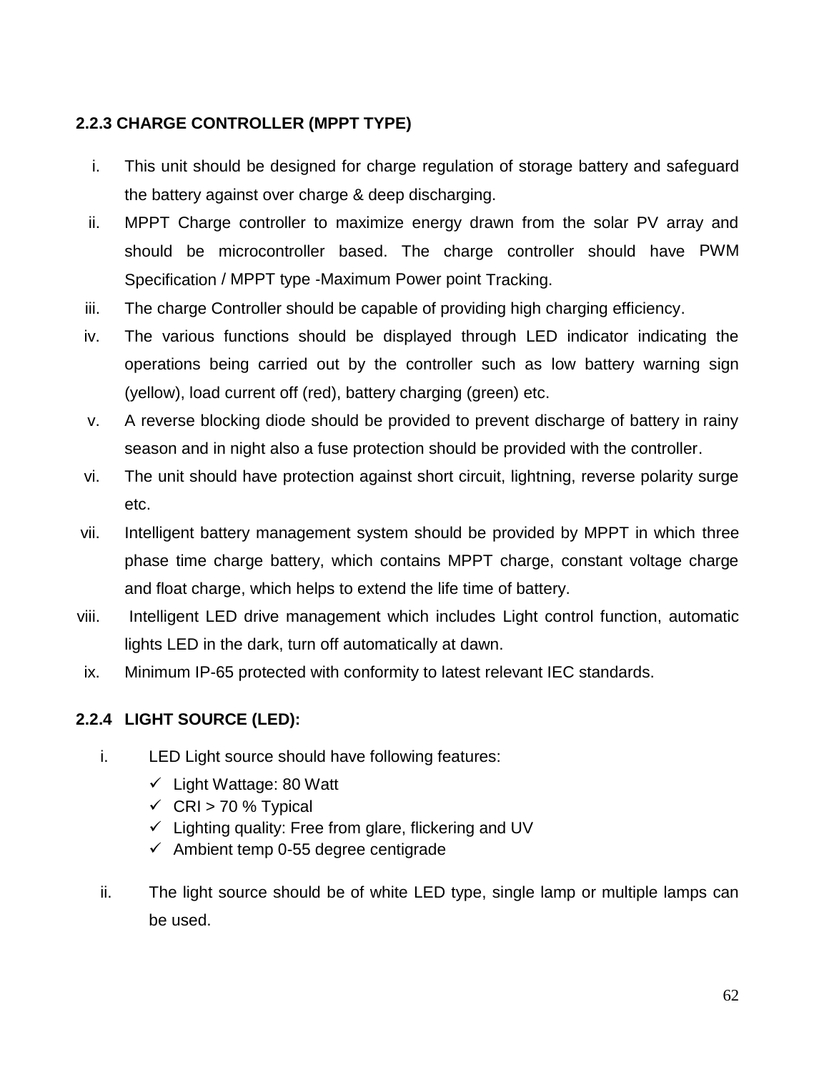### 2.2.3 CHARGE CONTROLLER (MPPT TYPE)

i. This unit should be designed for charge regulation of storage battery and safeguard the battery against over charge & deep discharging.

ii. MPPT Charge controller to maximize energy drawn from the solar PV array and should be microcontroller based. The charge controller should have PWM Specification / MPPT type -Maximum Power point Tracking.

iii. The charge Controller should be capable of providing high charging efficiency.

iv. The various functions should be displayed through LED indicator indicating the operations being carried out by the controller such as low battery warning sign (yellow), load current off (red), battery charging (green) etc.

v. A reverse blocking diode should be provided to prevent discharge of battery in rainy season and in night also a fuse protection should be provided with the controller.

vi. The unit should have protection against short circuit, lightning, reverse polarity surge etc.

vii. Intelligent battery management system should be provided by MPPT in which three phase time charge battery, which contains MPPT charge, constant voltage charge and float charge, which helps to extend the life time of battery.

viii. Intelligent LED drive management which includes Light control function, automatic lights LED in the dark, turn off automatically at dawn.

ix. Minimum IP-65 protected with conformity to latest relevant IEC standards.

### 2.2.4 LIGHT SOURCE (LED):

i. LED Light source should have following features:
   - ✓ Light Wattage: 80 Watt
   - ✓ CRI > 70 % Typical
   - ✓ Lighting quality: Free from glare, flickering and UV
   - ✓ Ambient temp 0-55 degree centigrade

ii. The light source should be of white LED type, single lamp or multiple lamps can be used.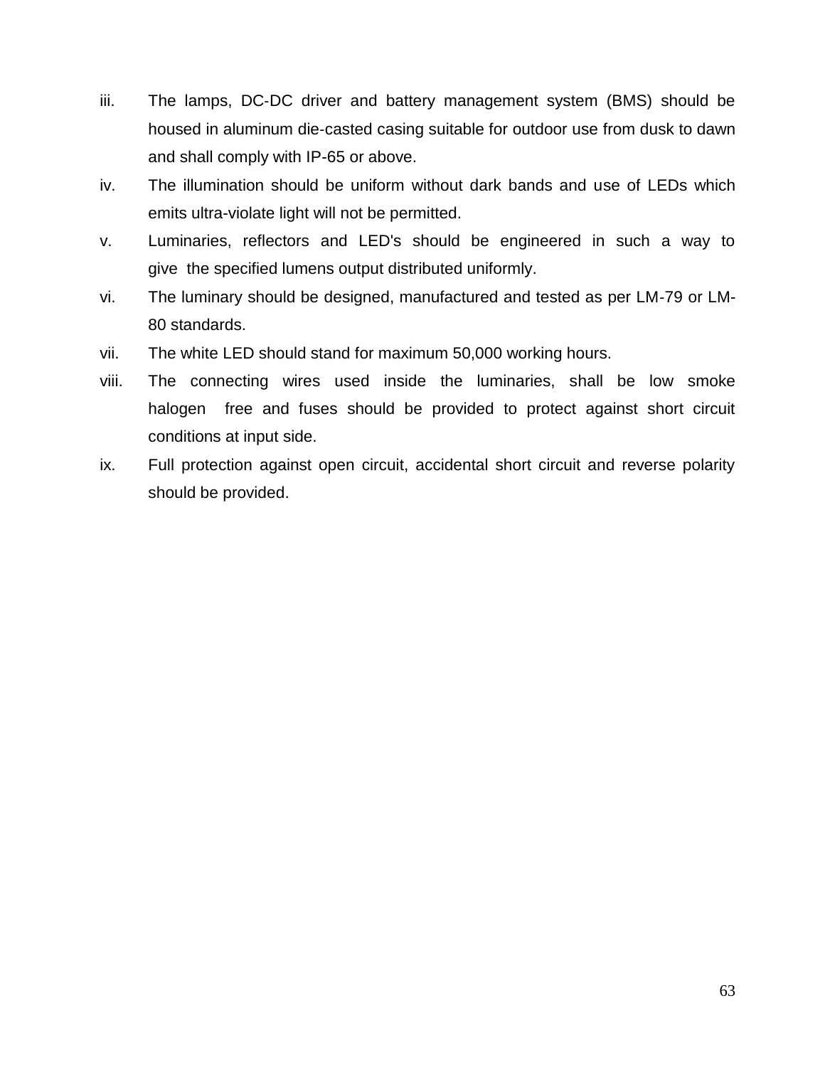iii. The lamps, DC-DC driver and battery management system (BMS) should be housed in aluminum die-casted casing suitable for outdoor use from dusk to dawn and shall comply with IP-65 or above.

iv. The illumination should be uniform without dark bands and use of LEDs which emits ultra-violate light will not be permitted.

v. Luminaries, reflectors and LED's should be engineered in such a way to give the specified lumens output distributed uniformly.

vi. The luminary should be designed, manufactured and tested as per LM-79 or LM-80 standards.

vii. The white LED should stand for maximum 50,000 working hours.

viii. The connecting wires used inside the luminaries, shall be low smoke halogen free and fuses should be provided to protect against short circuit conditions at input side.

ix. Full protection against open circuit, accidental short circuit and reverse polarity should be provided.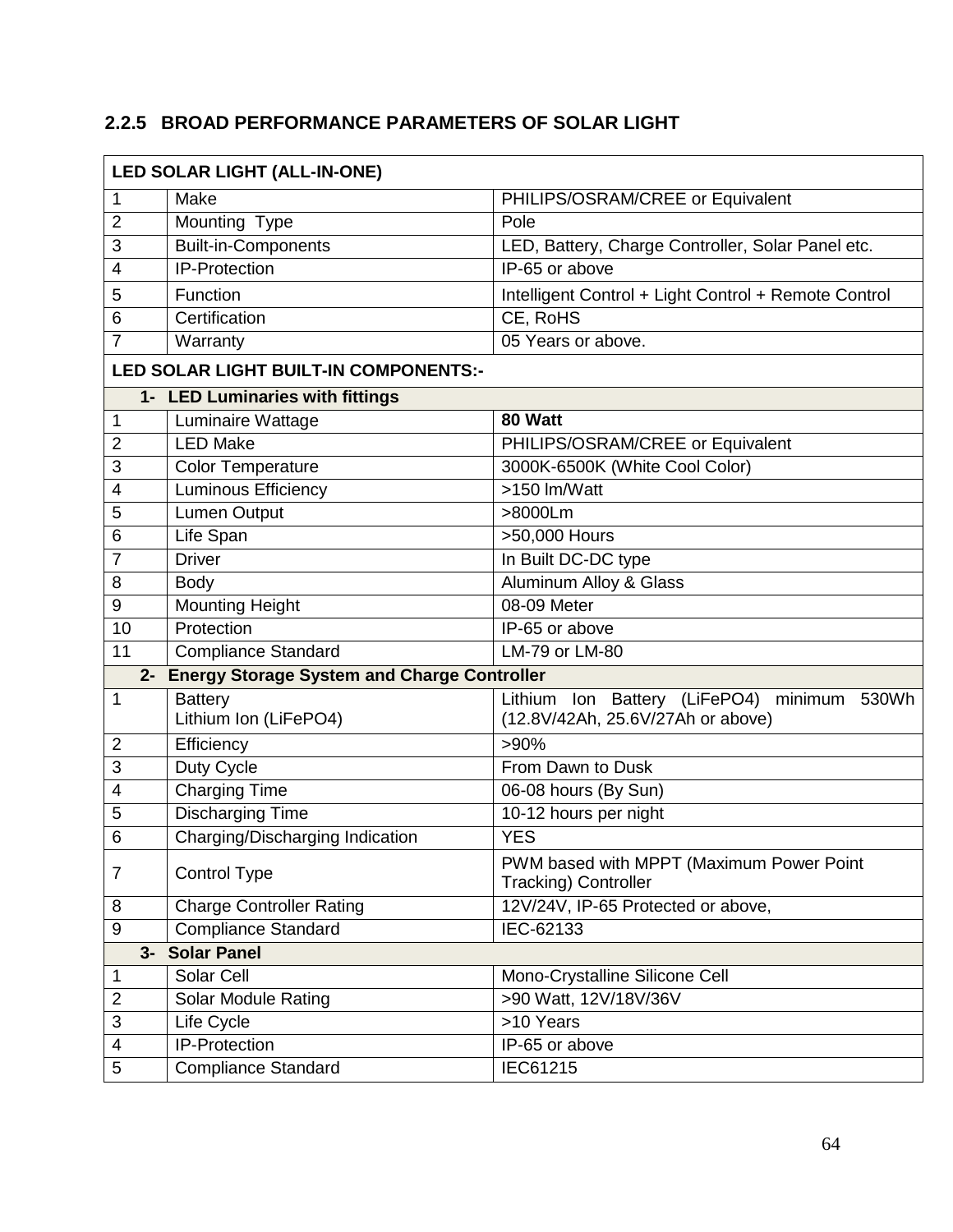### 2.2.5 BROAD PERFORMANCE PARAMETERS OF SOLAR LIGHT

| LED SOLAR LIGHT (ALL-IN-ONE) | | |
|---|---|---|
| 1 | Make | PHILIPS/OSRAM/CREE or Equivalent |
| 2 | Mounting Type | Pole |
| 3 | Built-in-Components | LED, Battery, Charge Controller, Solar Panel etc. |
| 4 | IP-Protection | IP-65 or above |
| 5 | Function | Intelligent Control + Light Control + Remote Control |
| 6 | Certification | CE, RoHS |
| 7 | Warranty | 05 Years or above. |
| **LED SOLAR LIGHT BUILT-IN COMPONENTS:-** | | |
| **1- LED Luminaries with fittings** | | |
| 1 | Luminaire Wattage | **80 Watt** |
| 2 | LED Make | PHILIPS/OSRAM/CREE or Equivalent |
| 3 | Color Temperature | 3000K-6500K (White Cool Color) |
| 4 | Luminous Efficiency | >150 lm/Watt |
| 5 | Lumen Output | >8000Lm |
| 6 | Life Span | >50,000 Hours |
| 7 | Driver | In Built DC-DC type |
| 8 | Body | Aluminum Alloy & Glass |
| 9 | Mounting Height | 08-09 Meter |
| 10 | Protection | IP-65 or above |
| 11 | Compliance Standard | LM-79 or LM-80 |
| **2- Energy Storage System and Charge Controller** | | |
| 1 | Battery<br>Lithium Ion (LiFePO4) | Lithium Ion Battery (LiFePO4) minimum 530Wh (12.8V/42Ah, 25.6V/27Ah or above) |
| 2 | Efficiency | >90% |
| 3 | Duty Cycle | From Dawn to Dusk |
| 4 | Charging Time | 06-08 hours (By Sun) |
| 5 | Discharging Time | 10-12 hours per night |
| 6 | Charging/Discharging Indication | YES |
| 7 | Control Type | PWM based with MPPT (Maximum Power Point Tracking) Controller |
| 8 | Charge Controller Rating | 12V/24V, IP-65 Protected or above, |
| 9 | Compliance Standard | IEC-62133 |
| **3- Solar Panel** | | |
| 1 | Solar Cell | Mono-Crystalline Silicone Cell |
| 2 | Solar Module Rating | >90 Watt, 12V/18V/36V |
| 3 | Life Cycle | >10 Years |
| 4 | IP-Protection | IP-65 or above |
| 5 | Compliance Standard | IEC61215 |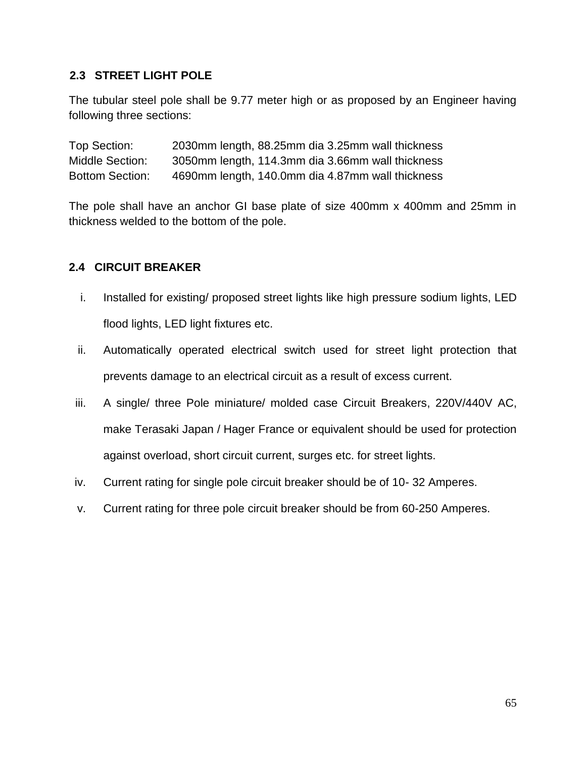## 2.3 STREET LIGHT POLE

The tubular steel pole shall be 9.77 meter high or as proposed by an Engineer having following three sections:

Top Section: 2030mm length, 88.25mm dia 3.25mm wall thickness
Middle Section: 3050mm length, 114.3mm dia 3.66mm wall thickness
Bottom Section: 4690mm length, 140.0mm dia 4.87mm wall thickness

The pole shall have an anchor GI base plate of size 400mm x 400mm and 25mm in thickness welded to the bottom of the pole.

## 2.4 CIRCUIT BREAKER

i. Installed for existing/ proposed street lights like high pressure sodium lights, LED flood lights, LED light fixtures etc.

ii. Automatically operated electrical switch used for street light protection that prevents damage to an electrical circuit as a result of excess current.

iii. A single/ three Pole miniature/ molded case Circuit Breakers, 220V/440V AC, make Terasaki Japan / Hager France or equivalent should be used for protection against overload, short circuit current, surges etc. for street lights.

iv. Current rating for single pole circuit breaker should be of 10- 32 Amperes.

v. Current rating for three pole circuit breaker should be from 60-250 Amperes.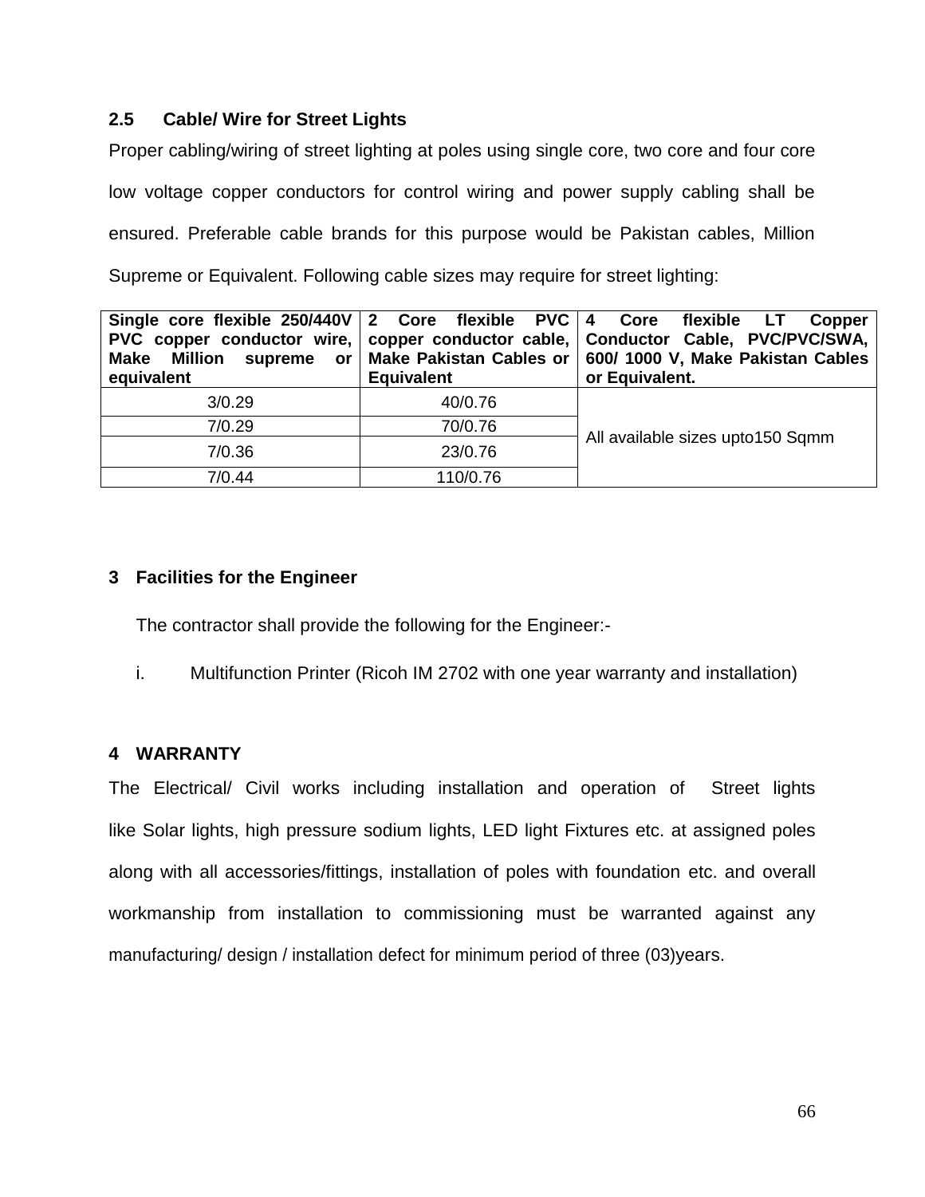## 2.5 Cable/ Wire for Street Lights

Proper cabling/wiring of street lighting at poles using single core, two core and four core low voltage copper conductors for control wiring and power supply cabling shall be ensured. Preferable cable brands for this purpose would be Pakistan cables, Million Supreme or Equivalent. Following cable sizes may require for street lighting:

| **Single core flexible 250/440V PVC copper conductor wire, Make Million supreme or equivalent** | **2 Core flexible PVC copper conductor cable, Make Pakistan Cables or Equivalent** | **4 Core flexible LT Copper Conductor Cable, PVC/PVC/SWA, 600/ 1000 V, Make Pakistan Cables or Equivalent.** |
|---|---|---|
| 3/0.29 | 40/0.76 | All available sizes upto150 Sqmm |
| 7/0.29 | 70/0.76 | |
| 7/0.36 | 23/0.76 | |
| 7/0.44 | 110/0.76 | |

## 3 Facilities for the Engineer

The contractor shall provide the following for the Engineer:-

i. Multifunction Printer (Ricoh IM 2702 with one year warranty and installation)

## 4 WARRANTY

The Electrical/ Civil works including installation and operation of Street lights like Solar lights, high pressure sodium lights, LED light Fixtures etc. at assigned poles along with all accessories/fittings, installation of poles with foundation etc. and overall workmanship from installation to commissioning must be warranted against any manufacturing/ design / installation defect for minimum period of three (03)years.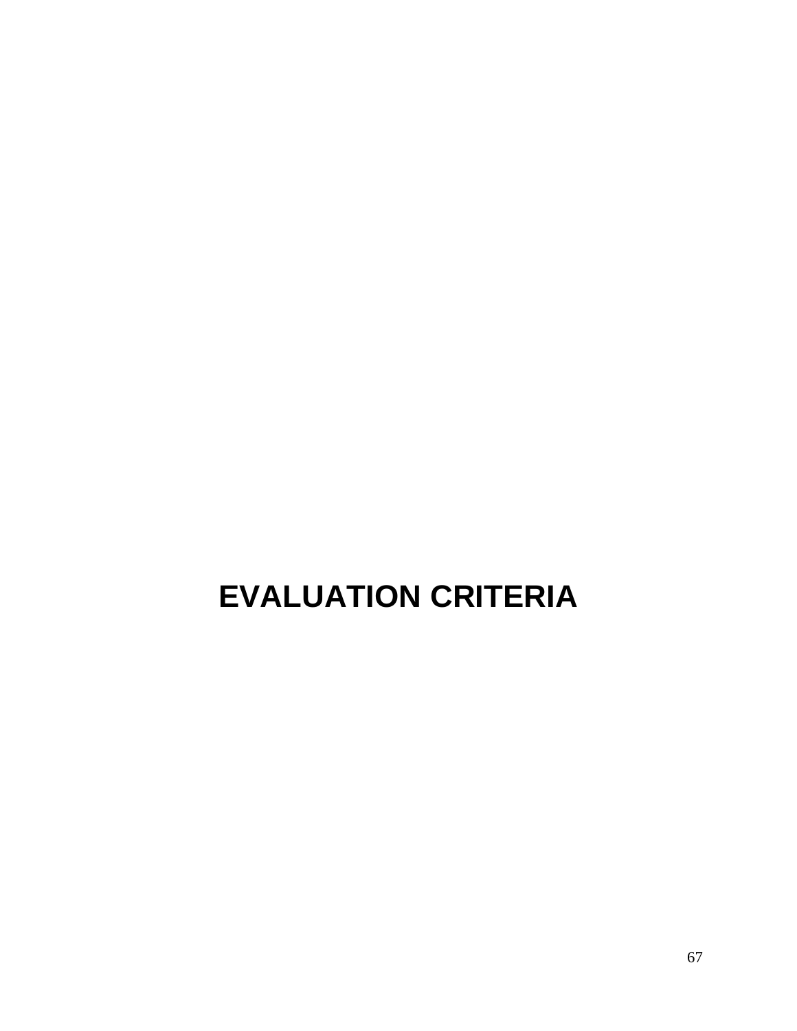# EVALUATION CRITERIA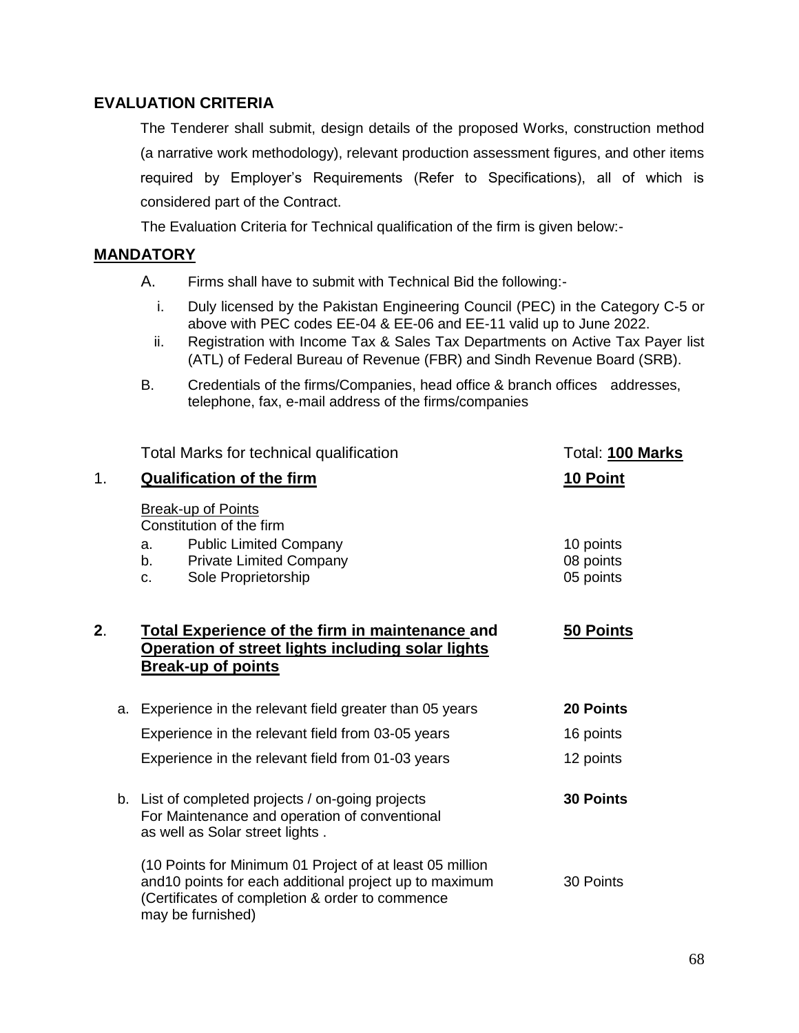## EVALUATION CRITERIA

The Tenderer shall submit, design details of the proposed Works, construction method (a narrative work methodology), relevant production assessment figures, and other items required by Employer's Requirements (Refer to Specifications), all of which is considered part of the Contract.

The Evaluation Criteria for Technical qualification of the firm is given below:-

## MANDATORY

A. Firms shall have to submit with Technical Bid the following:-

  i. Duly licensed by the Pakistan Engineering Council (PEC) in the Category C-5 or above with PEC codes EE-04 & EE-06 and EE-11 valid up to June 2022.

  ii. Registration with Income Tax & Sales Tax Departments on Active Tax Payer list (ATL) of Federal Bureau of Revenue (FBR) and Sindh Revenue Board (SRB).

B. Credentials of the firms/Companies, head office & branch offices addresses, telephone, fax, e-mail address of the firms/companies

Total Marks for technical qualification — Total: **100 Marks**

**1. Qualification of the firm — 10 Point**

Break-up of Points

Constitution of the firm

| | | |
|---|---|---|
| a. | Public Limited Company | 10 points |
| b. | Private Limited Company | 08 points |
| c. | Sole Proprietorship | 05 points |

**2. Total Experience of the firm in maintenance and Operation of street lights including solar lights Break-up of points — 50 Points**

| | | |
|---|---|---|
| a. | Experience in the relevant field greater than 05 years | **20 Points** |
| | Experience in the relevant field from 03-05 years | 16 points |
| | Experience in the relevant field from 01-03 years | 12 points |
| b. | List of completed projects / on-going projects For Maintenance and operation of conventional as well as Solar street lights . | **30 Points** |
| | (10 Points for Minimum 01 Project of at least 05 million and10 points for each additional project up to maximum (Certificates of completion & order to commence may be furnished) | 30 Points |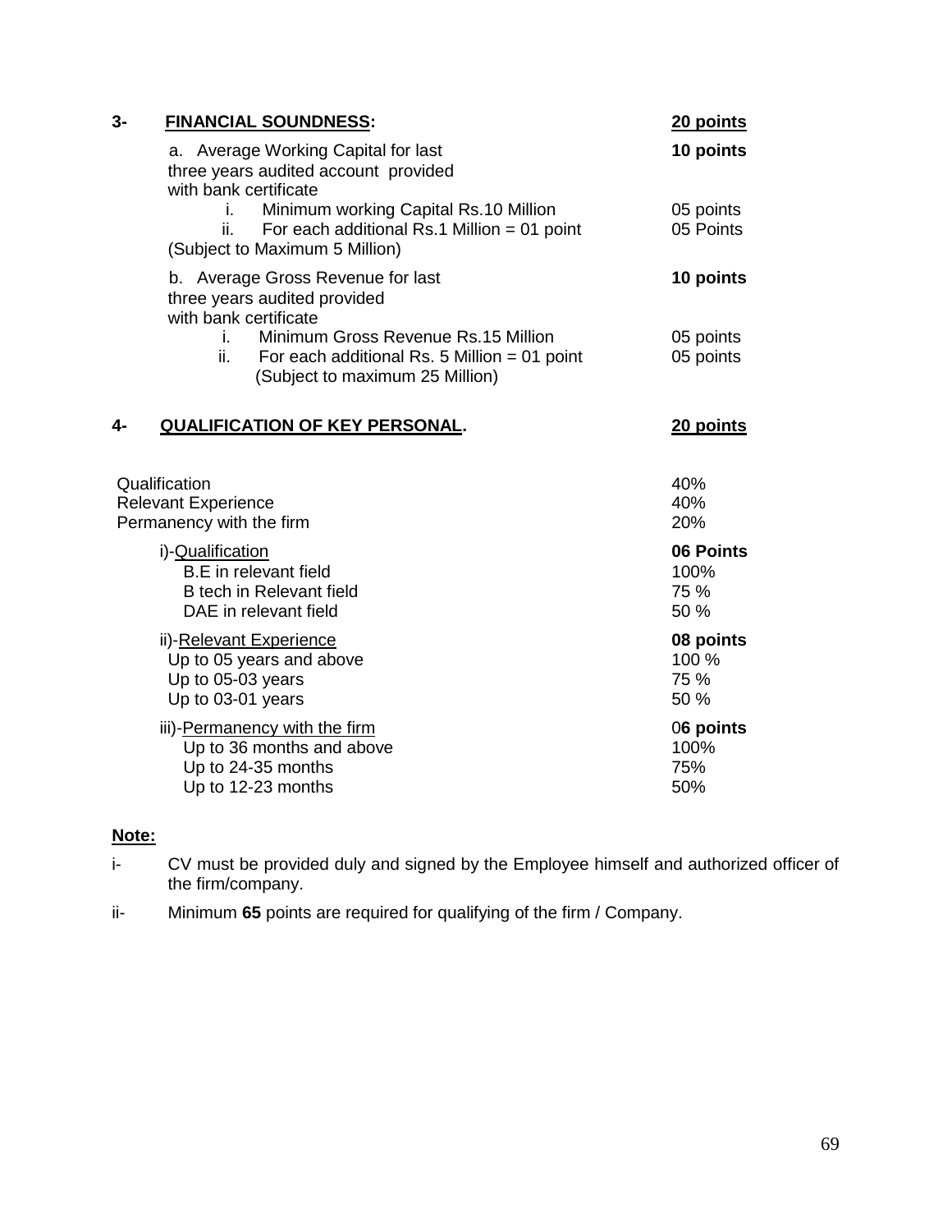**3- <u>FINANCIAL SOUNDNESS</u>:** **<u>20 points</u>**

a. Average Working Capital for last three years audited account provided with bank certificate — **10 points**

i. Minimum working Capital Rs.10 Million — 05 points

ii. For each additional Rs.1 Million = 01 point — 05 Points

(Subject to Maximum 5 Million)

b. Average Gross Revenue for last three years audited provided with bank certificate — **10 points**

i. Minimum Gross Revenue Rs.15 Million — 05 points

ii. For each additional Rs. 5 Million = 01 point — 05 points

(Subject to maximum 25 Million)

**4- <u>QUALIFICATION OF KEY PERSONAL</u>.** **<u>20 points</u>**

| | |
|---|---|
| Qualification | 40% |
| Relevant Experience | 40% |
| Permanency with the firm | 20% |

| | |
|---|---|
| i)-<u>Qualification</u> | **06 Points** |
| B.E in relevant field | 100% |
| B tech in Relevant field | 75 % |
| DAE in relevant field | 50 % |
| ii)-<u>Relevant Experience</u> | **08 points** |
| Up to 05 years and above | 100 % |
| Up to 05-03 years | 75 % |
| Up to 03-01 years | 50 % |
| iii)-<u>Permanency with the firm</u> | 0**6 points** |
| Up to 36 months and above | 100% |
| Up to 24-35 months | 75% |
| Up to 12-23 months | 50% |

**<u>Note:</u>**

i- CV must be provided duly and signed by the Employee himself and authorized officer of the firm/company.

ii- Minimum **65** points are required for qualifying of the firm / Company.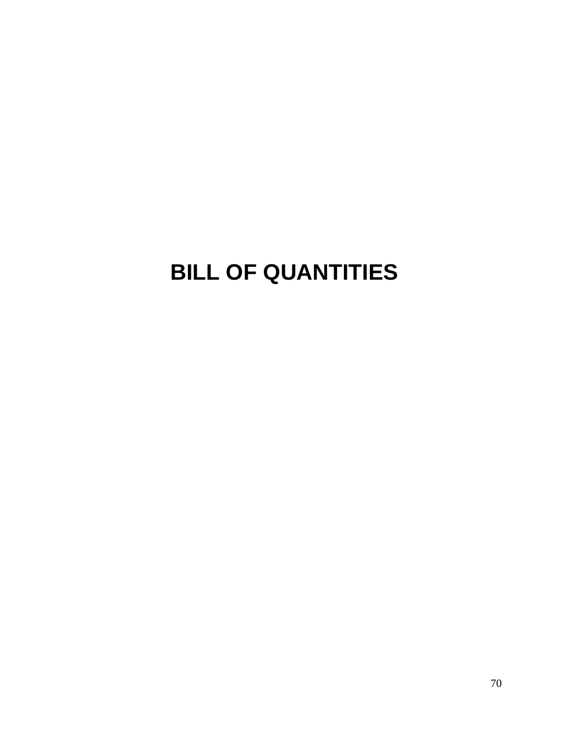# BILL OF QUANTITIES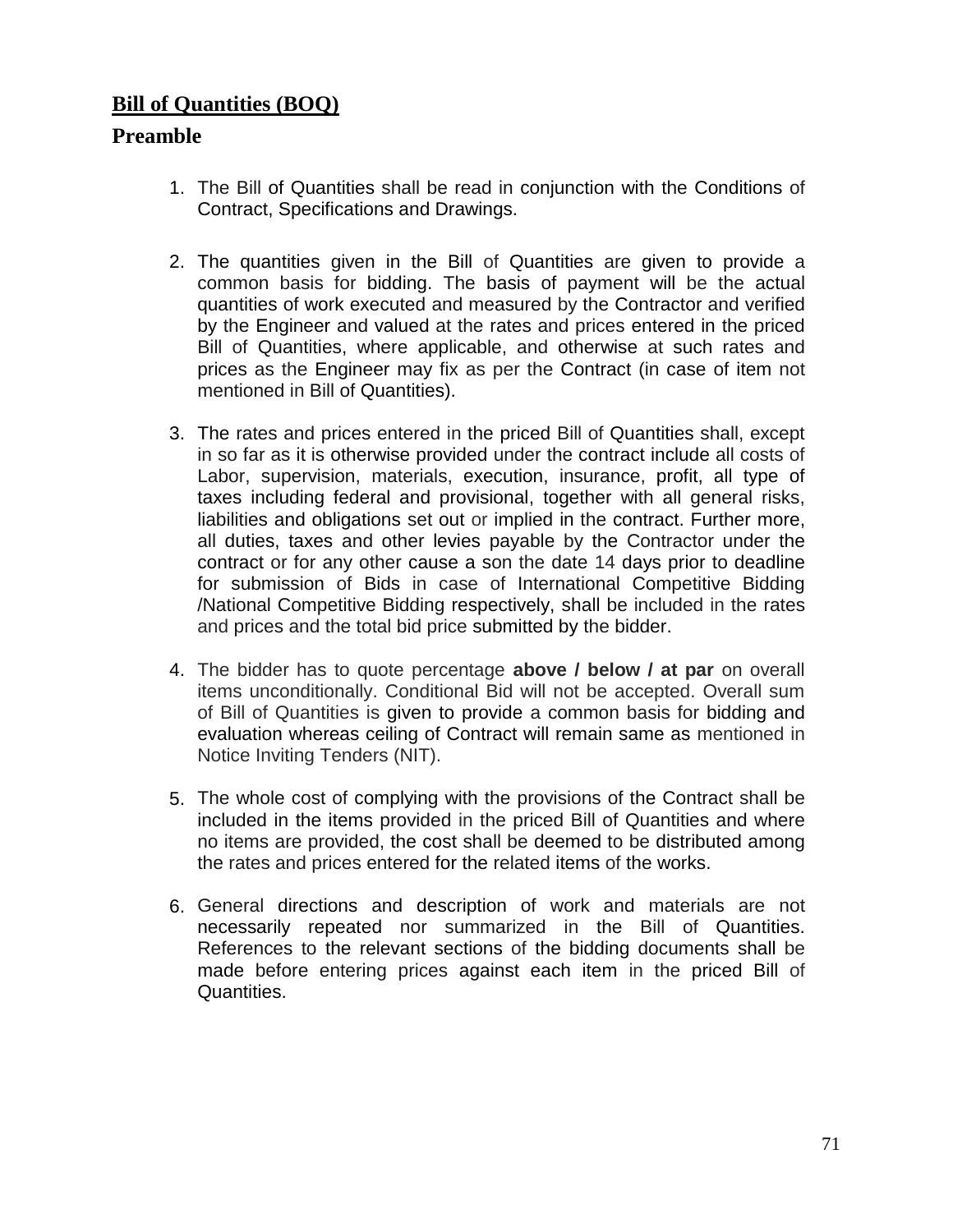## Bill of Quantities (BOQ)

### Preamble

1. The Bill of Quantities shall be read in conjunction with the Conditions of Contract, Specifications and Drawings.

2. The quantities given in the Bill of Quantities are given to provide a common basis for bidding. The basis of payment will be the actual quantities of work executed and measured by the Contractor and verified by the Engineer and valued at the rates and prices entered in the priced Bill of Quantities, where applicable, and otherwise at such rates and prices as the Engineer may fix as per the Contract (in case of item not mentioned in Bill of Quantities).

3. The rates and prices entered in the priced Bill of Quantities shall, except in so far as it is otherwise provided under the contract include all costs of Labor, supervision, materials, execution, insurance, profit, all type of taxes including federal and provisional, together with all general risks, liabilities and obligations set out or implied in the contract. Further more, all duties, taxes and other levies payable by the Contractor under the contract or for any other cause a son the date 14 days prior to deadline for submission of Bids in case of International Competitive Bidding /National Competitive Bidding respectively, shall be included in the rates and prices and the total bid price submitted by the bidder.

4. The bidder has to quote percentage **above / below / at par** on overall items unconditionally. Conditional Bid will not be accepted. Overall sum of Bill of Quantities is given to provide a common basis for bidding and evaluation whereas ceiling of Contract will remain same as mentioned in Notice Inviting Tenders (NIT).

5. The whole cost of complying with the provisions of the Contract shall be included in the items provided in the priced Bill of Quantities and where no items are provided, the cost shall be deemed to be distributed among the rates and prices entered for the related items of the works.

6. General directions and description of work and materials are not necessarily repeated nor summarized in the Bill of Quantities. References to the relevant sections of the bidding documents shall be made before entering prices against each item in the priced Bill of Quantities.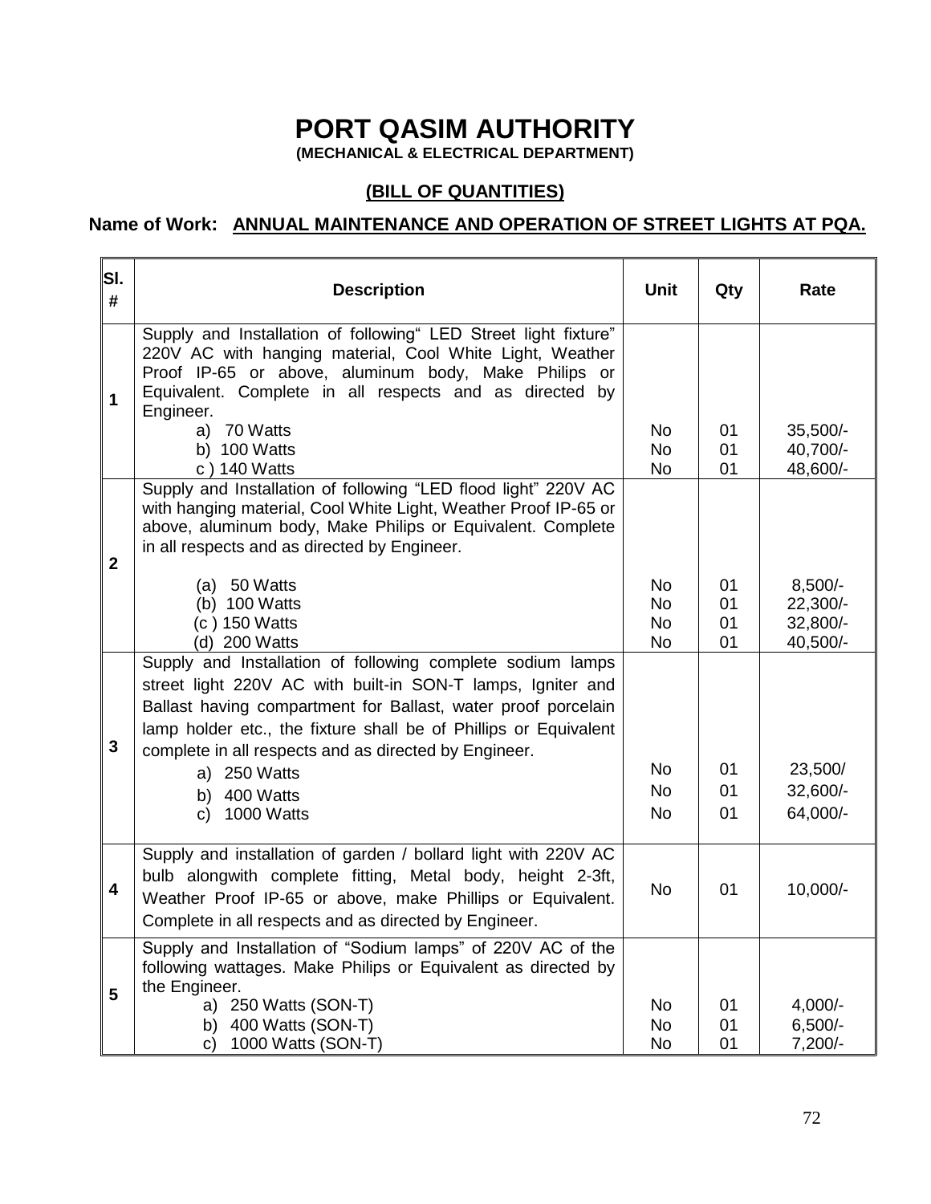# PORT QASIM AUTHORITY

**(MECHANICAL & ELECTRICAL DEPARTMENT)**

## (BILL OF QUANTITIES)

**Name of Work: ANNUAL MAINTENANCE AND OPERATION OF STREET LIGHTS AT PQA.**

| Sl. # | Description | Unit | Qty | Rate |
|---|---|---|---|---|
| **1** | Supply and Installation of following" LED Street light fixture" 220V AC with hanging material, Cool White Light, Weather Proof IP-65 or above, aluminum body, Make Philips or Equivalent. Complete in all respects and as directed by Engineer. | | | |
| | a) 70 Watts | No | 01 | 35,500/- |
| | b) 100 Watts | No | 01 | 40,700/- |
| | c ) 140 Watts | No | 01 | 48,600/- |
| **2** | Supply and Installation of following "LED flood light" 220V AC with hanging material, Cool White Light, Weather Proof IP-65 or above, aluminum body, Make Philips or Equivalent. Complete in all respects and as directed by Engineer. | | | |
| | (a) 50 Watts | No | 01 | 8,500/- |
| | (b) 100 Watts | No | 01 | 22,300/- |
| | (c ) 150 Watts | No | 01 | 32,800/- |
| | (d) 200 Watts | No | 01 | 40,500/- |
| **3** | Supply and Installation of following complete sodium lamps street light 220V AC with built-in SON-T lamps, Igniter and Ballast having compartment for Ballast, water proof porcelain lamp holder etc., the fixture shall be of Phillips or Equivalent complete in all respects and as directed by Engineer. | | | |
| | a) 250 Watts | No | 01 | 23,500/ |
| | b) 400 Watts | No | 01 | 32,600/- |
| | c) 1000 Watts | No | 01 | 64,000/- |
| **4** | Supply and installation of garden / bollard light with 220V AC bulb alongwith complete fitting, Metal body, height 2-3ft, Weather Proof IP-65 or above, make Phillips or Equivalent. Complete in all respects and as directed by Engineer. | No | 01 | 10,000/- |
| **5** | Supply and Installation of "Sodium lamps" of 220V AC of the following wattages. Make Philips or Equivalent as directed by the Engineer. | | | |
| | a) 250 Watts (SON-T) | No | 01 | 4,000/- |
| | b) 400 Watts (SON-T) | No | 01 | 6,500/- |
| | c) 1000 Watts (SON-T) | No | 01 | 7,200/- |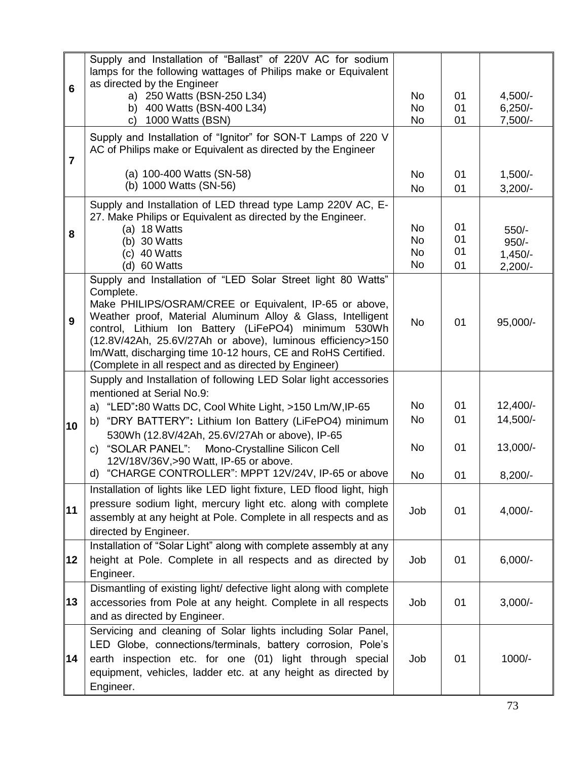| | | | | |
|---|---|---|---|---|
| 6 | Supply and Installation of "Ballast" of 220V AC for sodium lamps for the following wattages of Philips make or Equivalent as directed by the Engineer<br>a) 250 Watts (BSN-250 L34)<br>b) 400 Watts (BSN-400 L34)<br>c) 1000 Watts (BSN) | No<br>No<br>No | 01<br>01<br>01 | 4,500/-<br>6,250/-<br>7,500/- |
| 7 | Supply and Installation of "Ignitor" for SON-T Lamps of 220 V AC of Philips make or Equivalent as directed by the Engineer<br>(a) 100-400 Watts (SN-58)<br>(b) 1000 Watts (SN-56) | No<br>No | 01<br>01 | 1,500/-<br>3,200/- |
| 8 | Supply and Installation of LED thread type Lamp 220V AC, E-27. Make Philips or Equivalent as directed by the Engineer.<br>(a) 18 Watts<br>(b) 30 Watts<br>(c) 40 Watts<br>(d) 60 Watts | No<br>No<br>No<br>No | 01<br>01<br>01<br>01 | 550/-<br>950/-<br>1,450/-<br>2,200/- |
| 9 | Supply and Installation of "LED Solar Street light 80 Watts" Complete.<br>Make PHILIPS/OSRAM/CREE or Equivalent, IP-65 or above, Weather proof, Material Aluminum Alloy & Glass, Intelligent control, Lithium Ion Battery (LiFePO4) minimum 530Wh (12.8V/42Ah, 25.6V/27Ah or above), luminous efficiency>150 lm/Watt, discharging time 10-12 hours, CE and RoHS Certified. (Complete in all respect and as directed by Engineer) | No | 01 | 95,000/- |
| 10 | Supply and Installation of following LED Solar light accessories mentioned at Serial No.9:<br>a) "LED":80 Watts DC, Cool White Light, >150 Lm/W,IP-65<br>b) "DRY BATTERY": Lithium Ion Battery (LiFePO4) minimum 530Wh (12.8V/42Ah, 25.6V/27Ah or above), IP-65<br>c) "SOLAR PANEL": Mono-Crystalline Silicon Cell 12V/18V/36V,>90 Watt, IP-65 or above.<br>d) "CHARGE CONTROLLER": MPPT 12V/24V, IP-65 or above | No<br>No<br>No<br>No | 01<br>01<br>01<br>01 | 12,400/-<br>14,500/-<br>13,000/-<br>8,200/- |
| 11 | Installation of lights like LED light fixture, LED flood light, high pressure sodium light, mercury light etc. along with complete assembly at any height at Pole. Complete in all respects and as directed by Engineer. | Job | 01 | 4,000/- |
| 12 | Installation of "Solar Light" along with complete assembly at any height at Pole. Complete in all respects and as directed by Engineer. | Job | 01 | 6,000/- |
| 13 | Dismantling of existing light/ defective light along with complete accessories from Pole at any height. Complete in all respects and as directed by Engineer. | Job | 01 | 3,000/- |
| 14 | Servicing and cleaning of Solar lights including Solar Panel, LED Globe, connections/terminals, battery corrosion, Pole's earth inspection etc. for one (01) light through special equipment, vehicles, ladder etc. at any height as directed by Engineer. | Job | 01 | 1000/- |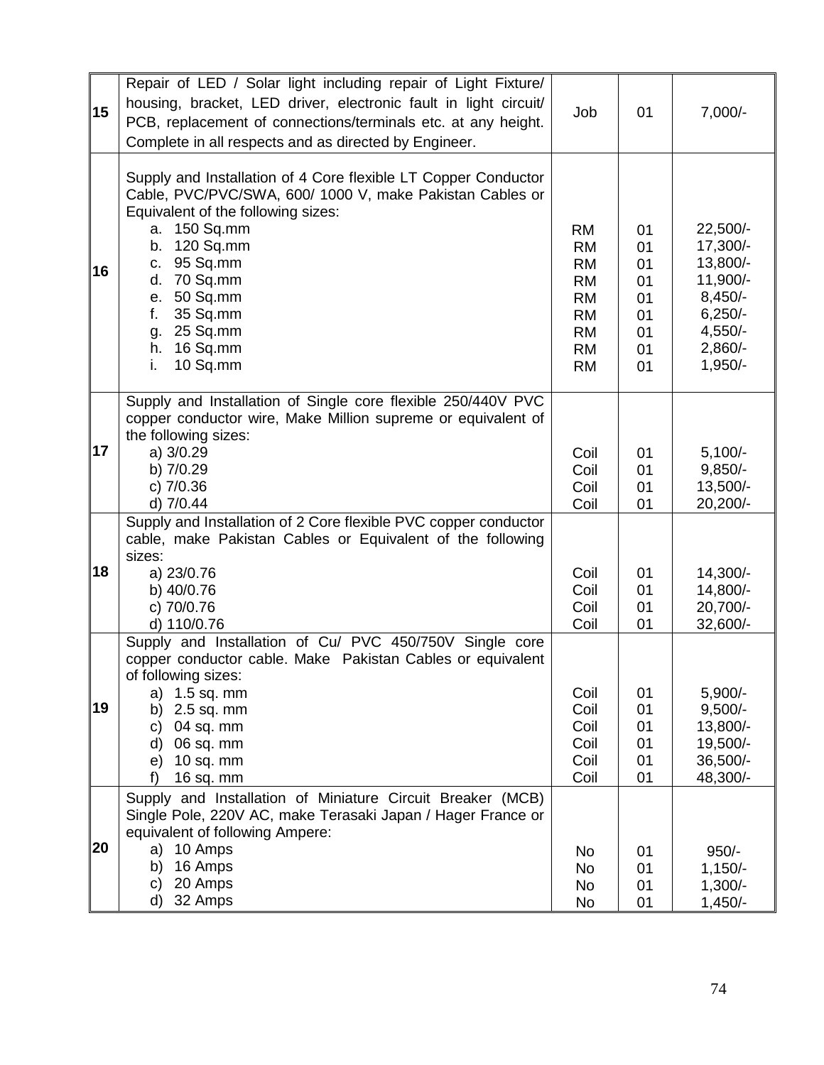| 15 | Repair of LED / Solar light including repair of Light Fixture/ housing, bracket, LED driver, electronic fault in light circuit/ PCB, replacement of connections/terminals etc. at any height. Complete in all respects and as directed by Engineer. | Job | 01 | 7,000/- |
|---|---|---|---|---|
| 16 | Supply and Installation of 4 Core flexible LT Copper Conductor Cable, PVC/PVC/SWA, 600/ 1000 V, make Pakistan Cables or Equivalent of the following sizes:<br>a. 150 Sq.mm<br>b. 120 Sq.mm<br>c. 95 Sq.mm<br>d. 70 Sq.mm<br>e. 50 Sq.mm<br>f. 35 Sq.mm<br>g. 25 Sq.mm<br>h. 16 Sq.mm<br>i. 10 Sq.mm | <br><br><br>RM<br>RM<br>RM<br>RM<br>RM<br>RM<br>RM<br>RM<br>RM | <br><br><br>01<br>01<br>01<br>01<br>01<br>01<br>01<br>01<br>01 | <br><br><br>22,500/-<br>17,300/-<br>13,800/-<br>11,900/-<br>8,450/-<br>6,250/-<br>4,550/-<br>2,860/-<br>1,950/- |
| 17 | Supply and Installation of Single core flexible 250/440V PVC copper conductor wire, Make Million supreme or equivalent of the following sizes:<br>a) 3/0.29<br>b) 7/0.29<br>c) 7/0.36<br>d) 7/0.44 | <br><br><br>Coil<br>Coil<br>Coil<br>Coil | <br><br><br>01<br>01<br>01<br>01 | <br><br><br>5,100/-<br>9,850/-<br>13,500/-<br>20,200/- |
| 18 | Supply and Installation of 2 Core flexible PVC copper conductor cable, make Pakistan Cables or Equivalent of the following sizes:<br>a) 23/0.76<br>b) 40/0.76<br>c) 70/0.76<br>d) 110/0.76 | <br><br><br>Coil<br>Coil<br>Coil<br>Coil | <br><br><br>01<br>01<br>01<br>01 | <br><br><br>14,300/-<br>14,800/-<br>20,700/-<br>32,600/- |
| 19 | Supply and Installation of Cu/ PVC 450/750V Single core copper conductor cable. Make Pakistan Cables or equivalent of following sizes:<br>a) 1.5 sq. mm<br>b) 2.5 sq. mm<br>c) 04 sq. mm<br>d) 06 sq. mm<br>e) 10 sq. mm<br>f) 16 sq. mm | <br><br><br>Coil<br>Coil<br>Coil<br>Coil<br>Coil<br>Coil | <br><br><br>01<br>01<br>01<br>01<br>01<br>01 | <br><br><br>5,900/-<br>9,500/-<br>13,800/-<br>19,500/-<br>36,500/-<br>48,300/- |
| 20 | Supply and Installation of Miniature Circuit Breaker (MCB) Single Pole, 220V AC, make Terasaki Japan / Hager France or equivalent of following Ampere:<br>a) 10 Amps<br>b) 16 Amps<br>c) 20 Amps<br>d) 32 Amps | <br><br><br>No<br>No<br>No<br>No | <br><br><br>01<br>01<br>01<br>01 | <br><br><br>950/-<br>1,150/-<br>1,300/-<br>1,450/- |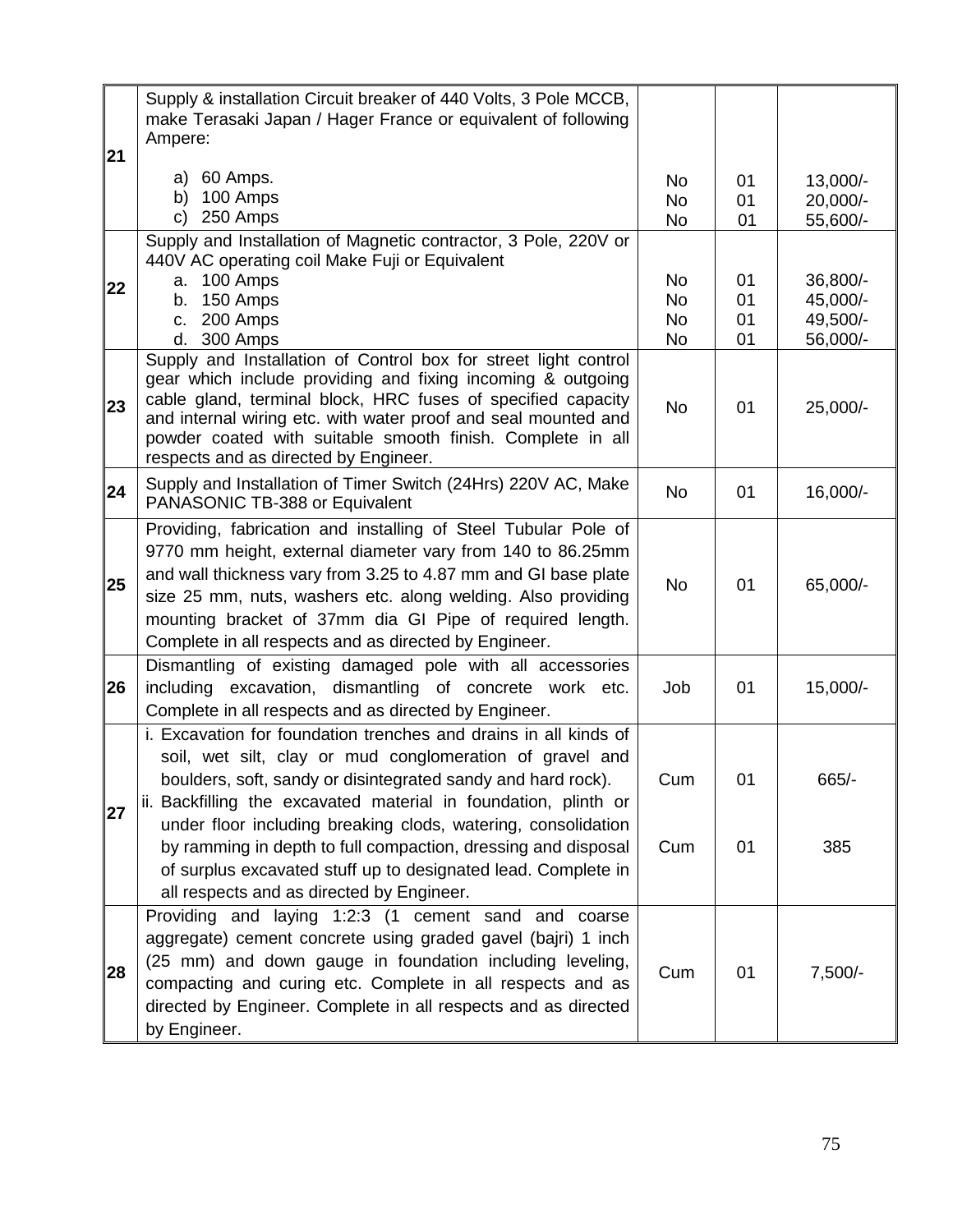| | | | | |
|---|---|---|---|---|
| **21** | Supply & installation Circuit breaker of 440 Volts, 3 Pole MCCB, make Terasaki Japan / Hager France or equivalent of following Ampere:<br><br>a) 60 Amps.<br>b) 100 Amps<br>c) 250 Amps | <br><br><br>No<br>No<br>No | <br><br><br>01<br>01<br>01 | <br><br><br>13,000/-<br>20,000/-<br>55,600/- |
| **22** | Supply and Installation of Magnetic contractor, 3 Pole, 220V or 440V AC operating coil Make Fuji or Equivalent<br>a. 100 Amps<br>b. 150 Amps<br>c. 200 Amps<br>d. 300 Amps | <br><br>No<br>No<br>No<br>No | <br><br>01<br>01<br>01<br>01 | <br><br>36,800/-<br>45,000/-<br>49,500/-<br>56,000/- |
| **23** | Supply and Installation of Control box for street light control gear which include providing and fixing incoming & outgoing cable gland, terminal block, HRC fuses of specified capacity and internal wiring etc. with water proof and seal mounted and powder coated with suitable smooth finish. Complete in all respects and as directed by Engineer. | No | 01 | 25,000/- |
| **24** | Supply and Installation of Timer Switch (24Hrs) 220V AC, Make PANASONIC TB-388 or Equivalent | No | 01 | 16,000/- |
| **25** | Providing, fabrication and installing of Steel Tubular Pole of 9770 mm height, external diameter vary from 140 to 86.25mm and wall thickness vary from 3.25 to 4.87 mm and GI base plate size 25 mm, nuts, washers etc. along welding. Also providing mounting bracket of 37mm dia GI Pipe of required length. Complete in all respects and as directed by Engineer. | No | 01 | 65,000/- |
| **26** | Dismantling of existing damaged pole with all accessories including excavation, dismantling of concrete work etc. Complete in all respects and as directed by Engineer. | Job | 01 | 15,000/- |
| **27** | i. Excavation for foundation trenches and drains in all kinds of soil, wet silt, clay or mud conglomeration of gravel and boulders, soft, sandy or disintegrated sandy and hard rock).<br>ii. Backfilling the excavated material in foundation, plinth or under floor including breaking clods, watering, consolidation by ramming in depth to full compaction, dressing and disposal of surplus excavated stuff up to designated lead. Complete in all respects and as directed by Engineer. | Cum<br><br>Cum | 01<br><br>01 | 665/-<br><br>385 |
| **28** | Providing and laying 1:2:3 (1 cement sand and coarse aggregate) cement concrete using graded gavel (bajri) 1 inch (25 mm) and down gauge in foundation including leveling, compacting and curing etc. Complete in all respects and as directed by Engineer. Complete in all respects and as directed by Engineer. | Cum | 01 | 7,500/- |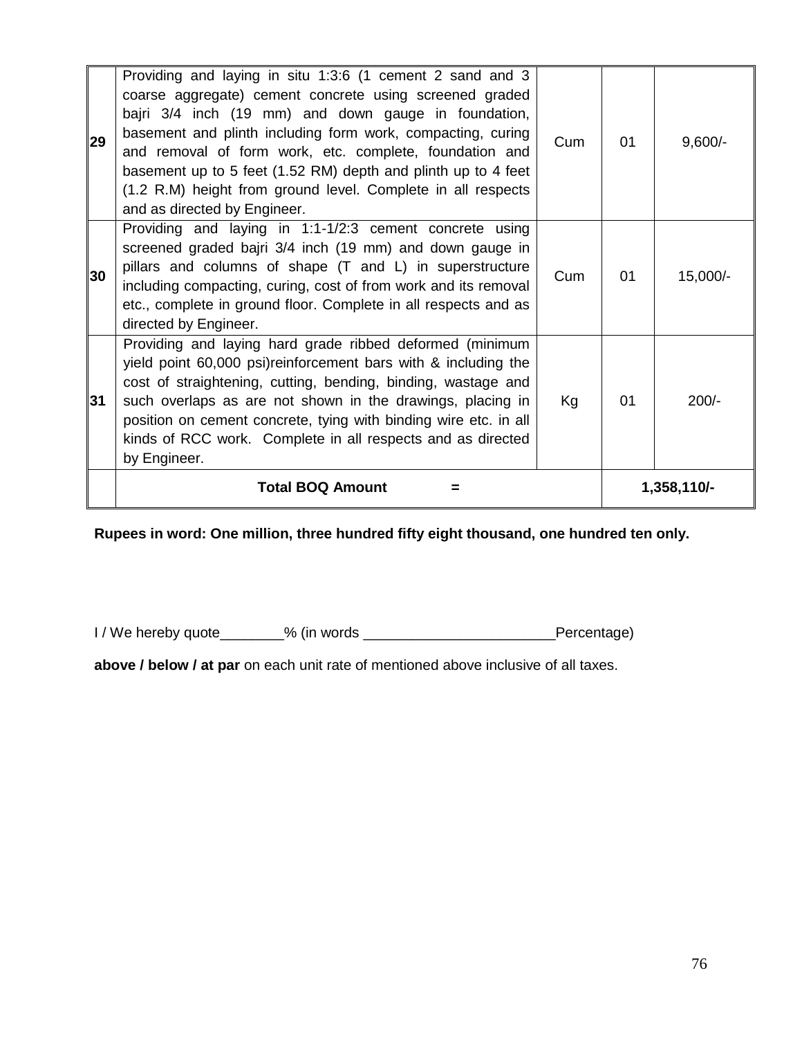| | | | | |
|---|---|---|---|---|
| **29** | Providing and laying in situ 1:3:6 (1 cement 2 sand and 3 coarse aggregate) cement concrete using screened graded bajri 3/4 inch (19 mm) and down gauge in foundation, basement and plinth including form work, compacting, curing and removal of form work, etc. complete, foundation and basement up to 5 feet (1.52 RM) depth and plinth up to 4 feet (1.2 R.M) height from ground level. Complete in all respects and as directed by Engineer. | Cum | 01 | 9,600/- |
| **30** | Providing and laying in 1:1-1/2:3 cement concrete using screened graded bajri 3/4 inch (19 mm) and down gauge in pillars and columns of shape (T and L) in superstructure including compacting, curing, cost of from work and its removal etc., complete in ground floor. Complete in all respects and as directed by Engineer. | Cum | 01 | 15,000/- |
| **31** | Providing and laying hard grade ribbed deformed (minimum yield point 60,000 psi)reinforcement bars with & including the cost of straightening, cutting, bending, binding, wastage and such overlaps as are not shown in the drawings, placing in position on cement concrete, tying with binding wire etc. in all kinds of RCC work. Complete in all respects and as directed by Engineer. | Kg | 01 | 200/- |
| | **Total BOQ Amount =** | | | **1,358,110/-** |

**Rupees in word: One million, three hundred fifty eight thousand, one hundred ten only.**

I / We hereby quote________% (in words ________________________Percentage)

**above / below / at par** on each unit rate of mentioned above inclusive of all taxes.